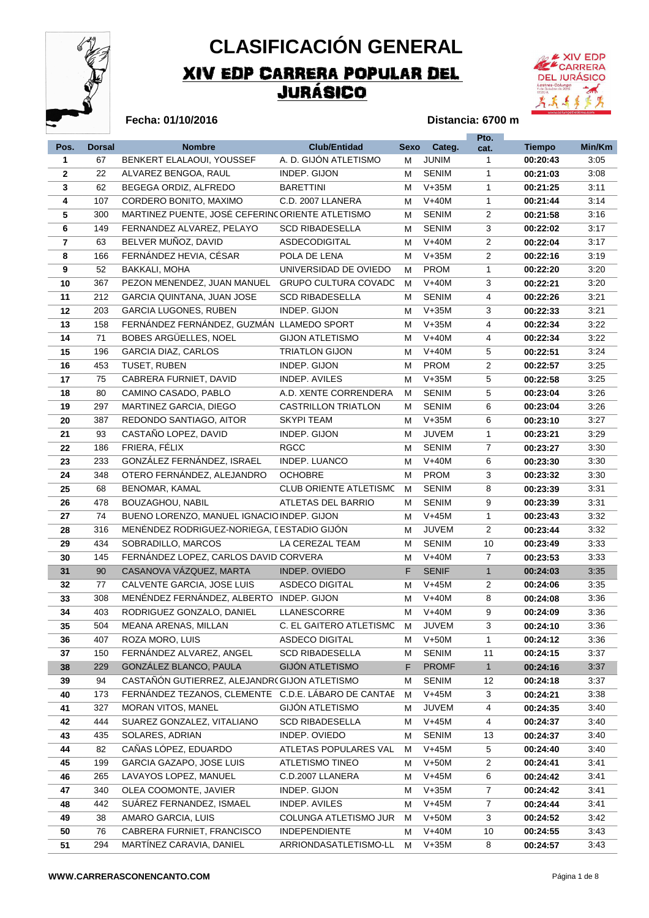# CLASIFICACIÓN GENERAL

## XIV EDP CARRERA POPULAR DEL JURÁSICO

**Fecha: 01/10/2016**

**Distancia: 6700 m**

| Pos. | Dorsal | Nombre | Club/Entidad | Sexo | Categ. | Pto. cat. | Tiempo | Min/Km |
|---|---|---|---|---|---|---|---|---|
| 1 | 67 | BENKERT ELALAOUI, YOUSSEF | A. D. GIJÓN ATLETISMO | M | JUNIM | 1 | 00:20:43 | 3:05 |
| 2 | 22 | ALVAREZ BENGOA, RAUL | INDEP. GIJON | M | SENIM | 1 | 00:21:03 | 3:08 |
| 3 | 62 | BEGEGA ORDIZ, ALFREDO | BARETTINI | M | V+35M | 1 | 00:21:25 | 3:11 |
| 4 | 107 | CORDERO BONITO, MAXIMO | C.D. 2007 LLANERA | M | V+40M | 1 | 00:21:44 | 3:14 |
| 5 | 300 | MARTINEZ PUENTE, JOSÉ CEFERINO | ORIENTE ATLETISMO | M | SENIM | 2 | 00:21:58 | 3:16 |
| 6 | 149 | FERNANDEZ ALVAREZ, PELAYO | SCD RIBADESELLA | M | SENIM | 3 | 00:22:02 | 3:17 |
| 7 | 63 | BELVER MUÑOZ, DAVID | ASDECODIGITAL | M | V+40M | 2 | 00:22:04 | 3:17 |
| 8 | 166 | FERNÁNDEZ HEVIA, CÉSAR | POLA DE LENA | M | V+35M | 2 | 00:22:16 | 3:19 |
| 9 | 52 | BAKKALI, MOHA | UNIVERSIDAD DE OVIEDO | M | PROM | 1 | 00:22:20 | 3:20 |
| 10 | 367 | PEZON MENENDEZ, JUAN MANUEL | GRUPO CULTURA COVADC | M | V+40M | 3 | 00:22:21 | 3:20 |
| 11 | 212 | GARCIA QUINTANA, JUAN JOSE | SCD RIBADESELLA | M | SENIM | 4 | 00:22:26 | 3:21 |
| 12 | 203 | GARCIA LUGONES, RUBEN | INDEP. GIJON | M | V+35M | 3 | 00:22:33 | 3:21 |
| 13 | 158 | FERNÁNDEZ FERNÁNDEZ, GUZMÁN | LLAMEDO SPORT | M | V+35M | 4 | 00:22:34 | 3:22 |
| 14 | 71 | BOBES ARGÜELLES, NOEL | GIJON ATLETISMO | M | V+40M | 4 | 00:22:34 | 3:22 |
| 15 | 196 | GARCIA DIAZ, CARLOS | TRIATLON GIJON | M | V+40M | 5 | 00:22:51 | 3:24 |
| 16 | 453 | TUSET, RUBEN | INDEP. GIJON | M | PROM | 2 | 00:22:57 | 3:25 |
| 17 | 75 | CABRERA FURNIET, DAVID | INDEP. AVILES | M | V+35M | 5 | 00:22:58 | 3:25 |
| 18 | 80 | CAMINO CASADO, PABLO | A.D. XENTE CORRENDERA | M | SENIM | 5 | 00:23:04 | 3:26 |
| 19 | 297 | MARTINEZ GARCIA, DIEGO | CASTRILLON TRIATLON | M | SENIM | 6 | 00:23:04 | 3:26 |
| 20 | 387 | REDONDO SANTIAGO, AITOR | SKYPI TEAM | M | V+35M | 6 | 00:23:10 | 3:27 |
| 21 | 93 | CASTAÑO LOPEZ, DAVID | INDEP. GIJON | M | JUVEM | 1 | 00:23:21 | 3:29 |
| 22 | 186 | FRIERA, FÉLIX | RGCC | M | SENIM | 7 | 00:23:27 | 3:30 |
| 23 | 233 | GONZÁLEZ FERNÁNDEZ, ISRAEL | INDEP. LUANCO | M | V+40M | 6 | 00:23:30 | 3:30 |
| 24 | 348 | OTERO FERNÁNDEZ, ALEJANDRO | OCHOBRE | M | PROM | 3 | 00:23:32 | 3:30 |
| 25 | 68 | BENOMAR, KAMAL | CLUB ORIENTE ATLETISMC | M | SENIM | 8 | 00:23:39 | 3:31 |
| 26 | 478 | BOUZAGHOU, NABIL | ATLETAS DEL BARRIO | M | SENIM | 9 | 00:23:39 | 3:31 |
| 27 | 74 | BUENO LORENZO, MANUEL IGNACIO | INDEP. GIJON | M | V+45M | 1 | 00:23:43 | 3:32 |
| 28 | 316 | MENÉNDEZ RODRIGUEZ-NORIEGA, I | ESTADIO GIJÓN | M | JUVEM | 2 | 00:23:44 | 3:32 |
| 29 | 434 | SOBRADILLO, MARCOS | LA CEREZAL TEAM | M | SENIM | 10 | 00:23:49 | 3:33 |
| 30 | 145 | FERNÁNDEZ LOPEZ, CARLOS DAVID | CORVERA | M | V+40M | 7 | 00:23:53 | 3:33 |
| 31 | 90 | CASANOVA VÁZQUEZ, MARTA | INDEP. OVIEDO | F | SENIF | 1 | 00:24:03 | 3:35 |
| 32 | 77 | CALVENTE GARCIA, JOSE LUIS | ASDECO DIGITAL | M | V+45M | 2 | 00:24:06 | 3:35 |
| 33 | 308 | MENÉNDEZ FERNÁNDEZ, ALBERTO | INDEP. GIJON | M | V+40M | 8 | 00:24:08 | 3:36 |
| 34 | 403 | RODRIGUEZ GONZALO, DANIEL | LLANESCORRE | M | V+40M | 9 | 00:24:09 | 3:36 |
| 35 | 504 | MEANA ARENAS, MILLAN | C. EL GAITERO ATLETISMC | M | JUVEM | 3 | 00:24:10 | 3:36 |
| 36 | 407 | ROZA MORO, LUIS | ASDECO DIGITAL | M | V+50M | 1 | 00:24:12 | 3:36 |
| 37 | 150 | FERNÁNDEZ ALVAREZ, ANGEL | SCD RIBADESELLA | M | SENIM | 11 | 00:24:15 | 3:37 |
| 38 | 229 | GONZÁLEZ BLANCO, PAULA | GIJÓN ATLETISMO | F | PROMF | 1 | 00:24:16 | 3:37 |
| 39 | 94 | CASTAÑÓN GUTIERREZ, ALEJANDRO | GIJON ATLETISMO | M | SENIM | 12 | 00:24:18 | 3:37 |
| 40 | 173 | FERNÁNDEZ TEZANOS, CLEMENTE | C.D.E. LÁBARO DE CANTAE | M | V+45M | 3 | 00:24:21 | 3:38 |
| 41 | 327 | MORAN VITOS, MANEL | GIJÓN ATLETISMO | M | JUVEM | 4 | 00:24:35 | 3:40 |
| 42 | 444 | SUAREZ GONZALEZ, VITALIANO | SCD RIBADESELLA | M | V+45M | 4 | 00:24:37 | 3:40 |
| 43 | 435 | SOLARES, ADRIAN | INDEP. OVIEDO | M | SENIM | 13 | 00:24:37 | 3:40 |
| 44 | 82 | CAÑAS LÓPEZ, EDUARDO | ATLETAS POPULARES VAL | M | V+45M | 5 | 00:24:40 | 3:40 |
| 45 | 199 | GARCIA GAZAPO, JOSE LUIS | ATLETISMO TINEO | M | V+50M | 2 | 00:24:41 | 3:41 |
| 46 | 265 | LAVAYOS LOPEZ, MANUEL | C.D.2007 LLANERA | M | V+45M | 6 | 00:24:42 | 3:41 |
| 47 | 340 | OLEA COOMONTE, JAVIER | INDEP. GIJON | M | V+35M | 7 | 00:24:42 | 3:41 |
| 48 | 442 | SUÁREZ FERNANDEZ, ISMAEL | INDEP. AVILES | M | V+45M | 7 | 00:24:44 | 3:41 |
| 49 | 38 | AMARO GARCIA, LUIS | COLUNGA ATLETISMO JUR | M | V+50M | 3 | 00:24:52 | 3:42 |
| 50 | 76 | CABRERA FURNIET, FRANCISCO | INDEPENDIENTE | M | V+40M | 10 | 00:24:55 | 3:43 |
| 51 | 294 | MARTÍNEZ CARAVIA, DANIEL | ARRIONDASATLETISMO-LL | M | V+35M | 8 | 00:24:57 | 3:43 |

WWW.CARRERASCONENCANTO.COM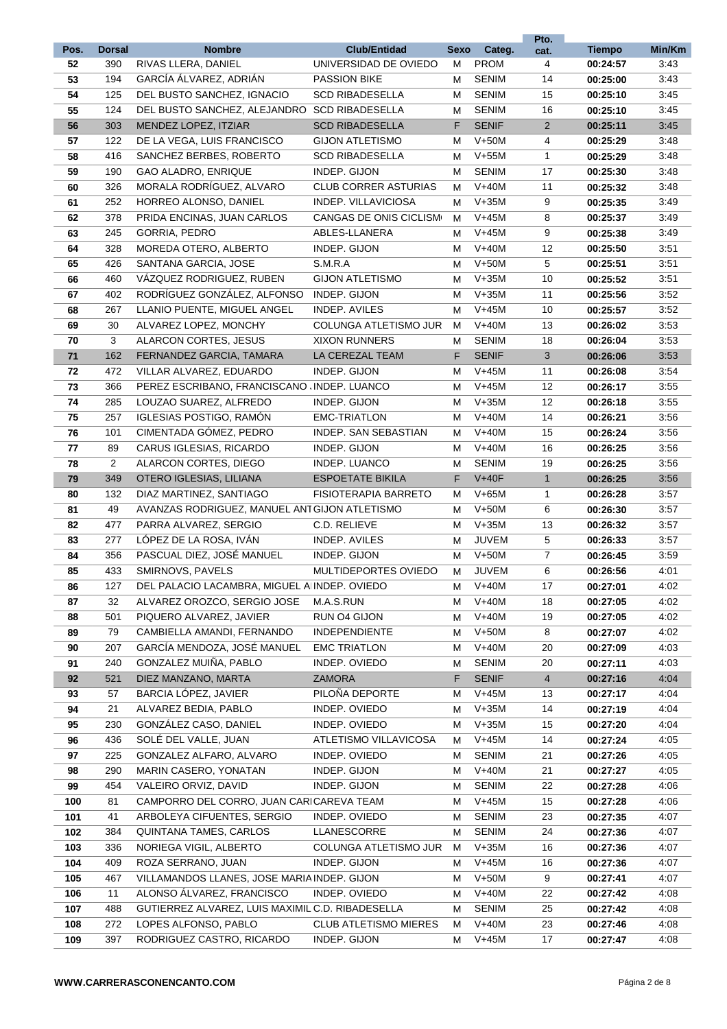| Pos. | Dorsal | Nombre | Club/Entidad | Sexo | Categ. | Pto. cat. | Tiempo | Min/Km |
|---|---|---|---|---|---|---|---|---|
| 52 | 390 | RIVAS LLERA, DANIEL | UNIVERSIDAD DE OVIEDO | M | PROM | 4 | 00:24:57 | 3:43 |
| 53 | 194 | GARCÍA ÁLVAREZ, ADRIÁN | PASSION BIKE | M | SENIM | 14 | 00:25:00 | 3:43 |
| 54 | 125 | DEL BUSTO SANCHEZ, IGNACIO | SCD RIBADESELLA | M | SENIM | 15 | 00:25:10 | 3:45 |
| 55 | 124 | DEL BUSTO SANCHEZ, ALEJANDRO | SCD RIBADESELLA | M | SENIM | 16 | 00:25:10 | 3:45 |
| 56 | 303 | MENDEZ LOPEZ, ITZIAR | SCD RIBADESELLA | F | SENIF | 2 | 00:25:11 | 3:45 |
| 57 | 122 | DE LA VEGA, LUIS FRANCISCO | GIJON ATLETISMO | M | V+50M | 4 | 00:25:29 | 3:48 |
| 58 | 416 | SANCHEZ BERBES, ROBERTO | SCD RIBADESELLA | M | V+55M | 1 | 00:25:29 | 3:48 |
| 59 | 190 | GAO ALADRO, ENRIQUE | INDEP. GIJON | M | SENIM | 17 | 00:25:30 | 3:48 |
| 60 | 326 | MORALA RODRÍGUEZ, ALVARO | CLUB CORRER ASTURIAS | M | V+40M | 11 | 00:25:32 | 3:48 |
| 61 | 252 | HORREO ALONSO, DANIEL | INDEP. VILLAVICIOSA | M | V+35M | 9 | 00:25:35 | 3:49 |
| 62 | 378 | PRIDA ENCINAS, JUAN CARLOS | CANGAS DE ONIS CICLISM | M | V+45M | 8 | 00:25:37 | 3:49 |
| 63 | 245 | GORRIA, PEDRO | ABLES-LLANERA | M | V+45M | 9 | 00:25:38 | 3:49 |
| 64 | 328 | MOREDA OTERO, ALBERTO | INDEP. GIJON | M | V+40M | 12 | 00:25:50 | 3:51 |
| 65 | 426 | SANTANA GARCIA, JOSE | S.M.R.A | M | V+50M | 5 | 00:25:51 | 3:51 |
| 66 | 460 | VÁZQUEZ RODRIGUEZ, RUBEN | GIJON ATLETISMO | M | V+35M | 10 | 00:25:52 | 3:51 |
| 67 | 402 | RODRÍGUEZ GONZÁLEZ, ALFONSO | INDEP. GIJON | M | V+35M | 11 | 00:25:56 | 3:52 |
| 68 | 267 | LLANIO PUENTE, MIGUEL ANGEL | INDEP. AVILES | M | V+45M | 10 | 00:25:57 | 3:52 |
| 69 | 30 | ALVAREZ LOPEZ, MONCHY | COLUNGA ATLETISMO JUR | M | V+40M | 13 | 00:26:02 | 3:53 |
| 70 | 3 | ALARCON CORTES, JESUS | XIXON RUNNERS | M | SENIM | 18 | 00:26:04 | 3:53 |
| 71 | 162 | FERNANDEZ GARCIA, TAMARA | LA CEREZAL TEAM | F | SENIF | 3 | 00:26:06 | 3:53 |
| 72 | 472 | VILLAR ALVAREZ, EDUARDO | INDEP. GIJON | M | V+45M | 11 | 00:26:08 | 3:54 |
| 73 | 366 | PEREZ ESCRIBANO, FRANCISCANO . | INDEP. LUANCO | M | V+45M | 12 | 00:26:17 | 3:55 |
| 74 | 285 | LOUZAO SUAREZ, ALFREDO | INDEP. GIJON | M | V+35M | 12 | 00:26:18 | 3:55 |
| 75 | 257 | IGLESIAS POSTIGO, RAMÓN | EMC-TRIATLON | M | V+40M | 14 | 00:26:21 | 3:56 |
| 76 | 101 | CIMENTADA GÓMEZ, PEDRO | INDEP. SAN SEBASTIAN | M | V+40M | 15 | 00:26:24 | 3:56 |
| 77 | 89 | CARUS IGLESIAS, RICARDO | INDEP. GIJON | M | V+40M | 16 | 00:26:25 | 3:56 |
| 78 | 2 | ALARCON CORTES, DIEGO | INDEP. LUANCO | M | SENIM | 19 | 00:26:25 | 3:56 |
| 79 | 349 | OTERO IGLESIAS, LILIANA | ESPOETATE BIKILA | F | V+40F | 1 | 00:26:25 | 3:56 |
| 80 | 132 | DIAZ MARTINEZ, SANTIAGO | FISIOTERAPIA BARRETO | M | V+65M | 1 | 00:26:28 | 3:57 |
| 81 | 49 | AVANZAS RODRIGUEZ, MANUEL ANT | GIJON ATLETISMO | M | V+50M | 6 | 00:26:30 | 3:57 |
| 82 | 477 | PARRA ALVAREZ, SERGIO | C.D. RELIEVE | M | V+35M | 13 | 00:26:32 | 3:57 |
| 83 | 277 | LÓPEZ DE LA ROSA, IVÁN | INDEP. AVILES | M | JUVEM | 5 | 00:26:33 | 3:57 |
| 84 | 356 | PASCUAL DIEZ, JOSÉ MANUEL | INDEP. GIJON | M | V+50M | 7 | 00:26:45 | 3:59 |
| 85 | 433 | SMIRNOVS, PAVELS | MULTIDEPORTES OVIEDO | M | JUVEM | 6 | 00:26:56 | 4:01 |
| 86 | 127 | DEL PALACIO LACAMBRA, MIGUEL A | INDEP. OVIEDO | M | V+40M | 17 | 00:27:01 | 4:02 |
| 87 | 32 | ALVAREZ OROZCO, SERGIO JOSE | M.A.S.RUN | M | V+40M | 18 | 00:27:05 | 4:02 |
| 88 | 501 | PIQUERO ALVAREZ, JAVIER | RUN O4 GIJON | M | V+40M | 19 | 00:27:05 | 4:02 |
| 89 | 79 | CAMBIELLA AMANDI, FERNANDO | INDEPENDIENTE | M | V+50M | 8 | 00:27:07 | 4:02 |
| 90 | 207 | GARCÍA MENDOZA, JOSÉ MANUEL | EMC TRIATLON | M | V+40M | 20 | 00:27:09 | 4:03 |
| 91 | 240 | GONZALEZ MUIÑA, PABLO | INDEP. OVIEDO | M | SENIM | 20 | 00:27:11 | 4:03 |
| 92 | 521 | DIEZ MANZANO, MARTA | ZAMORA | F | SENIF | 4 | 00:27:16 | 4:04 |
| 93 | 57 | BARCIA LÓPEZ, JAVIER | PILOÑA DEPORTE | M | V+45M | 13 | 00:27:17 | 4:04 |
| 94 | 21 | ALVAREZ BEDIA, PABLO | INDEP. OVIEDO | M | V+35M | 14 | 00:27:19 | 4:04 |
| 95 | 230 | GONZÁLEZ CASO, DANIEL | INDEP. OVIEDO | M | V+35M | 15 | 00:27:20 | 4:04 |
| 96 | 436 | SOLÉ DEL VALLE, JUAN | ATLETISMO VILLAVICOSA | M | V+45M | 14 | 00:27:24 | 4:05 |
| 97 | 225 | GONZALEZ ALFARO, ALVARO | INDEP. OVIEDO | M | SENIM | 21 | 00:27:26 | 4:05 |
| 98 | 290 | MARIN CASERO, YONATAN | INDEP. GIJON | M | V+40M | 21 | 00:27:27 | 4:05 |
| 99 | 454 | VALEIRO ORVIZ, DAVID | INDEP. GIJON | M | SENIM | 22 | 00:27:28 | 4:06 |
| 100 | 81 | CAMPORRO DEL CORRO, JUAN CARI | CAREVA TEAM | M | V+45M | 15 | 00:27:28 | 4:06 |
| 101 | 41 | ARBOLEYA CIFUENTES, SERGIO | INDEP. OVIEDO | M | SENIM | 23 | 00:27:35 | 4:07 |
| 102 | 384 | QUINTANA TAMES, CARLOS | LLANESCORRE | M | SENIM | 24 | 00:27:36 | 4:07 |
| 103 | 336 | NORIEGA VIGIL, ALBERTO | COLUNGA ATLETISMO JUR | M | V+35M | 16 | 00:27:36 | 4:07 |
| 104 | 409 | ROZA SERRANO, JUAN | INDEP. GIJON | M | V+45M | 16 | 00:27:36 | 4:07 |
| 105 | 467 | VILLAMANDOS LLANES, JOSE MARIA | INDEP. GIJON | M | V+50M | 9 | 00:27:41 | 4:07 |
| 106 | 11 | ALONSO ÁLVAREZ, FRANCISCO | INDEP. OVIEDO | M | V+40M | 22 | 00:27:42 | 4:08 |
| 107 | 488 | GUTIERREZ ALVAREZ, LUIS MAXIMIL | C.D. RIBADESELLA | M | SENIM | 25 | 00:27:42 | 4:08 |
| 108 | 272 | LOPES ALFONSO, PABLO | CLUB ATLETISMO MIERES | M | V+40M | 23 | 00:27:46 | 4:08 |
| 109 | 397 | RODRIGUEZ CASTRO, RICARDO | INDEP. GIJON | M | V+45M | 17 | 00:27:47 | 4:08 |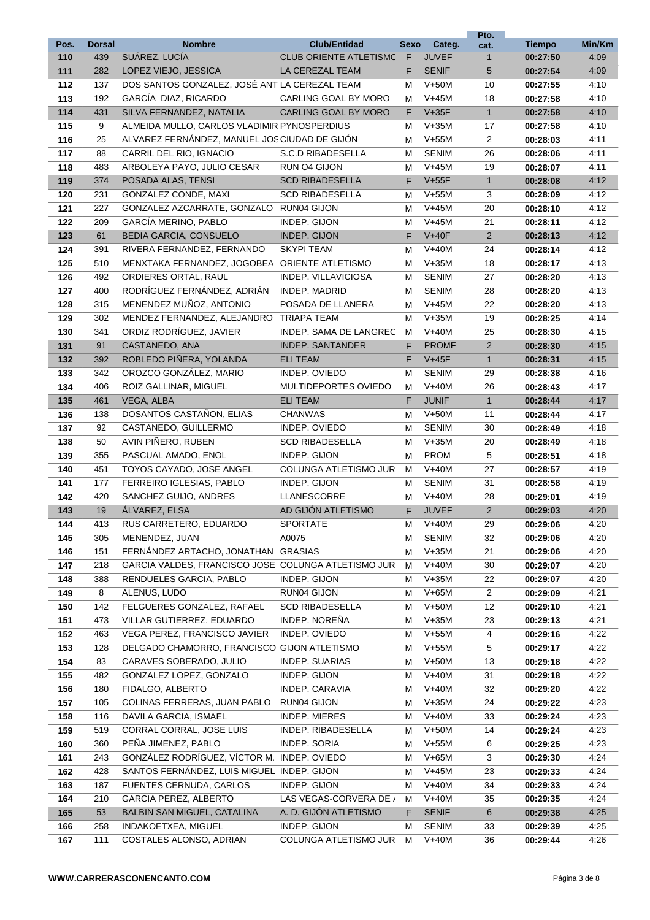| Pos. | Dorsal | Nombre | Club/Entidad | Sexo | Categ. | Pto. cat. | Tiempo | Min/Km |
|---|---|---|---|---|---|---|---|---|
| 110 | 439 | SUÁREZ, LUCÍA | CLUB ORIENTE ATLETISMO | F | JUVEF | 1 | 00:27:50 | 4:09 |
| 111 | 282 | LOPEZ VIEJO, JESSICA | LA CEREZAL TEAM | F | SENIF | 5 | 00:27:54 | 4:09 |
| 112 | 137 | DOS SANTOS GONZALEZ, JOSÉ ANT | LA CEREZAL TEAM | M | V+50M | 10 | 00:27:55 | 4:10 |
| 113 | 192 | GARCÍA DIAZ, RICARDO | CARLING GOAL BY MORO | M | V+45M | 18 | 00:27:58 | 4:10 |
| 114 | 431 | SILVA FERNANDEZ, NATALIA | CARLING GOAL BY MORO | F | V+35F | 1 | 00:27:58 | 4:10 |
| 115 | 9 | ALMEIDA MULLO, CARLOS VLADIMIR | PYNOSPERDIUS | M | V+35M | 17 | 00:27:58 | 4:10 |
| 116 | 25 | ALVAREZ FERNÁNDEZ, MANUEL JOS | CIUDAD DE GIJÓN | M | V+55M | 2 | 00:28:03 | 4:11 |
| 117 | 88 | CARRIL DEL RIO, IGNACIO | S.C.D RIBADESELLA | M | SENIM | 26 | 00:28:06 | 4:11 |
| 118 | 483 | ARBOLEYA PAYO, JULIO CESAR | RUN O4 GIJON | M | V+45M | 19 | 00:28:07 | 4:11 |
| 119 | 374 | POSADA ALAS, TENSI | SCD RIBADESELLA | F | V+55F | 1 | 00:28:08 | 4:12 |
| 120 | 231 | GONZALEZ CONDE, MAXI | SCD RIBADESELLA | M | V+55M | 3 | 00:28:09 | 4:12 |
| 121 | 227 | GONZALEZ AZCARRATE, GONZALO | RUN04 GIJON | M | V+45M | 20 | 00:28:10 | 4:12 |
| 122 | 209 | GARCÍA MERINO, PABLO | INDEP. GIJON | M | V+45M | 21 | 00:28:11 | 4:12 |
| 123 | 61 | BEDIA GARCIA, CONSUELO | INDEP. GIJON | F | V+40F | 2 | 00:28:13 | 4:12 |
| 124 | 391 | RIVERA FERNANDEZ, FERNANDO | SKYPI TEAM | M | V+40M | 24 | 00:28:14 | 4:12 |
| 125 | 510 | MENXTAKA FERNANDEZ, JOGOBEA | ORIENTE ATLETISMO | M | V+35M | 18 | 00:28:17 | 4:13 |
| 126 | 492 | ORDIERES ORTAL, RAUL | INDEP. VILLAVICIOSA | M | SENIM | 27 | 00:28:20 | 4:13 |
| 127 | 400 | RODRÍGUEZ FERNÁNDEZ, ADRIÁN | INDEP. MADRID | M | SENIM | 28 | 00:28:20 | 4:13 |
| 128 | 315 | MENENDEZ MUÑOZ, ANTONIO | POSADA DE LLANERA | M | V+45M | 22 | 00:28:20 | 4:13 |
| 129 | 302 | MENDEZ FERNANDEZ, ALEJANDRO | TRIAPA TEAM | M | V+35M | 19 | 00:28:25 | 4:14 |
| 130 | 341 | ORDIZ RODRÍGUEZ, JAVIER | INDEP. SAMA DE LANGREO | M | V+40M | 25 | 00:28:30 | 4:15 |
| 131 | 91 | CASTANEDO, ANA | INDEP. SANTANDER | F | PROMF | 2 | 00:28:30 | 4:15 |
| 132 | 392 | ROBLEDO PIÑERA, YOLANDA | ELI TEAM | F | V+45F | 1 | 00:28:31 | 4:15 |
| 133 | 342 | OROZCO GONZÁLEZ, MARIO | INDEP. OVIEDO | M | SENIM | 29 | 00:28:38 | 4:16 |
| 134 | 406 | ROIZ GALLINAR, MIGUEL | MULTIDEPORTES OVIEDO | M | V+40M | 26 | 00:28:43 | 4:17 |
| 135 | 461 | VEGA, ALBA | ELI TEAM | F | JUNIF | 1 | 00:28:44 | 4:17 |
| 136 | 138 | DOSANTOS CASTAÑON, ELIAS | CHANWAS | M | V+50M | 11 | 00:28:44 | 4:17 |
| 137 | 92 | CASTANEDO, GUILLERMO | INDEP. OVIEDO | M | SENIM | 30 | 00:28:49 | 4:18 |
| 138 | 50 | AVIN PIÑERO, RUBEN | SCD RIBADESELLA | M | V+35M | 20 | 00:28:49 | 4:18 |
| 139 | 355 | PASCUAL AMADO, ENOL | INDEP. GIJON | M | PROM | 5 | 00:28:51 | 4:18 |
| 140 | 451 | TOYOS CAYADO, JOSE ANGEL | COLUNGA ATLETISMO JUR | M | V+40M | 27 | 00:28:57 | 4:19 |
| 141 | 177 | FERREIRO IGLESIAS, PABLO | INDEP. GIJON | M | SENIM | 31 | 00:28:58 | 4:19 |
| 142 | 420 | SANCHEZ GUIJO, ANDRES | LLANESCORRE | M | V+40M | 28 | 00:29:01 | 4:19 |
| 143 | 19 | ÁLVAREZ, ELSA | AD GIJÓN ATLETISMO | F | JUVEF | 2 | 00:29:03 | 4:20 |
| 144 | 413 | RUS CARRETERO, EDUARDO | SPORTATE | M | V+40M | 29 | 00:29:06 | 4:20 |
| 145 | 305 | MENENDEZ, JUAN | A0075 | M | SENIM | 32 | 00:29:06 | 4:20 |
| 146 | 151 | FERNÁNDEZ ARTACHO, JONATHAN | GRASIAS | M | V+35M | 21 | 00:29:06 | 4:20 |
| 147 | 218 | GARCIA VALDES, FRANCISCO JOSE | COLUNGA ATLETISMO JUR | M | V+40M | 30 | 00:29:07 | 4:20 |
| 148 | 388 | RENDUELES GARCIA, PABLO | INDEP. GIJON | M | V+35M | 22 | 00:29:07 | 4:20 |
| 149 | 8 | ALENUS, LUDO | RUN04 GIJON | M | V+65M | 2 | 00:29:09 | 4:21 |
| 150 | 142 | FELGUERES GONZALEZ, RAFAEL | SCD RIBADESELLA | M | V+50M | 12 | 00:29:10 | 4:21 |
| 151 | 473 | VILLAR GUTIERREZ, EDUARDO | INDEP. NOREÑA | M | V+35M | 23 | 00:29:13 | 4:21 |
| 152 | 463 | VEGA PEREZ, FRANCISCO JAVIER | INDEP. OVIEDO | M | V+55M | 4 | 00:29:16 | 4:22 |
| 153 | 128 | DELGADO CHAMORRO, FRANCISCO | GIJON ATLETISMO | M | V+55M | 5 | 00:29:17 | 4:22 |
| 154 | 83 | CARAVES SOBERADO, JULIO | INDEP. SUARIAS | M | V+50M | 13 | 00:29:18 | 4:22 |
| 155 | 482 | GONZALEZ LOPEZ, GONZALO | INDEP. GIJON | M | V+40M | 31 | 00:29:18 | 4:22 |
| 156 | 180 | FIDALGO, ALBERTO | INDEP. CARAVIA | M | V+40M | 32 | 00:29:20 | 4:22 |
| 157 | 105 | COLINAS FERRERAS, JUAN PABLO | RUN04 GIJON | M | V+35M | 24 | 00:29:22 | 4:23 |
| 158 | 116 | DAVILA GARCIA, ISMAEL | INDEP. MIERES | M | V+40M | 33 | 00:29:24 | 4:23 |
| 159 | 519 | CORRAL CORRAL, JOSE LUIS | INDEP. RIBADESELLA | M | V+50M | 14 | 00:29:24 | 4:23 |
| 160 | 360 | PEÑA JIMENEZ, PABLO | INDEP. SORIA | M | V+55M | 6 | 00:29:25 | 4:23 |
| 161 | 243 | GONZÁLEZ RODRÍGUEZ, VÍCTOR M. | INDEP. OVIEDO | M | V+65M | 3 | 00:29:30 | 4:24 |
| 162 | 428 | SANTOS FERNÁNDEZ, LUIS MIGUEL | INDEP. GIJON | M | V+45M | 23 | 00:29:33 | 4:24 |
| 163 | 187 | FUENTES CERNUDA, CARLOS | INDEP. GIJON | M | V+40M | 34 | 00:29:33 | 4:24 |
| 164 | 210 | GARCIA PEREZ, ALBERTO | LAS VEGAS-CORVERA DE A | M | V+40M | 35 | 00:29:35 | 4:24 |
| 165 | 53 | BALBIN SAN MIGUEL, CATALINA | A. D. GIJÓN ATLETISMO | F | SENIF | 6 | 00:29:38 | 4:25 |
| 166 | 258 | INDAKOETXEA, MIGUEL | INDEP. GIJON | M | SENIM | 33 | 00:29:39 | 4:25 |
| 167 | 111 | COSTALES ALONSO, ADRIAN | COLUNGA ATLETISMO JUR | M | V+40M | 36 | 00:29:44 | 4:26 |

WWW.CARRERASCONENCANTO.COM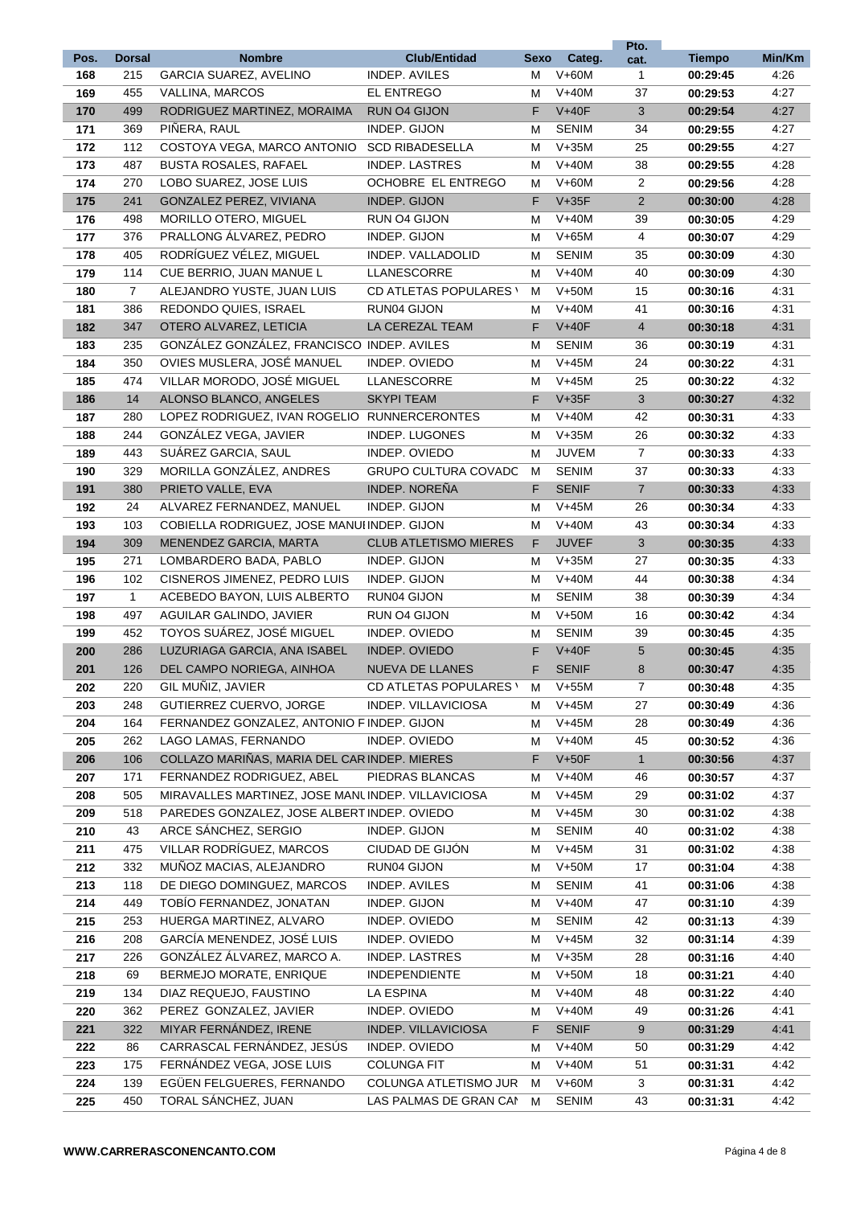| Pos. | Dorsal | Nombre | Club/Entidad | Sexo | Categ. | Pto. cat. | Tiempo | Min/Km |
|---|---|---|---|---|---|---|---|---|
| 168 | 215 | GARCIA SUAREZ, AVELINO | INDEP. AVILES | M | V+60M | 1 | 00:29:45 | 4:26 |
| 169 | 455 | VALLINA, MARCOS | EL ENTREGO | M | V+40M | 37 | 00:29:53 | 4:27 |
| 170 | 499 | RODRIGUEZ MARTINEZ, MORAIMA | RUN O4 GIJON | F | V+40F | 3 | 00:29:54 | 4:27 |
| 171 | 369 | PIÑERA, RAUL | INDEP. GIJON | M | SENIM | 34 | 00:29:55 | 4:27 |
| 172 | 112 | COSTOYA VEGA, MARCO ANTONIO | SCD RIBADESELLA | M | V+35M | 25 | 00:29:55 | 4:27 |
| 173 | 487 | BUSTA ROSALES, RAFAEL | INDEP. LASTRES | M | V+40M | 38 | 00:29:55 | 4:28 |
| 174 | 270 | LOBO SUAREZ, JOSE LUIS | OCHOBRE EL ENTREGO | M | V+60M | 2 | 00:29:56 | 4:28 |
| 175 | 241 | GONZALEZ PEREZ, VIVIANA | INDEP. GIJON | F | V+35F | 2 | 00:30:00 | 4:28 |
| 176 | 498 | MORILLO OTERO, MIGUEL | RUN O4 GIJON | M | V+40M | 39 | 00:30:05 | 4:29 |
| 177 | 376 | PRALLONG ÁLVAREZ, PEDRO | INDEP. GIJON | M | V+65M | 4 | 00:30:07 | 4:29 |
| 178 | 405 | RODRÍGUEZ VÉLEZ, MIGUEL | INDEP. VALLADOLID | M | SENIM | 35 | 00:30:09 | 4:30 |
| 179 | 114 | CUE BERRIO, JUAN MANUE L | LLANESCORRE | M | V+40M | 40 | 00:30:09 | 4:30 |
| 180 | 7 | ALEJANDRO YUSTE, JUAN LUIS | CD ATLETAS POPULARES \ | M | V+50M | 15 | 00:30:16 | 4:31 |
| 181 | 386 | REDONDO QUIES, ISRAEL | RUN04 GIJON | M | V+40M | 41 | 00:30:16 | 4:31 |
| 182 | 347 | OTERO ALVAREZ, LETICIA | LA CEREZAL TEAM | F | V+40F | 4 | 00:30:18 | 4:31 |
| 183 | 235 | GONZÁLEZ GONZÁLEZ, FRANCISCO | INDEP. AVILES | M | SENIM | 36 | 00:30:19 | 4:31 |
| 184 | 350 | OVIES MUSLERA, JOSÉ MANUEL | INDEP. OVIEDO | M | V+45M | 24 | 00:30:22 | 4:31 |
| 185 | 474 | VILLAR MORODO, JOSÉ MIGUEL | LLANESCORRE | M | V+45M | 25 | 00:30:22 | 4:32 |
| 186 | 14 | ALONSO BLANCO, ANGELES | SKYPI TEAM | F | V+35F | 3 | 00:30:27 | 4:32 |
| 187 | 280 | LOPEZ RODRIGUEZ, IVAN ROGELIO | RUNNERCERONTES | M | V+40M | 42 | 00:30:31 | 4:33 |
| 188 | 244 | GONZÁLEZ VEGA, JAVIER | INDEP. LUGONES | M | V+35M | 26 | 00:30:32 | 4:33 |
| 189 | 443 | SUÁREZ GARCIA, SAUL | INDEP. OVIEDO | M | JUVEM | 7 | 00:30:33 | 4:33 |
| 190 | 329 | MORILLA GONZÁLEZ, ANDRES | GRUPO CULTURA COVADC | M | SENIM | 37 | 00:30:33 | 4:33 |
| 191 | 380 | PRIETO VALLE, EVA | INDEP. NOREÑA | F | SENIF | 7 | 00:30:33 | 4:33 |
| 192 | 24 | ALVAREZ FERNANDEZ, MANUEL | INDEP. GIJON | M | V+45M | 26 | 00:30:34 | 4:33 |
| 193 | 103 | COBIELLA RODRIGUEZ, JOSE MANUI | INDEP. GIJON | M | V+40M | 43 | 00:30:34 | 4:33 |
| 194 | 309 | MENENDEZ GARCIA, MARTA | CLUB ATLETISMO MIERES | F | JUVEF | 3 | 00:30:35 | 4:33 |
| 195 | 271 | LOMBARDERO BADA, PABLO | INDEP. GIJON | M | V+35M | 27 | 00:30:35 | 4:33 |
| 196 | 102 | CISNEROS JIMENEZ, PEDRO LUIS | INDEP. GIJON | M | V+40M | 44 | 00:30:38 | 4:34 |
| 197 | 1 | ACEBEDO BAYON, LUIS ALBERTO | RUN04 GIJON | M | SENIM | 38 | 00:30:39 | 4:34 |
| 198 | 497 | AGUILAR GALINDO, JAVIER | RUN O4 GIJON | M | V+50M | 16 | 00:30:42 | 4:34 |
| 199 | 452 | TOYOS SUÁREZ, JOSÉ MIGUEL | INDEP. OVIEDO | M | SENIM | 39 | 00:30:45 | 4:35 |
| 200 | 286 | LUZURIAGA GARCIA, ANA ISABEL | INDEP. OVIEDO | F | V+40F | 5 | 00:30:45 | 4:35 |
| 201 | 126 | DEL CAMPO NORIEGA, AINHOA | NUEVA DE LLANES | F | SENIF | 8 | 00:30:47 | 4:35 |
| 202 | 220 | GIL MUÑIZ, JAVIER | CD ATLETAS POPULARES \ | M | V+55M | 7 | 00:30:48 | 4:35 |
| 203 | 248 | GUTIERREZ CUERVO, JORGE | INDEP. VILLAVICIOSA | M | V+45M | 27 | 00:30:49 | 4:36 |
| 204 | 164 | FERNANDEZ GONZALEZ, ANTONIO F | INDEP. GIJON | M | V+45M | 28 | 00:30:49 | 4:36 |
| 205 | 262 | LAGO LAMAS, FERNANDO | INDEP. OVIEDO | M | V+40M | 45 | 00:30:52 | 4:36 |
| 206 | 106 | COLLAZO MARIÑAS, MARIA DEL CAR | INDEP. MIERES | F | V+50F | 1 | 00:30:56 | 4:37 |
| 207 | 171 | FERNANDEZ RODRIGUEZ, ABEL | PIEDRAS BLANCAS | M | V+40M | 46 | 00:30:57 | 4:37 |
| 208 | 505 | MIRAVALLES MARTINEZ, JOSE MANL | INDEP. VILLAVICIOSA | M | V+45M | 29 | 00:31:02 | 4:37 |
| 209 | 518 | PAREDES GONZALEZ, JOSE ALBERT | INDEP. OVIEDO | M | V+45M | 30 | 00:31:02 | 4:38 |
| 210 | 43 | ARCE SÁNCHEZ, SERGIO | INDEP. GIJON | M | SENIM | 40 | 00:31:02 | 4:38 |
| 211 | 475 | VILLAR RODRÍGUEZ, MARCOS | CIUDAD DE GIJÓN | M | V+45M | 31 | 00:31:02 | 4:38 |
| 212 | 332 | MUÑOZ MACIAS, ALEJANDRO | RUN04 GIJON | M | V+50M | 17 | 00:31:04 | 4:38 |
| 213 | 118 | DE DIEGO DOMINGUEZ, MARCOS | INDEP. AVILES | M | SENIM | 41 | 00:31:06 | 4:38 |
| 214 | 449 | TOBÍO FERNANDEZ, JONATAN | INDEP. GIJON | M | V+40M | 47 | 00:31:10 | 4:39 |
| 215 | 253 | HUERGA MARTINEZ, ALVARO | INDEP. OVIEDO | M | SENIM | 42 | 00:31:13 | 4:39 |
| 216 | 208 | GARCÍA MENENDEZ, JOSÉ LUIS | INDEP. OVIEDO | M | V+45M | 32 | 00:31:14 | 4:39 |
| 217 | 226 | GONZÁLEZ ÁLVAREZ, MARCO A. | INDEP. LASTRES | M | V+35M | 28 | 00:31:16 | 4:40 |
| 218 | 69 | BERMEJO MORATE, ENRIQUE | INDEPENDIENTE | M | V+50M | 18 | 00:31:21 | 4:40 |
| 219 | 134 | DIAZ REQUEJO, FAUSTINO | LA ESPINA | M | V+40M | 48 | 00:31:22 | 4:40 |
| 220 | 362 | PEREZ GONZALEZ, JAVIER | INDEP. OVIEDO | M | V+40M | 49 | 00:31:26 | 4:41 |
| 221 | 322 | MIYAR FERNÁNDEZ, IRENE | INDEP. VILLAVICIOSA | F | SENIF | 9 | 00:31:29 | 4:41 |
| 222 | 86 | CARRASCAL FERNÁNDEZ, JESÚS | INDEP. OVIEDO | M | V+40M | 50 | 00:31:29 | 4:42 |
| 223 | 175 | FERNÁNDEZ VEGA, JOSE LUIS | COLUNGA FIT | M | V+40M | 51 | 00:31:31 | 4:42 |
| 224 | 139 | EGÜEN FELGUERES, FERNANDO | COLUNGA ATLETISMO JUR | M | V+60M | 3 | 00:31:31 | 4:42 |
| 225 | 450 | TORAL SÁNCHEZ, JUAN | LAS PALMAS DE GRAN CAI | M | SENIM | 43 | 00:31:31 | 4:42 |

WWW.CARRERASCONENCANTO.COM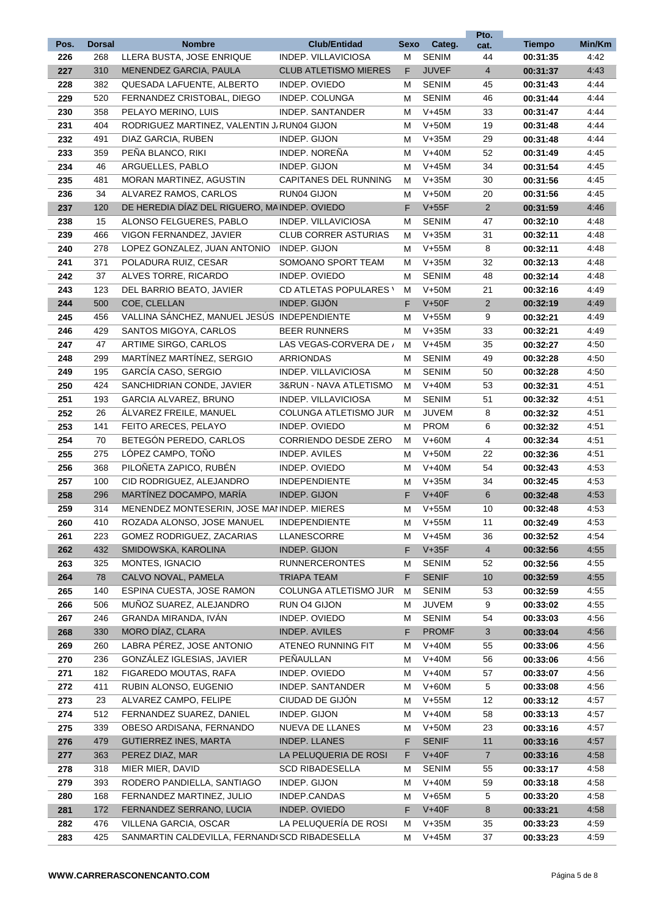| Pos. | Dorsal | Nombre | Club/Entidad | Sexo | Categ. | Pto. cat. | Tiempo | Min/Km |
|---|---|---|---|---|---|---|---|---|
| 226 | 268 | LLERA BUSTA, JOSE ENRIQUE | INDEP. VILLAVICIOSA | M | SENIM | 44 | 00:31:35 | 4:42 |
| 227 | 310 | MENENDEZ GARCIA, PAULA | CLUB ATLETISMO MIERES | F | JUVEF | 4 | 00:31:37 | 4:43 |
| 228 | 382 | QUESADA LAFUENTE, ALBERTO | INDEP. OVIEDO | M | SENIM | 45 | 00:31:43 | 4:44 |
| 229 | 520 | FERNANDEZ CRISTOBAL, DIEGO | INDEP. COLUNGA | M | SENIM | 46 | 00:31:44 | 4:44 |
| 230 | 358 | PELAYO MERINO, LUIS | INDEP. SANTANDER | M | V+45M | 33 | 00:31:47 | 4:44 |
| 231 | 404 | RODRIGUEZ MARTINEZ, VALENTIN J. | RUN04 GIJON | M | V+50M | 19 | 00:31:48 | 4:44 |
| 232 | 491 | DIAZ GARCIA, RUBEN | INDEP. GIJON | M | V+35M | 29 | 00:31:48 | 4:44 |
| 233 | 359 | PEÑA BLANCO, RIKI | INDEP. NOREÑA | M | V+40M | 52 | 00:31:49 | 4:45 |
| 234 | 46 | ARGUELLES, PABLO | INDEP. GIJON | M | V+45M | 34 | 00:31:54 | 4:45 |
| 235 | 481 | MORAN MARTINEZ, AGUSTIN | CAPITANES DEL RUNNING | M | V+35M | 30 | 00:31:56 | 4:45 |
| 236 | 34 | ALVAREZ RAMOS, CARLOS | RUN04 GIJON | M | V+50M | 20 | 00:31:56 | 4:45 |
| 237 | 120 | DE HEREDIA DÍAZ DEL RIGUERO, MA | INDEP. OVIEDO | F | V+55F | 2 | 00:31:59 | 4:46 |
| 238 | 15 | ALONSO FELGUERES, PABLO | INDEP. VILLAVICIOSA | M | SENIM | 47 | 00:32:10 | 4:48 |
| 239 | 466 | VIGON FERNANDEZ, JAVIER | CLUB CORRER ASTURIAS | M | V+35M | 31 | 00:32:11 | 4:48 |
| 240 | 278 | LOPEZ GONZALEZ, JUAN ANTONIO | INDEP. GIJON | M | V+55M | 8 | 00:32:11 | 4:48 |
| 241 | 371 | POLADURA RUIZ, CESAR | SOMOANO SPORT TEAM | M | V+35M | 32 | 00:32:13 | 4:48 |
| 242 | 37 | ALVES TORRE, RICARDO | INDEP. OVIEDO | M | SENIM | 48 | 00:32:14 | 4:48 |
| 243 | 123 | DEL BARRIO BEATO, JAVIER | CD ATLETAS POPULARES \ | M | V+50M | 21 | 00:32:16 | 4:49 |
| 244 | 500 | COE, CLELLAN | INDEP. GIJÓN | F | V+50F | 2 | 00:32:19 | 4:49 |
| 245 | 456 | VALLINA SÁNCHEZ, MANUEL JESÚS | INDEPENDIENTE | M | V+55M | 9 | 00:32:21 | 4:49 |
| 246 | 429 | SANTOS MIGOYA, CARLOS | BEER RUNNERS | M | V+35M | 33 | 00:32:21 | 4:49 |
| 247 | 47 | ARTIME SIRGO, CARLOS | LAS VEGAS-CORVERA DE / | M | V+45M | 35 | 00:32:27 | 4:50 |
| 248 | 299 | MARTÍNEZ MARTÍNEZ, SERGIO | ARRIONDAS | M | SENIM | 49 | 00:32:28 | 4:50 |
| 249 | 195 | GARCÍA CASO, SERGIO | INDEP. VILLAVICIOSA | M | SENIM | 50 | 00:32:28 | 4:50 |
| 250 | 424 | SANCHIDRIAN CONDE, JAVIER | 3&RUN - NAVA ATLETISMO | M | V+40M | 53 | 00:32:31 | 4:51 |
| 251 | 193 | GARCIA ALVAREZ, BRUNO | INDEP. VILLAVICIOSA | M | SENIM | 51 | 00:32:32 | 4:51 |
| 252 | 26 | ÁLVAREZ FREILE, MANUEL | COLUNGA ATLETISMO JUR | M | JUVEM | 8 | 00:32:32 | 4:51 |
| 253 | 141 | FEITO ARECES, PELAYO | INDEP. OVIEDO | M | PROM | 6 | 00:32:32 | 4:51 |
| 254 | 70 | BETEGÓN PEREDO, CARLOS | CORRIENDO DESDE ZERO | M | V+60M | 4 | 00:32:34 | 4:51 |
| 255 | 275 | LÓPEZ CAMPO, TOÑO | INDEP. AVILES | M | V+50M | 22 | 00:32:36 | 4:51 |
| 256 | 368 | PILOÑETA ZAPICO, RUBÉN | INDEP. OVIEDO | M | V+40M | 54 | 00:32:43 | 4:53 |
| 257 | 100 | CID RODRIGUEZ, ALEJANDRO | INDEPENDIENTE | M | V+35M | 34 | 00:32:45 | 4:53 |
| 258 | 296 | MARTÍNEZ DOCAMPO, MARÍA | INDEP. GIJON | F | V+40F | 6 | 00:32:48 | 4:53 |
| 259 | 314 | MENENDEZ MONTESERIN, JOSE MA | INDEP. MIERES | M | V+55M | 10 | 00:32:48 | 4:53 |
| 260 | 410 | ROZADA ALONSO, JOSE MANUEL | INDEPENDIENTE | M | V+55M | 11 | 00:32:49 | 4:53 |
| 261 | 223 | GOMEZ RODRIGUEZ, ZACARIAS | LLANESCORRE | M | V+45M | 36 | 00:32:52 | 4:54 |
| 262 | 432 | SMIDOWSKA, KAROLINA | INDEP. GIJON | F | V+35F | 4 | 00:32:56 | 4:55 |
| 263 | 325 | MONTES, IGNACIO | RUNNERCERONTES | M | SENIM | 52 | 00:32:56 | 4:55 |
| 264 | 78 | CALVO NOVAL, PAMELA | TRIAPA TEAM | F | SENIF | 10 | 00:32:59 | 4:55 |
| 265 | 140 | ESPINA CUESTA, JOSE RAMON | COLUNGA ATLETISMO JUR | M | SENIM | 53 | 00:32:59 | 4:55 |
| 266 | 506 | MUÑOZ SUAREZ, ALEJANDRO | RUN O4 GIJON | M | JUVEM | 9 | 00:33:02 | 4:55 |
| 267 | 246 | GRANDA MIRANDA, IVÁN | INDEP. OVIEDO | M | SENIM | 54 | 00:33:03 | 4:56 |
| 268 | 330 | MORO DÍAZ, CLARA | INDEP. AVILES | F | PROMF | 3 | 00:33:04 | 4:56 |
| 269 | 260 | LABRA PÉREZ, JOSE ANTONIO | ATENEO RUNNING FIT | M | V+40M | 55 | 00:33:06 | 4:56 |
| 270 | 236 | GONZÁLEZ IGLESIAS, JAVIER | PEÑAULLAN | M | V+40M | 56 | 00:33:06 | 4:56 |
| 271 | 182 | FIGAREDO MOUTAS, RAFA | INDEP. OVIEDO | M | V+40M | 57 | 00:33:07 | 4:56 |
| 272 | 411 | RUBIN ALONSO, EUGENIO | INDEP. SANTANDER | M | V+60M | 5 | 00:33:08 | 4:56 |
| 273 | 23 | ALVAREZ CAMPO, FELIPE | CIUDAD DE GIJÓN | M | V+55M | 12 | 00:33:12 | 4:57 |
| 274 | 512 | FERNANDEZ SUAREZ, DANIEL | INDEP. GIJON | M | V+40M | 58 | 00:33:13 | 4:57 |
| 275 | 339 | OBESO ARDISANA, FERNANDO | NUEVA DE LLANES | M | V+50M | 23 | 00:33:16 | 4:57 |
| 276 | 479 | GUTIERREZ INES, MARTA | INDEP. LLANES | F | SENIF | 11 | 00:33:16 | 4:57 |
| 277 | 363 | PEREZ DIAZ, MAR | LA PELUQUERIA DE ROSI | F | V+40F | 7 | 00:33:16 | 4:58 |
| 278 | 318 | MIER MIER, DAVID | SCD RIBADESELLA | M | SENIM | 55 | 00:33:17 | 4:58 |
| 279 | 393 | RODERO PANDIELLA, SANTIAGO | INDEP. GIJON | M | V+40M | 59 | 00:33:18 | 4:58 |
| 280 | 168 | FERNANDEZ MARTINEZ, JULIO | INDEP.CANDAS | M | V+65M | 5 | 00:33:20 | 4:58 |
| 281 | 172 | FERNANDEZ SERRANO, LUCIA | INDEP. OVIEDO | F | V+40F | 8 | 00:33:21 | 4:58 |
| 282 | 476 | VILLENA GARCIA, OSCAR | LA PELUQUERÍA DE ROSI | M | V+35M | 35 | 00:33:23 | 4:59 |
| 283 | 425 | SANMARTIN CALDEVILLA, FERNAND | SCD RIBADESELLA | M | V+45M | 37 | 00:33:23 | 4:59 |

WWW.CARRERASCONENCANTO.COM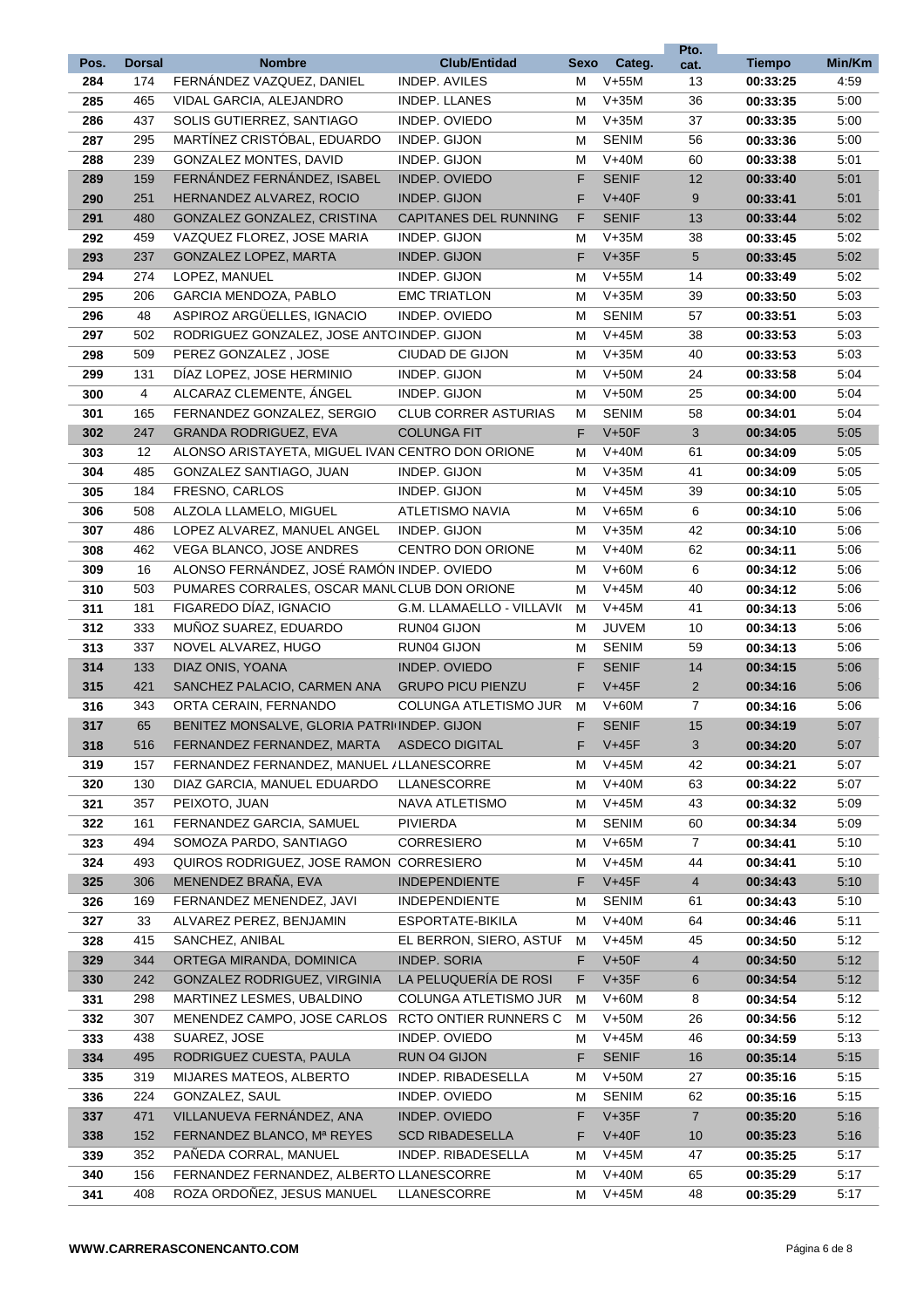| Pos. | Dorsal | Nombre | Club/Entidad | Sexo | Categ. | Pto. cat. | Tiempo | Min/Km |
|---|---|---|---|---|---|---|---|---|
| 284 | 174 | FERNÁNDEZ VAZQUEZ, DANIEL | INDEP. AVILES | M | V+55M | 13 | 00:33:25 | 4:59 |
| 285 | 465 | VIDAL GARCIA, ALEJANDRO | INDEP. LLANES | M | V+35M | 36 | 00:33:35 | 5:00 |
| 286 | 437 | SOLIS GUTIERREZ, SANTIAGO | INDEP. OVIEDO | M | V+35M | 37 | 00:33:35 | 5:00 |
| 287 | 295 | MARTÍNEZ CRISTÓBAL, EDUARDO | INDEP. GIJON | M | SENIM | 56 | 00:33:36 | 5:00 |
| 288 | 239 | GONZALEZ MONTES, DAVID | INDEP. GIJON | M | V+40M | 60 | 00:33:38 | 5:01 |
| 289 | 159 | FERNÁNDEZ FERNÁNDEZ, ISABEL | INDEP. OVIEDO | F | SENIF | 12 | 00:33:40 | 5:01 |
| 290 | 251 | HERNANDEZ ALVAREZ, ROCIO | INDEP. GIJON | F | V+40F | 9 | 00:33:41 | 5:01 |
| 291 | 480 | GONZALEZ GONZALEZ, CRISTINA | CAPITANES DEL RUNNING | F | SENIF | 13 | 00:33:44 | 5:02 |
| 292 | 459 | VAZQUEZ FLOREZ, JOSE MARIA | INDEP. GIJON | M | V+35M | 38 | 00:33:45 | 5:02 |
| 293 | 237 | GONZALEZ LOPEZ, MARTA | INDEP. GIJON | F | V+35F | 5 | 00:33:45 | 5:02 |
| 294 | 274 | LOPEZ, MANUEL | INDEP. GIJON | M | V+55M | 14 | 00:33:49 | 5:02 |
| 295 | 206 | GARCIA MENDOZA, PABLO | EMC TRIATLON | M | V+35M | 39 | 00:33:50 | 5:03 |
| 296 | 48 | ASPIROZ ARGÜELLES, IGNACIO | INDEP. OVIEDO | M | SENIM | 57 | 00:33:51 | 5:03 |
| 297 | 502 | RODRIGUEZ GONZALEZ, JOSE ANTO | INDEP. GIJON | M | V+45M | 38 | 00:33:53 | 5:03 |
| 298 | 509 | PEREZ GONZALEZ , JOSE | CIUDAD DE GIJON | M | V+35M | 40 | 00:33:53 | 5:03 |
| 299 | 131 | DÍAZ LOPEZ, JOSE HERMINIO | INDEP. GIJON | M | V+50M | 24 | 00:33:58 | 5:04 |
| 300 | 4 | ALCARAZ CLEMENTE, ÁNGEL | INDEP. GIJON | M | V+50M | 25 | 00:34:00 | 5:04 |
| 301 | 165 | FERNANDEZ GONZALEZ, SERGIO | CLUB CORRER ASTURIAS | M | SENIM | 58 | 00:34:01 | 5:04 |
| 302 | 247 | GRANDA RODRIGUEZ, EVA | COLUNGA FIT | F | V+50F | 3 | 00:34:05 | 5:05 |
| 303 | 12 | ALONSO ARISTAYETA, MIGUEL IVAN | CENTRO DON ORIONE | M | V+40M | 61 | 00:34:09 | 5:05 |
| 304 | 485 | GONZALEZ SANTIAGO, JUAN | INDEP. GIJON | M | V+35M | 41 | 00:34:09 | 5:05 |
| 305 | 184 | FRESNO, CARLOS | INDEP. GIJON | M | V+45M | 39 | 00:34:10 | 5:05 |
| 306 | 508 | ALZOLA LLAMELO, MIGUEL | ATLETISMO NAVIA | M | V+65M | 6 | 00:34:10 | 5:06 |
| 307 | 486 | LOPEZ ALVAREZ, MANUEL ANGEL | INDEP. GIJON | M | V+35M | 42 | 00:34:10 | 5:06 |
| 308 | 462 | VEGA BLANCO, JOSE ANDRES | CENTRO DON ORIONE | M | V+40M | 62 | 00:34:11 | 5:06 |
| 309 | 16 | ALONSO FERNÁNDEZ, JOSÉ RAMÓN | INDEP. OVIEDO | M | V+60M | 6 | 00:34:12 | 5:06 |
| 310 | 503 | PUMARES CORRALES, OSCAR MANU | CLUB DON ORIONE | M | V+45M | 40 | 00:34:12 | 5:06 |
| 311 | 181 | FIGAREDO DÍAZ, IGNACIO | G.M. LLAMAELLO - VILLAVI | M | V+45M | 41 | 00:34:13 | 5:06 |
| 312 | 333 | MUÑOZ SUAREZ, EDUARDO | RUN04 GIJON | M | JUVEM | 10 | 00:34:13 | 5:06 |
| 313 | 337 | NOVEL ALVAREZ, HUGO | RUN04 GIJON | M | SENIM | 59 | 00:34:13 | 5:06 |
| 314 | 133 | DIAZ ONIS, YOANA | INDEP. OVIEDO | F | SENIF | 14 | 00:34:15 | 5:06 |
| 315 | 421 | SANCHEZ PALACIO, CARMEN ANA | GRUPO PICU PIENZU | F | V+45F | 2 | 00:34:16 | 5:06 |
| 316 | 343 | ORTA CERAIN, FERNANDO | COLUNGA ATLETISMO JUR | M | V+60M | 7 | 00:34:16 | 5:06 |
| 317 | 65 | BENITEZ MONSALVE, GLORIA PATRI | INDEP. GIJON | F | SENIF | 15 | 00:34:19 | 5:07 |
| 318 | 516 | FERNANDEZ FERNANDEZ, MARTA | ASDECO DIGITAL | F | V+45F | 3 | 00:34:20 | 5:07 |
| 319 | 157 | FERNANDEZ FERNANDEZ, MANUEL A | LLANESCORRE | M | V+45M | 42 | 00:34:21 | 5:07 |
| 320 | 130 | DIAZ GARCIA, MANUEL EDUARDO | LLANESCORRE | M | V+40M | 63 | 00:34:22 | 5:07 |
| 321 | 357 | PEIXOTO, JUAN | NAVA ATLETISMO | M | V+45M | 43 | 00:34:32 | 5:09 |
| 322 | 161 | FERNANDEZ GARCIA, SAMUEL | PIVIERDA | M | SENIM | 60 | 00:34:34 | 5:09 |
| 323 | 494 | SOMOZA PARDO, SANTIAGO | CORRESIERO | M | V+65M | 7 | 00:34:41 | 5:10 |
| 324 | 493 | QUIROS RODRIGUEZ, JOSE RAMON | CORRESIERO | M | V+45M | 44 | 00:34:41 | 5:10 |
| 325 | 306 | MENENDEZ BRAÑA, EVA | INDEPENDIENTE | F | V+45F | 4 | 00:34:43 | 5:10 |
| 326 | 169 | FERNANDEZ MENENDEZ, JAVI | INDEPENDIENTE | M | SENIM | 61 | 00:34:43 | 5:10 |
| 327 | 33 | ALVAREZ PEREZ, BENJAMIN | ESPORTATE-BIKILA | M | V+40M | 64 | 00:34:46 | 5:11 |
| 328 | 415 | SANCHEZ, ANIBAL | EL BERRON, SIERO, ASTUF | M | V+45M | 45 | 00:34:50 | 5:12 |
| 329 | 344 | ORTEGA MIRANDA, DOMINICA | INDEP. SORIA | F | V+50F | 4 | 00:34:50 | 5:12 |
| 330 | 242 | GONZALEZ RODRIGUEZ, VIRGINIA | LA PELUQUERÍA DE ROSI | F | V+35F | 6 | 00:34:54 | 5:12 |
| 331 | 298 | MARTINEZ LESMES, UBALDINO | COLUNGA ATLETISMO JUR | M | V+60M | 8 | 00:34:54 | 5:12 |
| 332 | 307 | MENENDEZ CAMPO, JOSE CARLOS | RCTO ONTIER RUNNERS C | M | V+50M | 26 | 00:34:56 | 5:12 |
| 333 | 438 | SUAREZ, JOSE | INDEP. OVIEDO | M | V+45M | 46 | 00:34:59 | 5:13 |
| 334 | 495 | RODRIGUEZ CUESTA, PAULA | RUN O4 GIJON | F | SENIF | 16 | 00:35:14 | 5:15 |
| 335 | 319 | MIJARES MATEOS, ALBERTO | INDEP. RIBADESELLA | M | V+50M | 27 | 00:35:16 | 5:15 |
| 336 | 224 | GONZALEZ, SAUL | INDEP. OVIEDO | M | SENIM | 62 | 00:35:16 | 5:15 |
| 337 | 471 | VILLANUEVA FERNÁNDEZ, ANA | INDEP. OVIEDO | F | V+35F | 7 | 00:35:20 | 5:16 |
| 338 | 152 | FERNANDEZ BLANCO, Mª REYES | SCD RIBADESELLA | F | V+40F | 10 | 00:35:23 | 5:16 |
| 339 | 352 | PAÑEDA CORRAL, MANUEL | INDEP. RIBADESELLA | M | V+45M | 47 | 00:35:25 | 5:17 |
| 340 | 156 | FERNANDEZ FERNANDEZ, ALBERTO | LLANESCORRE | M | V+40M | 65 | 00:35:29 | 5:17 |
| 341 | 408 | ROZA ORDOÑEZ, JESUS MANUEL | LLANESCORRE | M | V+45M | 48 | 00:35:29 | 5:17 |

WWW.CARRERASCONENCANTO.COM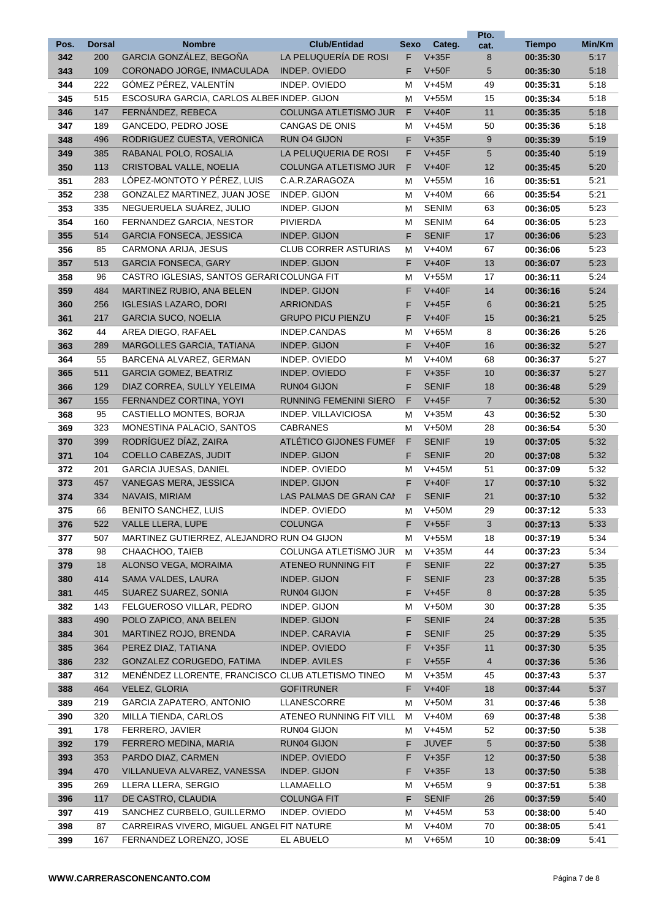| Pos. | Dorsal | Nombre | Club/Entidad | Sexo | Categ. | Pto. cat. | Tiempo | Min/Km |
|---|---|---|---|---|---|---|---|---|
| 342 | 200 | GARCIA GONZÁLEZ, BEGOÑA | LA PELUQUERÍA DE ROSI | F | V+35F | 8 | 00:35:30 | 5:17 |
| 343 | 109 | CORONADO JORGE, INMACULADA | INDEP. OVIEDO | F | V+50F | 5 | 00:35:30 | 5:18 |
| 344 | 222 | GÓMEZ PÉREZ, VALENTÍN | INDEP. OVIEDO | M | V+45M | 49 | 00:35:31 | 5:18 |
| 345 | 515 | ESCOSURA GARCIA, CARLOS ALBER | INDEP. GIJON | M | V+55M | 15 | 00:35:34 | 5:18 |
| 346 | 147 | FERNÁNDEZ, REBECA | COLUNGA ATLETISMO JUR | F | V+40F | 11 | 00:35:35 | 5:18 |
| 347 | 189 | GANCEDO, PEDRO JOSE | CANGAS DE ONIS | M | V+45M | 50 | 00:35:36 | 5:18 |
| 348 | 496 | RODRIGUEZ CUESTA, VERONICA | RUN O4 GIJON | F | V+35F | 9 | 00:35:39 | 5:19 |
| 349 | 385 | RABANAL POLO, ROSALIA | LA PELUQUERIA DE ROSI | F | V+45F | 5 | 00:35:40 | 5:19 |
| 350 | 113 | CRISTOBAL VALLE, NOELIA | COLUNGA ATLETISMO JUR | F | V+40F | 12 | 00:35:45 | 5:20 |
| 351 | 283 | LÓPEZ-MONTOTO Y PÉREZ, LUIS | C.A.R.ZARAGOZA | M | V+55M | 16 | 00:35:51 | 5:21 |
| 352 | 238 | GONZALEZ MARTINEZ, JUAN JOSE | INDEP. GIJON | M | V+40M | 66 | 00:35:54 | 5:21 |
| 353 | 335 | NEGUERUELA SUÁREZ, JULIO | INDEP. GIJON | M | SENIM | 63 | 00:36:05 | 5:23 |
| 354 | 160 | FERNANDEZ GARCIA, NESTOR | PIVIERDA | M | SENIM | 64 | 00:36:05 | 5:23 |
| 355 | 514 | GARCIA FONSECA, JESSICA | INDEP. GIJON | F | SENIF | 17 | 00:36:06 | 5:23 |
| 356 | 85 | CARMONA ARIJA, JESUS | CLUB CORRER ASTURIAS | M | V+40M | 67 | 00:36:06 | 5:23 |
| 357 | 513 | GARCIA FONSECA, GARY | INDEP. GIJON | F | V+40F | 13 | 00:36:07 | 5:23 |
| 358 | 96 | CASTRO IGLESIAS, SANTOS GERARI | COLUNGA FIT | M | V+55M | 17 | 00:36:11 | 5:24 |
| 359 | 484 | MARTINEZ RUBIO, ANA BELEN | INDEP. GIJON | F | V+40F | 14 | 00:36:16 | 5:24 |
| 360 | 256 | IGLESIAS LAZARO, DORI | ARRIONDAS | F | V+45F | 6 | 00:36:21 | 5:25 |
| 361 | 217 | GARCIA SUCO, NOELIA | GRUPO PICU PIENZU | F | V+40F | 15 | 00:36:21 | 5:25 |
| 362 | 44 | AREA DIEGO, RAFAEL | INDEP.CANDAS | M | V+65M | 8 | 00:36:26 | 5:26 |
| 363 | 289 | MARGOLLES GARCIA, TATIANA | INDEP. GIJON | F | V+40F | 16 | 00:36:32 | 5:27 |
| 364 | 55 | BARCENA ALVAREZ, GERMAN | INDEP. OVIEDO | M | V+40M | 68 | 00:36:37 | 5:27 |
| 365 | 511 | GARCIA GOMEZ, BEATRIZ | INDEP. OVIEDO | F | V+35F | 10 | 00:36:37 | 5:27 |
| 366 | 129 | DIAZ CORREA, SULLY YELEIMA | RUN04 GIJON | F | SENIF | 18 | 00:36:48 | 5:29 |
| 367 | 155 | FERNANDEZ CORTINA, YOYI | RUNNING FEMENINI SIERO | F | V+45F | 7 | 00:36:52 | 5:30 |
| 368 | 95 | CASTIELLO MONTES, BORJA | INDEP. VILLAVICIOSA | M | V+35M | 43 | 00:36:52 | 5:30 |
| 369 | 323 | MONESTINA PALACIO, SANTOS | CABRANES | M | V+50M | 28 | 00:36:54 | 5:30 |
| 370 | 399 | RODRÍGUEZ DÍAZ, ZAIRA | ATLÉTICO GIJONES FUMEF | F | SENIF | 19 | 00:37:05 | 5:32 |
| 371 | 104 | COELLO CABEZAS, JUDIT | INDEP. GIJON | F | SENIF | 20 | 00:37:08 | 5:32 |
| 372 | 201 | GARCIA JUESAS, DANIEL | INDEP. OVIEDO | M | V+45M | 51 | 00:37:09 | 5:32 |
| 373 | 457 | VANEGAS MERA, JESSICA | INDEP. GIJON | F | V+40F | 17 | 00:37:10 | 5:32 |
| 374 | 334 | NAVAIS, MIRIAM | LAS PALMAS DE GRAN CAN | F | SENIF | 21 | 00:37:10 | 5:32 |
| 375 | 66 | BENITO SANCHEZ, LUIS | INDEP. OVIEDO | M | V+50M | 29 | 00:37:12 | 5:33 |
| 376 | 522 | VALLE LLERA, LUPE | COLUNGA | F | V+55F | 3 | 00:37:13 | 5:33 |
| 377 | 507 | MARTINEZ GUTIERREZ, ALEJANDRO | RUN O4 GIJON | M | V+55M | 18 | 00:37:19 | 5:34 |
| 378 | 98 | CHAACHOO, TAIEB | COLUNGA ATLETISMO JUR | M | V+35M | 44 | 00:37:23 | 5:34 |
| 379 | 18 | ALONSO VEGA, MORAIMA | ATENEO RUNNING FIT | F | SENIF | 22 | 00:37:27 | 5:35 |
| 380 | 414 | SAMA VALDES, LAURA | INDEP. GIJON | F | SENIF | 23 | 00:37:28 | 5:35 |
| 381 | 445 | SUAREZ SUAREZ, SONIA | RUN04 GIJON | F | V+45F | 8 | 00:37:28 | 5:35 |
| 382 | 143 | FELGUEROSO VILLAR, PEDRO | INDEP. GIJON | M | V+50M | 30 | 00:37:28 | 5:35 |
| 383 | 490 | POLO ZAPICO, ANA BELEN | INDEP. GIJON | F | SENIF | 24 | 00:37:28 | 5:35 |
| 384 | 301 | MARTINEZ ROJO, BRENDA | INDEP. CARAVIA | F | SENIF | 25 | 00:37:29 | 5:35 |
| 385 | 364 | PEREZ DIAZ, TATIANA | INDEP. OVIEDO | F | V+35F | 11 | 00:37:30 | 5:35 |
| 386 | 232 | GONZALEZ CORUGEDO, FATIMA | INDEP. AVILES | F | V+55F | 4 | 00:37:36 | 5:36 |
| 387 | 312 | MENÉNDEZ LLORENTE, FRANCISCO | CLUB ATLETISMO TINEO | M | V+35M | 45 | 00:37:43 | 5:37 |
| 388 | 464 | VELEZ, GLORIA | GOFITRUNER | F | V+40F | 18 | 00:37:44 | 5:37 |
| 389 | 219 | GARCIA ZAPATERO, ANTONIO | LLANESCORRE | M | V+50M | 31 | 00:37:46 | 5:38 |
| 390 | 320 | MILLA TIENDA, CARLOS | ATENEO RUNNING FIT VILL | M | V+40M | 69 | 00:37:48 | 5:38 |
| 391 | 178 | FERRERO, JAVIER | RUN04 GIJON | M | V+45M | 52 | 00:37:50 | 5:38 |
| 392 | 179 | FERRERO MEDINA, MARIA | RUN04 GIJON | F | JUVEF | 5 | 00:37:50 | 5:38 |
| 393 | 353 | PARDO DIAZ, CARMEN | INDEP. OVIEDO | F | V+35F | 12 | 00:37:50 | 5:38 |
| 394 | 470 | VILLANUEVA ALVAREZ, VANESSA | INDEP. GIJON | F | V+35F | 13 | 00:37:50 | 5:38 |
| 395 | 269 | LLERA LLERA, SERGIO | LLAMAELLO | M | V+65M | 9 | 00:37:51 | 5:38 |
| 396 | 117 | DE CASTRO, CLAUDIA | COLUNGA FIT | F | SENIF | 26 | 00:37:59 | 5:40 |
| 397 | 419 | SANCHEZ CURBELO, GUILLERMO | INDEP. OVIEDO | M | V+45M | 53 | 00:38:00 | 5:40 |
| 398 | 87 | CARREIRAS VIVERO, MIGUEL ANGEL | FIT NATURE | M | V+40M | 70 | 00:38:05 | 5:41 |
| 399 | 167 | FERNANDEZ LORENZO, JOSE | EL ABUELO | M | V+65M | 10 | 00:38:09 | 5:41 |

**WWW.CARRERASCONENCANTO.COM**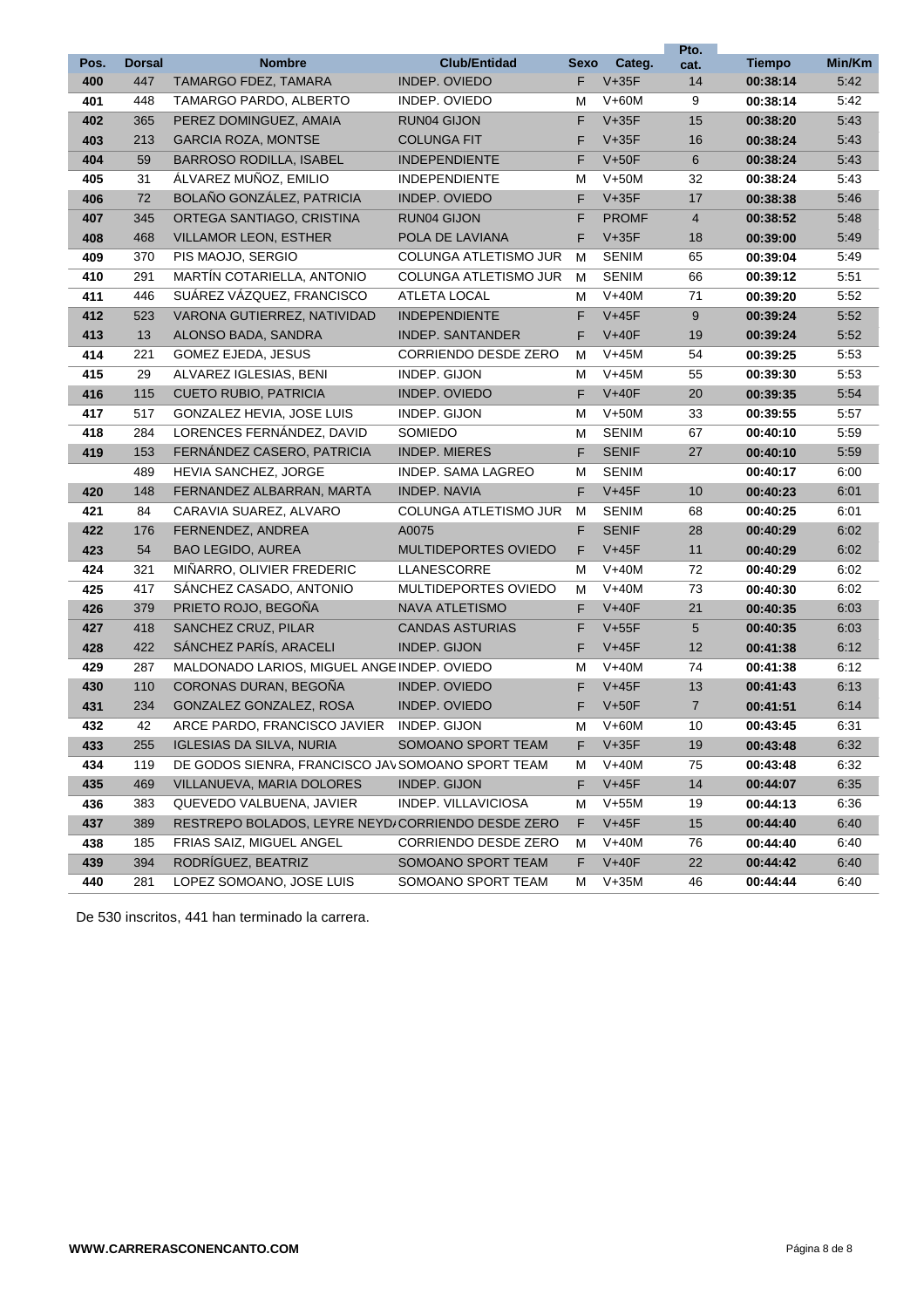| Pos. | Dorsal | Nombre | Club/Entidad | Sexo | Categ. | Pto. cat. | Tiempo | Min/Km |
|---|---|---|---|---|---|---|---|---|
| 400 | 447 | TAMARGO FDEZ, TAMARA | INDEP. OVIEDO | F | V+35F | 14 | 00:38:14 | 5:42 |
| 401 | 448 | TAMARGO PARDO, ALBERTO | INDEP. OVIEDO | M | V+60M | 9 | 00:38:14 | 5:42 |
| 402 | 365 | PEREZ DOMINGUEZ, AMAIA | RUN04 GIJON | F | V+35F | 15 | 00:38:20 | 5:43 |
| 403 | 213 | GARCIA ROZA, MONTSE | COLUNGA FIT | F | V+35F | 16 | 00:38:24 | 5:43 |
| 404 | 59 | BARROSO RODILLA, ISABEL | INDEPENDIENTE | F | V+50F | 6 | 00:38:24 | 5:43 |
| 405 | 31 | ÁLVAREZ MUÑOZ, EMILIO | INDEPENDIENTE | M | V+50M | 32 | 00:38:24 | 5:43 |
| 406 | 72 | BOLAÑO GONZÁLEZ, PATRICIA | INDEP. OVIEDO | F | V+35F | 17 | 00:38:38 | 5:46 |
| 407 | 345 | ORTEGA SANTIAGO, CRISTINA | RUN04 GIJON | F | PROMF | 4 | 00:38:52 | 5:48 |
| 408 | 468 | VILLAMOR LEON, ESTHER | POLA DE LAVIANA | F | V+35F | 18 | 00:39:00 | 5:49 |
| 409 | 370 | PIS MAOJO, SERGIO | COLUNGA ATLETISMO JUR | M | SENIM | 65 | 00:39:04 | 5:49 |
| 410 | 291 | MARTÍN COTARIELLA, ANTONIO | COLUNGA ATLETISMO JUR | M | SENIM | 66 | 00:39:12 | 5:51 |
| 411 | 446 | SUÁREZ VÁZQUEZ, FRANCISCO | ATLETA LOCAL | M | V+40M | 71 | 00:39:20 | 5:52 |
| 412 | 523 | VARONA GUTIERREZ, NATIVIDAD | INDEPENDIENTE | F | V+45F | 9 | 00:39:24 | 5:52 |
| 413 | 13 | ALONSO BADA, SANDRA | INDEP. SANTANDER | F | V+40F | 19 | 00:39:24 | 5:52 |
| 414 | 221 | GOMEZ EJEDA, JESUS | CORRIENDO DESDE ZERO | M | V+45M | 54 | 00:39:25 | 5:53 |
| 415 | 29 | ALVAREZ IGLESIAS, BENI | INDEP. GIJON | M | V+45M | 55 | 00:39:30 | 5:53 |
| 416 | 115 | CUETO RUBIO, PATRICIA | INDEP. OVIEDO | F | V+40F | 20 | 00:39:35 | 5:54 |
| 417 | 517 | GONZALEZ HEVIA, JOSE LUIS | INDEP. GIJON | M | V+50M | 33 | 00:39:55 | 5:57 |
| 418 | 284 | LORENCES FERNÁNDEZ, DAVID | SOMIEDO | M | SENIM | 67 | 00:40:10 | 5:59 |
| 419 | 153 | FERNÁNDEZ CASERO, PATRICIA | INDEP. MIERES | F | SENIF | 27 | 00:40:10 | 5:59 |
| | 489 | HEVIA SANCHEZ, JORGE | INDEP. SAMA LAGREO | M | SENIM | | 00:40:17 | 6:00 |
| 420 | 148 | FERNANDEZ ALBARRAN, MARTA | INDEP. NAVIA | F | V+45F | 10 | 00:40:23 | 6:01 |
| 421 | 84 | CARAVIA SUAREZ, ALVARO | COLUNGA ATLETISMO JUR | M | SENIM | 68 | 00:40:25 | 6:01 |
| 422 | 176 | FERNENDEZ, ANDREA | A0075 | F | SENIF | 28 | 00:40:29 | 6:02 |
| 423 | 54 | BAO LEGIDO, AUREA | MULTIDEPORTES OVIEDO | F | V+45F | 11 | 00:40:29 | 6:02 |
| 424 | 321 | MIÑARRO, OLIVIER FREDERIC | LLANESCORRE | M | V+40M | 72 | 00:40:29 | 6:02 |
| 425 | 417 | SÁNCHEZ CASADO, ANTONIO | MULTIDEPORTES OVIEDO | M | V+40M | 73 | 00:40:30 | 6:02 |
| 426 | 379 | PRIETO ROJO, BEGOÑA | NAVA ATLETISMO | F | V+40F | 21 | 00:40:35 | 6:03 |
| 427 | 418 | SANCHEZ CRUZ, PILAR | CANDAS ASTURIAS | F | V+55F | 5 | 00:40:35 | 6:03 |
| 428 | 422 | SÁNCHEZ PARÍS, ARACELI | INDEP. GIJON | F | V+45F | 12 | 00:41:38 | 6:12 |
| 429 | 287 | MALDONADO LARIOS, MIGUEL ANGE | INDEP. OVIEDO | M | V+40M | 74 | 00:41:38 | 6:12 |
| 430 | 110 | CORONAS DURAN, BEGOÑA | INDEP. OVIEDO | F | V+45F | 13 | 00:41:43 | 6:13 |
| 431 | 234 | GONZALEZ GONZALEZ, ROSA | INDEP. OVIEDO | F | V+50F | 7 | 00:41:51 | 6:14 |
| 432 | 42 | ARCE PARDO, FRANCISCO JAVIER | INDEP. GIJON | M | V+60M | 10 | 00:43:45 | 6:31 |
| 433 | 255 | IGLESIAS DA SILVA, NURIA | SOMOANO SPORT TEAM | F | V+35F | 19 | 00:43:48 | 6:32 |
| 434 | 119 | DE GODOS SIENRA, FRANCISCO JAV | SOMOANO SPORT TEAM | M | V+40M | 75 | 00:43:48 | 6:32 |
| 435 | 469 | VILLANUEVA, MARIA DOLORES | INDEP. GIJON | F | V+45F | 14 | 00:44:07 | 6:35 |
| 436 | 383 | QUEVEDO VALBUENA, JAVIER | INDEP. VILLAVICIOSA | M | V+55M | 19 | 00:44:13 | 6:36 |
| 437 | 389 | RESTREPO BOLADOS, LEYRE NEYD/ | CORRIENDO DESDE ZERO | F | V+45F | 15 | 00:44:40 | 6:40 |
| 438 | 185 | FRIAS SAIZ, MIGUEL ANGEL | CORRIENDO DESDE ZERO | M | V+40M | 76 | 00:44:40 | 6:40 |
| 439 | 394 | RODRÍGUEZ, BEATRIZ | SOMOANO SPORT TEAM | F | V+40F | 22 | 00:44:42 | 6:40 |
| 440 | 281 | LOPEZ SOMOANO, JOSE LUIS | SOMOANO SPORT TEAM | M | V+35M | 46 | 00:44:44 | 6:40 |

De 530 inscritos, 441 han terminado la carrera.

WWW.CARRERASCONENCANTO.COM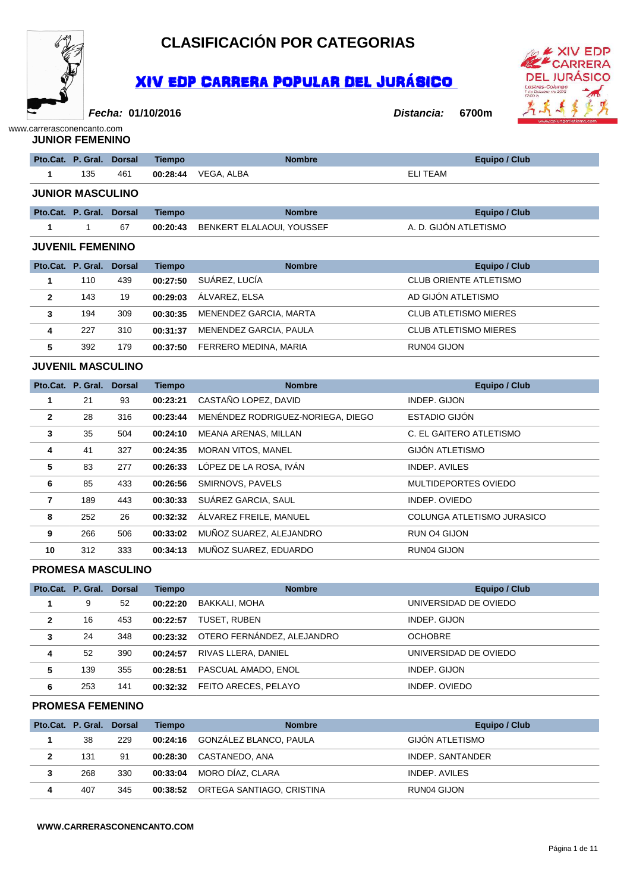# CLASIFICACIÓN POR CATEGORIAS

## XIV EDP CARRERA POPULAR DEL JURÁSICO

**Fecha: 01/10/2016** **Distancia: 6700m**

www.carrerasconencanto.com

### JUNIOR FEMENINO

| Pto.Cat. | P. Gral. | Dorsal | Tiempo | Nombre | Equipo / Club |
|---|---|---|---|---|---|
| 1 | 135 | 461 | 00:28:44 | VEGA, ALBA | ELI TEAM |

### JUNIOR MASCULINO

| Pto.Cat. | P. Gral. | Dorsal | Tiempo | Nombre | Equipo / Club |
|---|---|---|---|---|---|
| 1 | 1 | 67 | 00:20:43 | BENKERT ELALAOUI, YOUSSEF | A. D. GIJÓN ATLETISMO |

### JUVENIL FEMENINO

| Pto.Cat. | P. Gral. | Dorsal | Tiempo | Nombre | Equipo / Club |
|---|---|---|---|---|---|
| 1 | 110 | 439 | 00:27:50 | SUÁREZ, LUCÍA | CLUB ORIENTE ATLETISMO |
| 2 | 143 | 19 | 00:29:03 | ÁLVAREZ, ELSA | AD GIJÓN ATLETISMO |
| 3 | 194 | 309 | 00:30:35 | MENENDEZ GARCIA, MARTA | CLUB ATLETISMO MIERES |
| 4 | 227 | 310 | 00:31:37 | MENENDEZ GARCIA, PAULA | CLUB ATLETISMO MIERES |
| 5 | 392 | 179 | 00:37:50 | FERRERO MEDINA, MARIA | RUN04 GIJON |

### JUVENIL MASCULINO

| Pto.Cat. | P. Gral. | Dorsal | Tiempo | Nombre | Equipo / Club |
|---|---|---|---|---|---|
| 1 | 21 | 93 | 00:23:21 | CASTAÑO LOPEZ, DAVID | INDEP. GIJON |
| 2 | 28 | 316 | 00:23:44 | MENÉNDEZ RODRIGUEZ-NORIEGA, DIEGO | ESTADIO GIJÓN |
| 3 | 35 | 504 | 00:24:10 | MEANA ARENAS, MILLAN | C. EL GAITERO ATLETISMO |
| 4 | 41 | 327 | 00:24:35 | MORAN VITOS, MANEL | GIJÓN ATLETISMO |
| 5 | 83 | 277 | 00:26:33 | LÓPEZ DE LA ROSA, IVÁN | INDEP. AVILES |
| 6 | 85 | 433 | 00:26:56 | SMIRNOVS, PAVELS | MULTIDEPORTES OVIEDO |
| 7 | 189 | 443 | 00:30:33 | SUÁREZ GARCIA, SAUL | INDEP. OVIEDO |
| 8 | 252 | 26 | 00:32:32 | ÁLVAREZ FREILE, MANUEL | COLUNGA ATLETISMO JURASICO |
| 9 | 266 | 506 | 00:33:02 | MUÑOZ SUAREZ, ALEJANDRO | RUN O4 GIJON |
| 10 | 312 | 333 | 00:34:13 | MUÑOZ SUAREZ, EDUARDO | RUN04 GIJON |

### PROMESA MASCULINO

| Pto.Cat. | P. Gral. | Dorsal | Tiempo | Nombre | Equipo / Club |
|---|---|---|---|---|---|
| 1 | 9 | 52 | 00:22:20 | BAKKALI, MOHA | UNIVERSIDAD DE OVIEDO |
| 2 | 16 | 453 | 00:22:57 | TUSET, RUBEN | INDEP. GIJON |
| 3 | 24 | 348 | 00:23:32 | OTERO FERNÁNDEZ, ALEJANDRO | OCHOBRE |
| 4 | 52 | 390 | 00:24:57 | RIVAS LLERA, DANIEL | UNIVERSIDAD DE OVIEDO |
| 5 | 139 | 355 | 00:28:51 | PASCUAL AMADO, ENOL | INDEP. GIJON |
| 6 | 253 | 141 | 00:32:32 | FEITO ARECES, PELAYO | INDEP. OVIEDO |

### PROMESA FEMENINO

| Pto.Cat. | P. Gral. | Dorsal | Tiempo | Nombre | Equipo / Club |
|---|---|---|---|---|---|
| 1 | 38 | 229 | 00:24:16 | GONZÁLEZ BLANCO, PAULA | GIJÓN ATLETISMO |
| 2 | 131 | 91 | 00:28:30 | CASTANEDO, ANA | INDEP. SANTANDER |
| 3 | 268 | 330 | 00:33:04 | MORO DÍAZ, CLARA | INDEP. AVILES |
| 4 | 407 | 345 | 00:38:52 | ORTEGA SANTIAGO, CRISTINA | RUN04 GIJON |

WWW.CARRERASCONENCANTO.COM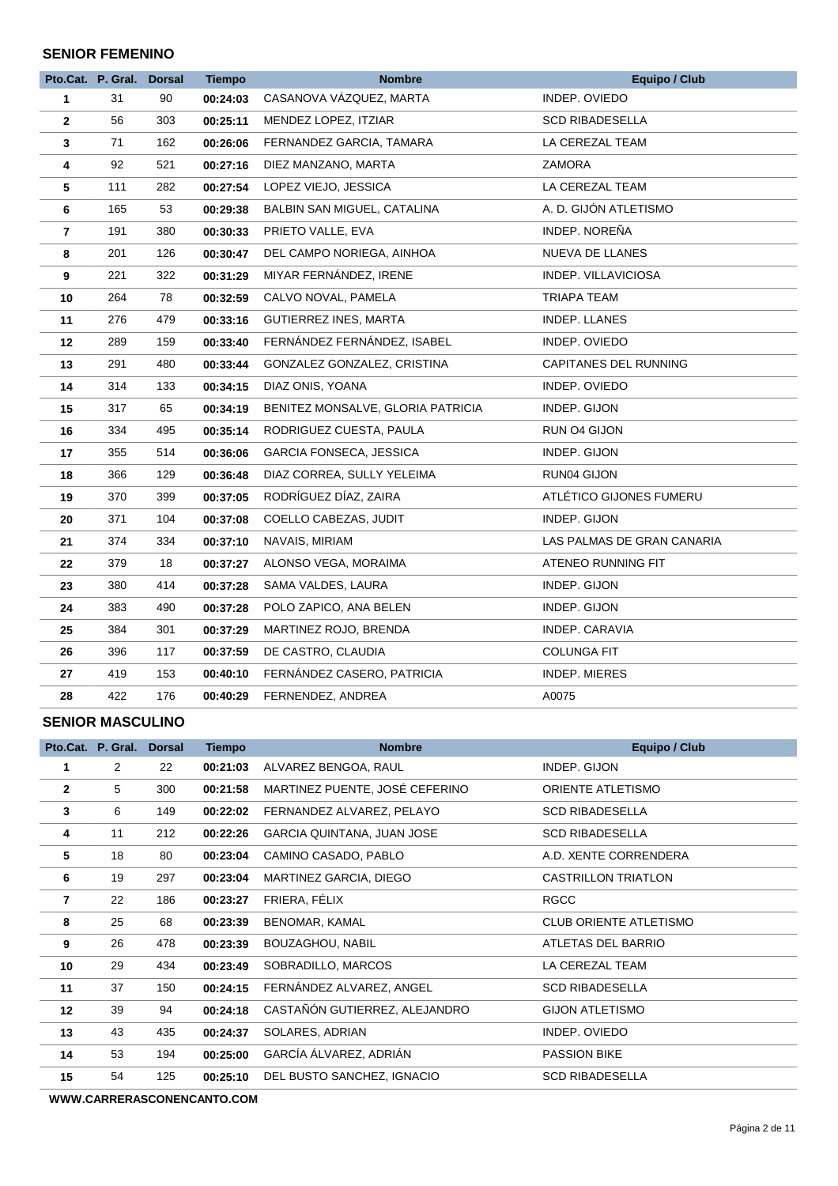## SENIOR FEMENINO

| Pto.Cat. | P. Gral. | Dorsal | Tiempo | Nombre | Equipo / Club |
|---|---|---|---|---|---|
| 1 | 31 | 90 | 00:24:03 | CASANOVA VÁZQUEZ, MARTA | INDEP. OVIEDO |
| 2 | 56 | 303 | 00:25:11 | MENDEZ LOPEZ, ITZIAR | SCD RIBADESELLA |
| 3 | 71 | 162 | 00:26:06 | FERNANDEZ GARCIA, TAMARA | LA CEREZAL TEAM |
| 4 | 92 | 521 | 00:27:16 | DIEZ MANZANO, MARTA | ZAMORA |
| 5 | 111 | 282 | 00:27:54 | LOPEZ VIEJO, JESSICA | LA CEREZAL TEAM |
| 6 | 165 | 53 | 00:29:38 | BALBIN SAN MIGUEL, CATALINA | A. D. GIJÓN ATLETISMO |
| 7 | 191 | 380 | 00:30:33 | PRIETO VALLE, EVA | INDEP. NOREÑA |
| 8 | 201 | 126 | 00:30:47 | DEL CAMPO NORIEGA, AINHOA | NUEVA DE LLANES |
| 9 | 221 | 322 | 00:31:29 | MIYAR FERNÁNDEZ, IRENE | INDEP. VILLAVICIOSA |
| 10 | 264 | 78 | 00:32:59 | CALVO NOVAL, PAMELA | TRIAPA TEAM |
| 11 | 276 | 479 | 00:33:16 | GUTIERREZ INES, MARTA | INDEP. LLANES |
| 12 | 289 | 159 | 00:33:40 | FERNÁNDEZ FERNÁNDEZ, ISABEL | INDEP. OVIEDO |
| 13 | 291 | 480 | 00:33:44 | GONZALEZ GONZALEZ, CRISTINA | CAPITANES DEL RUNNING |
| 14 | 314 | 133 | 00:34:15 | DIAZ ONIS, YOANA | INDEP. OVIEDO |
| 15 | 317 | 65 | 00:34:19 | BENITEZ MONSALVE, GLORIA PATRICIA | INDEP. GIJON |
| 16 | 334 | 495 | 00:35:14 | RODRIGUEZ CUESTA, PAULA | RUN O4 GIJON |
| 17 | 355 | 514 | 00:36:06 | GARCIA FONSECA, JESSICA | INDEP. GIJON |
| 18 | 366 | 129 | 00:36:48 | DIAZ CORREA, SULLY YELEIMA | RUN04 GIJON |
| 19 | 370 | 399 | 00:37:05 | RODRÍGUEZ DÍAZ, ZAIRA | ATLÉTICO GIJONES FUMERU |
| 20 | 371 | 104 | 00:37:08 | COELLO CABEZAS, JUDIT | INDEP. GIJON |
| 21 | 374 | 334 | 00:37:10 | NAVAIS, MIRIAM | LAS PALMAS DE GRAN CANARIA |
| 22 | 379 | 18 | 00:37:27 | ALONSO VEGA, MORAIMA | ATENEO RUNNING FIT |
| 23 | 380 | 414 | 00:37:28 | SAMA VALDES, LAURA | INDEP. GIJON |
| 24 | 383 | 490 | 00:37:28 | POLO ZAPICO, ANA BELEN | INDEP. GIJON |
| 25 | 384 | 301 | 00:37:29 | MARTINEZ ROJO, BRENDA | INDEP. CARAVIA |
| 26 | 396 | 117 | 00:37:59 | DE CASTRO, CLAUDIA | COLUNGA FIT |
| 27 | 419 | 153 | 00:40:10 | FERNÁNDEZ CASERO, PATRICIA | INDEP. MIERES |
| 28 | 422 | 176 | 00:40:29 | FERNENDEZ, ANDREA | A0075 |

## SENIOR MASCULINO

| Pto.Cat. | P. Gral. | Dorsal | Tiempo | Nombre | Equipo / Club |
|---|---|---|---|---|---|
| 1 | 2 | 22 | 00:21:03 | ALVAREZ BENGOA, RAUL | INDEP. GIJON |
| 2 | 5 | 300 | 00:21:58 | MARTINEZ PUENTE, JOSÉ CEFERINO | ORIENTE ATLETISMO |
| 3 | 6 | 149 | 00:22:02 | FERNANDEZ ALVAREZ, PELAYO | SCD RIBADESELLA |
| 4 | 11 | 212 | 00:22:26 | GARCIA QUINTANA, JUAN JOSE | SCD RIBADESELLA |
| 5 | 18 | 80 | 00:23:04 | CAMINO CASADO, PABLO | A.D. XENTE CORRENDERA |
| 6 | 19 | 297 | 00:23:04 | MARTINEZ GARCIA, DIEGO | CASTRILLON TRIATLON |
| 7 | 22 | 186 | 00:23:27 | FRIERA, FÉLIX | RGCC |
| 8 | 25 | 68 | 00:23:39 | BENOMAR, KAMAL | CLUB ORIENTE ATLETISMO |
| 9 | 26 | 478 | 00:23:39 | BOUZAGHOU, NABIL | ATLETAS DEL BARRIO |
| 10 | 29 | 434 | 00:23:49 | SOBRADILLO, MARCOS | LA CEREZAL TEAM |
| 11 | 37 | 150 | 00:24:15 | FERNÁNDEZ ALVAREZ, ANGEL | SCD RIBADESELLA |
| 12 | 39 | 94 | 00:24:18 | CASTAÑÓN GUTIERREZ, ALEJANDRO | GIJON ATLETISMO |
| 13 | 43 | 435 | 00:24:37 | SOLARES, ADRIAN | INDEP. OVIEDO |
| 14 | 53 | 194 | 00:25:00 | GARCÍA ÁLVAREZ, ADRIÁN | PASSION BIKE |
| 15 | 54 | 125 | 00:25:10 | DEL BUSTO SANCHEZ, IGNACIO | SCD RIBADESELLA |

WWW.CARRERASCONENCANTO.COM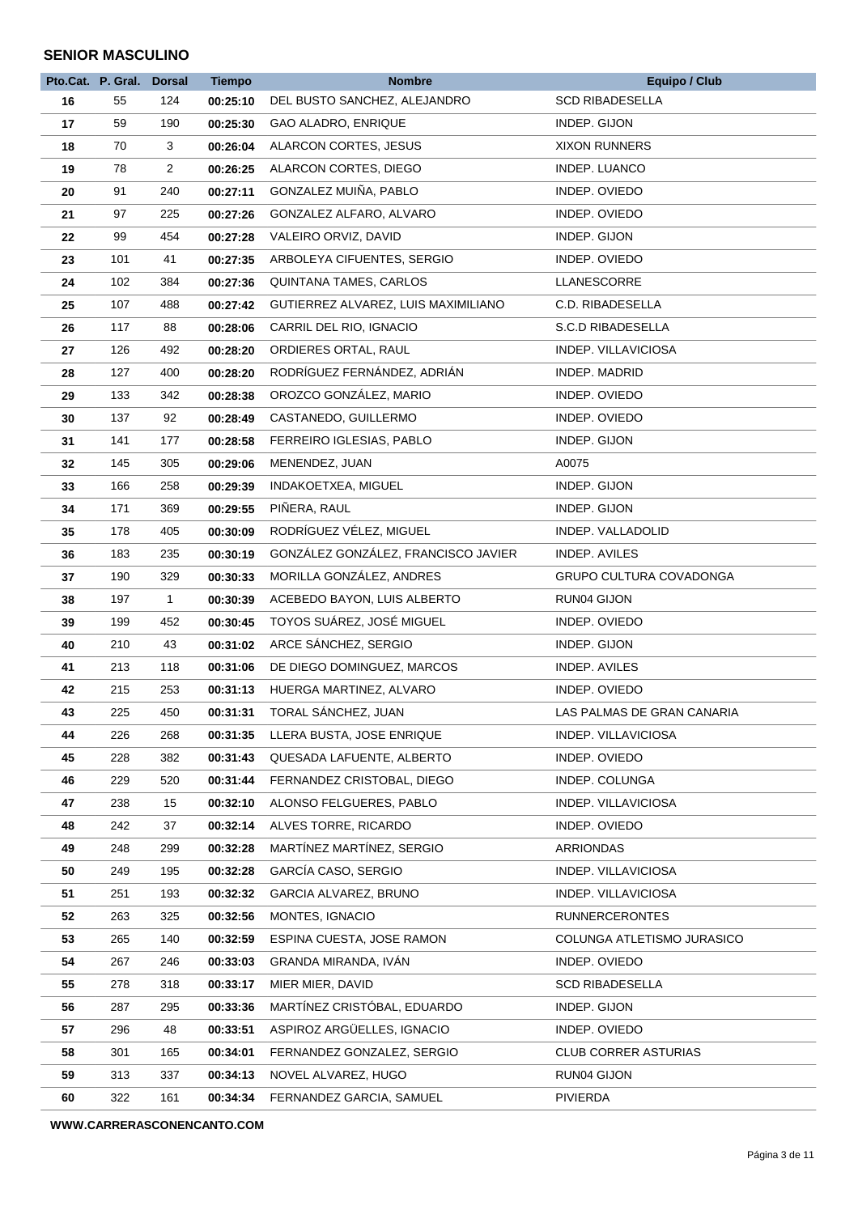**SENIOR MASCULINO**

| Pto.Cat. | P. Gral. | Dorsal | Tiempo | Nombre | Equipo / Club |
|---|---|---|---|---|---|
| 16 | 55 | 124 | 00:25:10 | DEL BUSTO SANCHEZ, ALEJANDRO | SCD RIBADESELLA |
| 17 | 59 | 190 | 00:25:30 | GAO ALADRO, ENRIQUE | INDEP. GIJON |
| 18 | 70 | 3 | 00:26:04 | ALARCON CORTES, JESUS | XIXON RUNNERS |
| 19 | 78 | 2 | 00:26:25 | ALARCON CORTES, DIEGO | INDEP. LUANCO |
| 20 | 91 | 240 | 00:27:11 | GONZALEZ MUIÑA, PABLO | INDEP. OVIEDO |
| 21 | 97 | 225 | 00:27:26 | GONZALEZ ALFARO, ALVARO | INDEP. OVIEDO |
| 22 | 99 | 454 | 00:27:28 | VALEIRO ORVIZ, DAVID | INDEP. GIJON |
| 23 | 101 | 41 | 00:27:35 | ARBOLEYA CIFUENTES, SERGIO | INDEP. OVIEDO |
| 24 | 102 | 384 | 00:27:36 | QUINTANA TAMES, CARLOS | LLANESCORRE |
| 25 | 107 | 488 | 00:27:42 | GUTIERREZ ALVAREZ, LUIS MAXIMILIANO | C.D. RIBADESELLA |
| 26 | 117 | 88 | 00:28:06 | CARRIL DEL RIO, IGNACIO | S.C.D RIBADESELLA |
| 27 | 126 | 492 | 00:28:20 | ORDIERES ORTAL, RAUL | INDEP. VILLAVICIOSA |
| 28 | 127 | 400 | 00:28:20 | RODRÍGUEZ FERNÁNDEZ, ADRIÁN | INDEP. MADRID |
| 29 | 133 | 342 | 00:28:38 | OROZCO GONZÁLEZ, MARIO | INDEP. OVIEDO |
| 30 | 137 | 92 | 00:28:49 | CASTANEDO, GUILLERMO | INDEP. OVIEDO |
| 31 | 141 | 177 | 00:28:58 | FERREIRO IGLESIAS, PABLO | INDEP. GIJON |
| 32 | 145 | 305 | 00:29:06 | MENENDEZ, JUAN | A0075 |
| 33 | 166 | 258 | 00:29:39 | INDAKOETXEA, MIGUEL | INDEP. GIJON |
| 34 | 171 | 369 | 00:29:55 | PIÑERA, RAUL | INDEP. GIJON |
| 35 | 178 | 405 | 00:30:09 | RODRÍGUEZ VÉLEZ, MIGUEL | INDEP. VALLADOLID |
| 36 | 183 | 235 | 00:30:19 | GONZÁLEZ GONZÁLEZ, FRANCISCO JAVIER | INDEP. AVILES |
| 37 | 190 | 329 | 00:30:33 | MORILLA GONZÁLEZ, ANDRES | GRUPO CULTURA COVADONGA |
| 38 | 197 | 1 | 00:30:39 | ACEBEDO BAYON, LUIS ALBERTO | RUN04 GIJON |
| 39 | 199 | 452 | 00:30:45 | TOYOS SUÁREZ, JOSÉ MIGUEL | INDEP. OVIEDO |
| 40 | 210 | 43 | 00:31:02 | ARCE SÁNCHEZ, SERGIO | INDEP. GIJON |
| 41 | 213 | 118 | 00:31:06 | DE DIEGO DOMINGUEZ, MARCOS | INDEP. AVILES |
| 42 | 215 | 253 | 00:31:13 | HUERGA MARTINEZ, ALVARO | INDEP. OVIEDO |
| 43 | 225 | 450 | 00:31:31 | TORAL SÁNCHEZ, JUAN | LAS PALMAS DE GRAN CANARIA |
| 44 | 226 | 268 | 00:31:35 | LLERA BUSTA, JOSE ENRIQUE | INDEP. VILLAVICIOSA |
| 45 | 228 | 382 | 00:31:43 | QUESADA LAFUENTE, ALBERTO | INDEP. OVIEDO |
| 46 | 229 | 520 | 00:31:44 | FERNANDEZ CRISTOBAL, DIEGO | INDEP. COLUNGA |
| 47 | 238 | 15 | 00:32:10 | ALONSO FELGUERES, PABLO | INDEP. VILLAVICIOSA |
| 48 | 242 | 37 | 00:32:14 | ALVES TORRE, RICARDO | INDEP. OVIEDO |
| 49 | 248 | 299 | 00:32:28 | MARTÍNEZ MARTÍNEZ, SERGIO | ARRIONDAS |
| 50 | 249 | 195 | 00:32:28 | GARCÍA CASO, SERGIO | INDEP. VILLAVICIOSA |
| 51 | 251 | 193 | 00:32:32 | GARCIA ALVAREZ, BRUNO | INDEP. VILLAVICIOSA |
| 52 | 263 | 325 | 00:32:56 | MONTES, IGNACIO | RUNNERCERONTES |
| 53 | 265 | 140 | 00:32:59 | ESPINA CUESTA, JOSE RAMON | COLUNGA ATLETISMO JURASICO |
| 54 | 267 | 246 | 00:33:03 | GRANDA MIRANDA, IVÁN | INDEP. OVIEDO |
| 55 | 278 | 318 | 00:33:17 | MIER MIER, DAVID | SCD RIBADESELLA |
| 56 | 287 | 295 | 00:33:36 | MARTÍNEZ CRISTÓBAL, EDUARDO | INDEP. GIJON |
| 57 | 296 | 48 | 00:33:51 | ASPIROZ ARGÜELLES, IGNACIO | INDEP. OVIEDO |
| 58 | 301 | 165 | 00:34:01 | FERNANDEZ GONZALEZ, SERGIO | CLUB CORRER ASTURIAS |
| 59 | 313 | 337 | 00:34:13 | NOVEL ALVAREZ, HUGO | RUN04 GIJON |
| 60 | 322 | 161 | 00:34:34 | FERNANDEZ GARCIA, SAMUEL | PIVIERDA |

**WWW.CARRERASCONENCANTO.COM**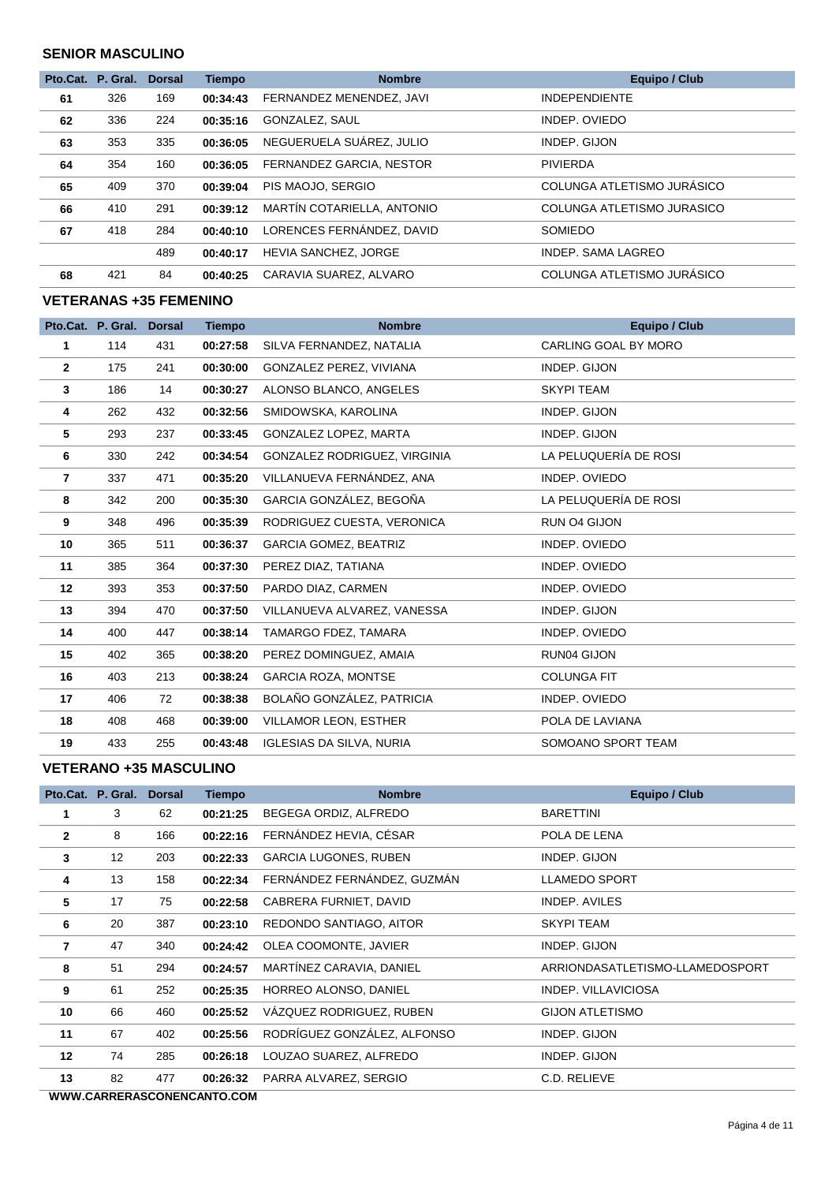### SENIOR MASCULINO

| Pto.Cat. | P. Gral. | Dorsal | Tiempo | Nombre | Equipo / Club |
|---|---|---|---|---|---|
| 61 | 326 | 169 | 00:34:43 | FERNANDEZ MENENDEZ, JAVI | INDEPENDIENTE |
| 62 | 336 | 224 | 00:35:16 | GONZALEZ, SAUL | INDEP. OVIEDO |
| 63 | 353 | 335 | 00:36:05 | NEGUERUELA SUÁREZ, JULIO | INDEP. GIJON |
| 64 | 354 | 160 | 00:36:05 | FERNANDEZ GARCIA, NESTOR | PIVIERDA |
| 65 | 409 | 370 | 00:39:04 | PIS MAOJO, SERGIO | COLUNGA ATLETISMO JURÁSICO |
| 66 | 410 | 291 | 00:39:12 | MARTÍN COTARIELLA, ANTONIO | COLUNGA ATLETISMO JURASICO |
| 67 | 418 | 284 | 00:40:10 | LORENCES FERNÁNDEZ, DAVID | SOMIEDO |
| | | 489 | 00:40:17 | HEVIA SANCHEZ, JORGE | INDEP. SAMA LAGREO |
| 68 | 421 | 84 | 00:40:25 | CARAVIA SUAREZ, ALVARO | COLUNGA ATLETISMO JURÁSICO |

### VETERANAS +35 FEMENINO

| Pto.Cat. | P. Gral. | Dorsal | Tiempo | Nombre | Equipo / Club |
|---|---|---|---|---|---|
| 1 | 114 | 431 | 00:27:58 | SILVA FERNANDEZ, NATALIA | CARLING GOAL BY MORO |
| 2 | 175 | 241 | 00:30:00 | GONZALEZ PEREZ, VIVIANA | INDEP. GIJON |
| 3 | 186 | 14 | 00:30:27 | ALONSO BLANCO, ANGELES | SKYPI TEAM |
| 4 | 262 | 432 | 00:32:56 | SMIDOWSKA, KAROLINA | INDEP. GIJON |
| 5 | 293 | 237 | 00:33:45 | GONZALEZ LOPEZ, MARTA | INDEP. GIJON |
| 6 | 330 | 242 | 00:34:54 | GONZALEZ RODRIGUEZ, VIRGINIA | LA PELUQUERÍA DE ROSI |
| 7 | 337 | 471 | 00:35:20 | VILLANUEVA FERNÁNDEZ, ANA | INDEP. OVIEDO |
| 8 | 342 | 200 | 00:35:30 | GARCIA GONZÁLEZ, BEGOÑA | LA PELUQUERÍA DE ROSI |
| 9 | 348 | 496 | 00:35:39 | RODRIGUEZ CUESTA, VERONICA | RUN O4 GIJON |
| 10 | 365 | 511 | 00:36:37 | GARCIA GOMEZ, BEATRIZ | INDEP. OVIEDO |
| 11 | 385 | 364 | 00:37:30 | PEREZ DIAZ, TATIANA | INDEP. OVIEDO |
| 12 | 393 | 353 | 00:37:50 | PARDO DIAZ, CARMEN | INDEP. OVIEDO |
| 13 | 394 | 470 | 00:37:50 | VILLANUEVA ALVAREZ, VANESSA | INDEP. GIJON |
| 14 | 400 | 447 | 00:38:14 | TAMARGO FDEZ, TAMARA | INDEP. OVIEDO |
| 15 | 402 | 365 | 00:38:20 | PEREZ DOMINGUEZ, AMAIA | RUN04 GIJON |
| 16 | 403 | 213 | 00:38:24 | GARCIA ROZA, MONTSE | COLUNGA FIT |
| 17 | 406 | 72 | 00:38:38 | BOLAÑO GONZÁLEZ, PATRICIA | INDEP. OVIEDO |
| 18 | 408 | 468 | 00:39:00 | VILLAMOR LEON, ESTHER | POLA DE LAVIANA |
| 19 | 433 | 255 | 00:43:48 | IGLESIAS DA SILVA, NURIA | SOMOANO SPORT TEAM |

### VETERANO +35 MASCULINO

| Pto.Cat. | P. Gral. | Dorsal | Tiempo | Nombre | Equipo / Club |
|---|---|---|---|---|---|
| 1 | 3 | 62 | 00:21:25 | BEGEGA ORDIZ, ALFREDO | BARETTINI |
| 2 | 8 | 166 | 00:22:16 | FERNÁNDEZ HEVIA, CÉSAR | POLA DE LENA |
| 3 | 12 | 203 | 00:22:33 | GARCIA LUGONES, RUBEN | INDEP. GIJON |
| 4 | 13 | 158 | 00:22:34 | FERNÁNDEZ FERNÁNDEZ, GUZMÁN | LLAMEDO SPORT |
| 5 | 17 | 75 | 00:22:58 | CABRERA FURNIET, DAVID | INDEP. AVILES |
| 6 | 20 | 387 | 00:23:10 | REDONDO SANTIAGO, AITOR | SKYPI TEAM |
| 7 | 47 | 340 | 00:24:42 | OLEA COOMONTE, JAVIER | INDEP. GIJON |
| 8 | 51 | 294 | 00:24:57 | MARTÍNEZ CARAVIA, DANIEL | ARRIONDASATLETISMO-LLAMEDOSPORT |
| 9 | 61 | 252 | 00:25:35 | HORREO ALONSO, DANIEL | INDEP. VILLAVICIOSA |
| 10 | 66 | 460 | 00:25:52 | VÁZQUEZ RODRIGUEZ, RUBEN | GIJON ATLETISMO |
| 11 | 67 | 402 | 00:25:56 | RODRÍGUEZ GONZÁLEZ, ALFONSO | INDEP. GIJON |
| 12 | 74 | 285 | 00:26:18 | LOUZAO SUAREZ, ALFREDO | INDEP. GIJON |
| 13 | 82 | 477 | 00:26:32 | PARRA ALVAREZ, SERGIO | C.D. RELIEVE |

WWW.CARRERASCONENCANTO.COM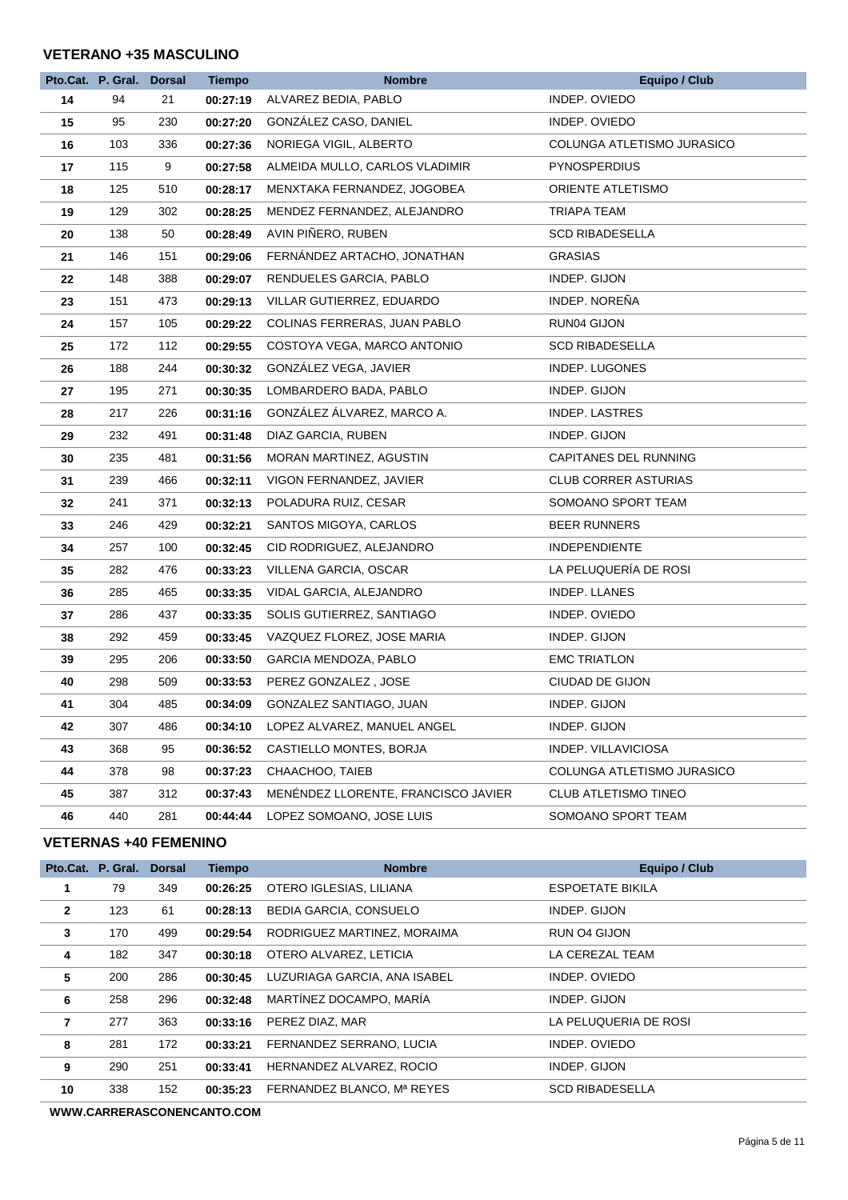### VETERANO +35 MASCULINO

| Pto.Cat. | P. Gral. | Dorsal | Tiempo | Nombre | Equipo / Club |
|---|---|---|---|---|---|
| **14** | 94 | 21 | **00:27:19** | ALVAREZ BEDIA, PABLO | INDEP. OVIEDO |
| **15** | 95 | 230 | **00:27:20** | GONZÁLEZ CASO, DANIEL | INDEP. OVIEDO |
| **16** | 103 | 336 | **00:27:36** | NORIEGA VIGIL, ALBERTO | COLUNGA ATLETISMO JURASICO |
| **17** | 115 | 9 | **00:27:58** | ALMEIDA MULLO, CARLOS VLADIMIR | PYNOSPERDIUS |
| **18** | 125 | 510 | **00:28:17** | MENXTAKA FERNANDEZ, JOGOBEA | ORIENTE ATLETISMO |
| **19** | 129 | 302 | **00:28:25** | MENDEZ FERNANDEZ, ALEJANDRO | TRIAPA TEAM |
| **20** | 138 | 50 | **00:28:49** | AVIN PIÑERO, RUBEN | SCD RIBADESELLA |
| **21** | 146 | 151 | **00:29:06** | FERNÁNDEZ ARTACHO, JONATHAN | GRASIAS |
| **22** | 148 | 388 | **00:29:07** | RENDUELES GARCIA, PABLO | INDEP. GIJON |
| **23** | 151 | 473 | **00:29:13** | VILLAR GUTIERREZ, EDUARDO | INDEP. NOREÑA |
| **24** | 157 | 105 | **00:29:22** | COLINAS FERRERAS, JUAN PABLO | RUN04 GIJON |
| **25** | 172 | 112 | **00:29:55** | COSTOYA VEGA, MARCO ANTONIO | SCD RIBADESELLA |
| **26** | 188 | 244 | **00:30:32** | GONZÁLEZ VEGA, JAVIER | INDEP. LUGONES |
| **27** | 195 | 271 | **00:30:35** | LOMBARDERO BADA, PABLO | INDEP. GIJON |
| **28** | 217 | 226 | **00:31:16** | GONZÁLEZ ÁLVAREZ, MARCO A. | INDEP. LASTRES |
| **29** | 232 | 491 | **00:31:48** | DIAZ GARCIA, RUBEN | INDEP. GIJON |
| **30** | 235 | 481 | **00:31:56** | MORAN MARTINEZ, AGUSTIN | CAPITANES DEL RUNNING |
| **31** | 239 | 466 | **00:32:11** | VIGON FERNANDEZ, JAVIER | CLUB CORRER ASTURIAS |
| **32** | 241 | 371 | **00:32:13** | POLADURA RUIZ, CESAR | SOMOANO SPORT TEAM |
| **33** | 246 | 429 | **00:32:21** | SANTOS MIGOYA, CARLOS | BEER RUNNERS |
| **34** | 257 | 100 | **00:32:45** | CID RODRIGUEZ, ALEJANDRO | INDEPENDIENTE |
| **35** | 282 | 476 | **00:33:23** | VILLENA GARCIA, OSCAR | LA PELUQUERÍA DE ROSI |
| **36** | 285 | 465 | **00:33:35** | VIDAL GARCIA, ALEJANDRO | INDEP. LLANES |
| **37** | 286 | 437 | **00:33:35** | SOLIS GUTIERREZ, SANTIAGO | INDEP. OVIEDO |
| **38** | 292 | 459 | **00:33:45** | VAZQUEZ FLOREZ, JOSE MARIA | INDEP. GIJON |
| **39** | 295 | 206 | **00:33:50** | GARCIA MENDOZA, PABLO | EMC TRIATLON |
| **40** | 298 | 509 | **00:33:53** | PEREZ GONZALEZ , JOSE | CIUDAD DE GIJON |
| **41** | 304 | 485 | **00:34:09** | GONZALEZ SANTIAGO, JUAN | INDEP. GIJON |
| **42** | 307 | 486 | **00:34:10** | LOPEZ ALVAREZ, MANUEL ANGEL | INDEP. GIJON |
| **43** | 368 | 95 | **00:36:52** | CASTIELLO MONTES, BORJA | INDEP. VILLAVICIOSA |
| **44** | 378 | 98 | **00:37:23** | CHAACHOO, TAIEB | COLUNGA ATLETISMO JURASICO |
| **45** | 387 | 312 | **00:37:43** | MENÉNDEZ LLORENTE, FRANCISCO JAVIER | CLUB ATLETISMO TINEO |
| **46** | 440 | 281 | **00:44:44** | LOPEZ SOMOANO, JOSE LUIS | SOMOANO SPORT TEAM |

### VETERNAS +40 FEMENINO

| Pto.Cat. | P. Gral. | Dorsal | Tiempo | Nombre | Equipo / Club |
|---|---|---|---|---|---|
| **1** | 79 | 349 | **00:26:25** | OTERO IGLESIAS, LILIANA | ESPOETATE BIKILA |
| **2** | 123 | 61 | **00:28:13** | BEDIA GARCIA, CONSUELO | INDEP. GIJON |
| **3** | 170 | 499 | **00:29:54** | RODRIGUEZ MARTINEZ, MORAIMA | RUN O4 GIJON |
| **4** | 182 | 347 | **00:30:18** | OTERO ALVAREZ, LETICIA | LA CEREZAL TEAM |
| **5** | 200 | 286 | **00:30:45** | LUZURIAGA GARCIA, ANA ISABEL | INDEP. OVIEDO |
| **6** | 258 | 296 | **00:32:48** | MARTÍNEZ DOCAMPO, MARÍA | INDEP. GIJON |
| **7** | 277 | 363 | **00:33:16** | PEREZ DIAZ, MAR | LA PELUQUERIA DE ROSI |
| **8** | 281 | 172 | **00:33:21** | FERNANDEZ SERRANO, LUCIA | INDEP. OVIEDO |
| **9** | 290 | 251 | **00:33:41** | HERNANDEZ ALVAREZ, ROCIO | INDEP. GIJON |
| **10** | 338 | 152 | **00:35:23** | FERNANDEZ BLANCO, Mª REYES | SCD RIBADESELLA |

**WWW.CARRERASCONENCANTO.COM**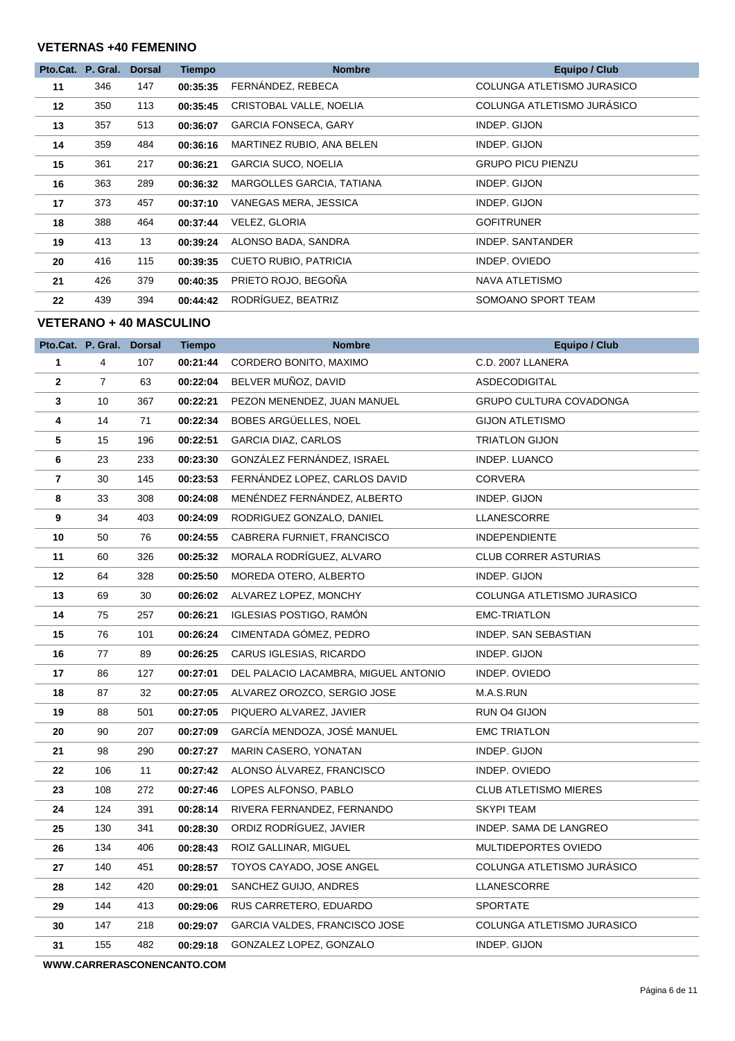### VETERNAS +40 FEMENINO

| Pto.Cat. | P. Gral. | Dorsal | Tiempo | Nombre | Equipo / Club |
|---|---|---|---|---|---|
| 11 | 346 | 147 | 00:35:35 | FERNÁNDEZ, REBECA | COLUNGA ATLETISMO JURASICO |
| 12 | 350 | 113 | 00:35:45 | CRISTOBAL VALLE, NOELIA | COLUNGA ATLETISMO JURÁSICO |
| 13 | 357 | 513 | 00:36:07 | GARCIA FONSECA, GARY | INDEP. GIJON |
| 14 | 359 | 484 | 00:36:16 | MARTINEZ RUBIO, ANA BELEN | INDEP. GIJON |
| 15 | 361 | 217 | 00:36:21 | GARCIA SUCO, NOELIA | GRUPO PICU PIENZU |
| 16 | 363 | 289 | 00:36:32 | MARGOLLES GARCIA, TATIANA | INDEP. GIJON |
| 17 | 373 | 457 | 00:37:10 | VANEGAS MERA, JESSICA | INDEP. GIJON |
| 18 | 388 | 464 | 00:37:44 | VELEZ, GLORIA | GOFITRUNER |
| 19 | 413 | 13 | 00:39:24 | ALONSO BADA, SANDRA | INDEP. SANTANDER |
| 20 | 416 | 115 | 00:39:35 | CUETO RUBIO, PATRICIA | INDEP. OVIEDO |
| 21 | 426 | 379 | 00:40:35 | PRIETO ROJO, BEGOÑA | NAVA ATLETISMO |
| 22 | 439 | 394 | 00:44:42 | RODRÍGUEZ, BEATRIZ | SOMOANO SPORT TEAM |

### VETERANO + 40 MASCULINO

| Pto.Cat. | P. Gral. | Dorsal | Tiempo | Nombre | Equipo / Club |
|---|---|---|---|---|---|
| 1 | 4 | 107 | 00:21:44 | CORDERO BONITO, MAXIMO | C.D. 2007 LLANERA |
| 2 | 7 | 63 | 00:22:04 | BELVER MUÑOZ, DAVID | ASDECODIGITAL |
| 3 | 10 | 367 | 00:22:21 | PEZON MENENDEZ, JUAN MANUEL | GRUPO CULTURA COVADONGA |
| 4 | 14 | 71 | 00:22:34 | BOBES ARGÜELLES, NOEL | GIJON ATLETISMO |
| 5 | 15 | 196 | 00:22:51 | GARCIA DIAZ, CARLOS | TRIATLON GIJON |
| 6 | 23 | 233 | 00:23:30 | GONZÁLEZ FERNÁNDEZ, ISRAEL | INDEP. LUANCO |
| 7 | 30 | 145 | 00:23:53 | FERNÁNDEZ LOPEZ, CARLOS DAVID | CORVERA |
| 8 | 33 | 308 | 00:24:08 | MENÉNDEZ FERNÁNDEZ, ALBERTO | INDEP. GIJON |
| 9 | 34 | 403 | 00:24:09 | RODRIGUEZ GONZALO, DANIEL | LLANESCORRE |
| 10 | 50 | 76 | 00:24:55 | CABRERA FURNIET, FRANCISCO | INDEPENDIENTE |
| 11 | 60 | 326 | 00:25:32 | MORALA RODRÍGUEZ, ALVARO | CLUB CORRER ASTURIAS |
| 12 | 64 | 328 | 00:25:50 | MOREDA OTERO, ALBERTO | INDEP. GIJON |
| 13 | 69 | 30 | 00:26:02 | ALVAREZ LOPEZ, MONCHY | COLUNGA ATLETISMO JURASICO |
| 14 | 75 | 257 | 00:26:21 | IGLESIAS POSTIGO, RAMÓN | EMC-TRIATLON |
| 15 | 76 | 101 | 00:26:24 | CIMENTADA GÓMEZ, PEDRO | INDEP. SAN SEBASTIAN |
| 16 | 77 | 89 | 00:26:25 | CARUS IGLESIAS, RICARDO | INDEP. GIJON |
| 17 | 86 | 127 | 00:27:01 | DEL PALACIO LACAMBRA, MIGUEL ANTONIO | INDEP. OVIEDO |
| 18 | 87 | 32 | 00:27:05 | ALVAREZ OROZCO, SERGIO JOSE | M.A.S.RUN |
| 19 | 88 | 501 | 00:27:05 | PIQUERO ALVAREZ, JAVIER | RUN O4 GIJON |
| 20 | 90 | 207 | 00:27:09 | GARCÍA MENDOZA, JOSÉ MANUEL | EMC TRIATLON |
| 21 | 98 | 290 | 00:27:27 | MARIN CASERO, YONATAN | INDEP. GIJON |
| 22 | 106 | 11 | 00:27:42 | ALONSO ÁLVAREZ, FRANCISCO | INDEP. OVIEDO |
| 23 | 108 | 272 | 00:27:46 | LOPES ALFONSO, PABLO | CLUB ATLETISMO MIERES |
| 24 | 124 | 391 | 00:28:14 | RIVERA FERNANDEZ, FERNANDO | SKYPI TEAM |
| 25 | 130 | 341 | 00:28:30 | ORDIZ RODRÍGUEZ, JAVIER | INDEP. SAMA DE LANGREO |
| 26 | 134 | 406 | 00:28:43 | ROIZ GALLINAR, MIGUEL | MULTIDEPORTES OVIEDO |
| 27 | 140 | 451 | 00:28:57 | TOYOS CAYADO, JOSE ANGEL | COLUNGA ATLETISMO JURÁSICO |
| 28 | 142 | 420 | 00:29:01 | SANCHEZ GUIJO, ANDRES | LLANESCORRE |
| 29 | 144 | 413 | 00:29:06 | RUS CARRETERO, EDUARDO | SPORTATE |
| 30 | 147 | 218 | 00:29:07 | GARCIA VALDES, FRANCISCO JOSE | COLUNGA ATLETISMO JURASICO |
| 31 | 155 | 482 | 00:29:18 | GONZALEZ LOPEZ, GONZALO | INDEP. GIJON |

WWW.CARRERASCONENCANTO.COM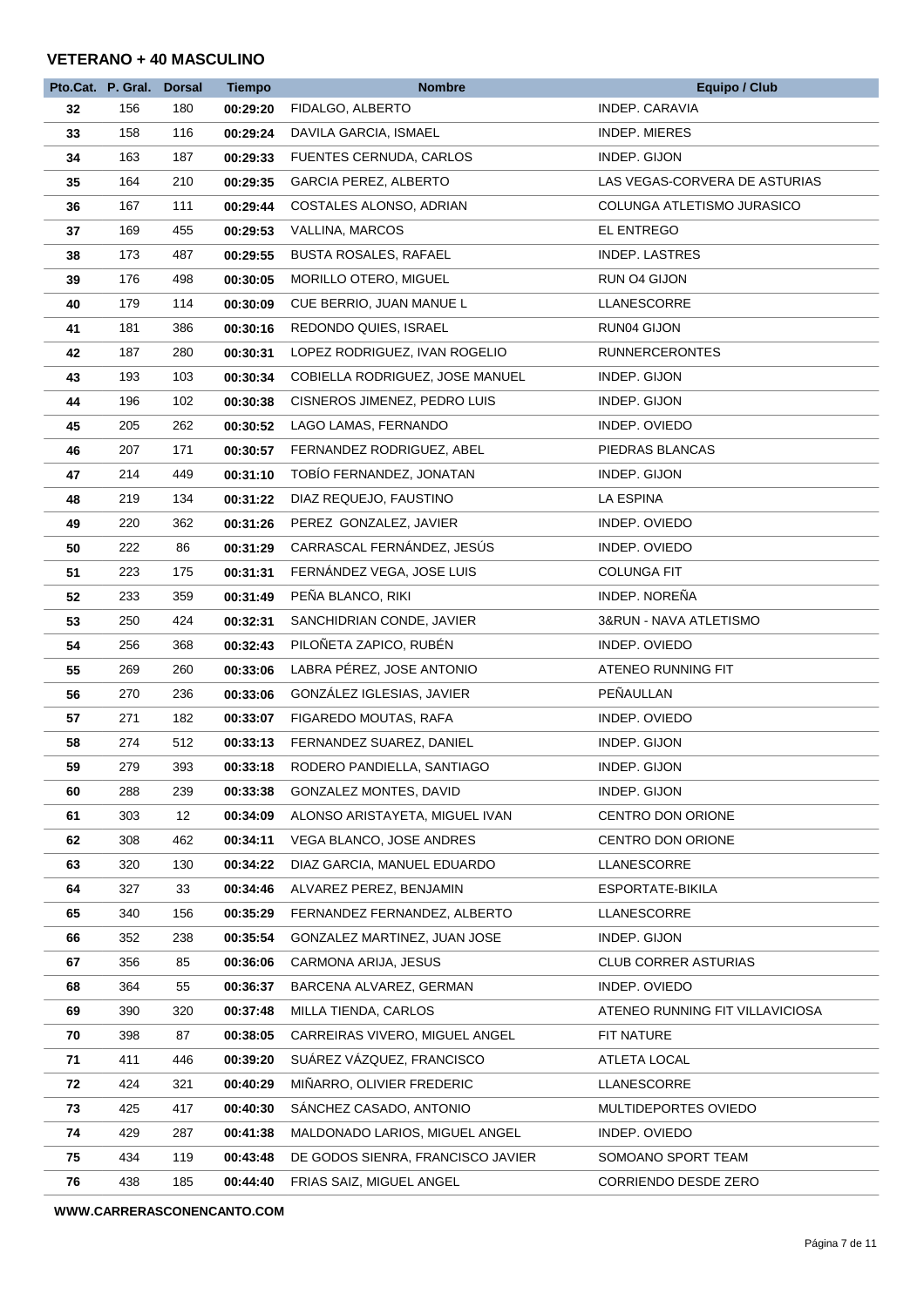## VETERANO + 40 MASCULINO

| Pto.Cat. | P. Gral. | Dorsal | Tiempo | Nombre | Equipo / Club |
|---|---|---|---|---|---|
| 32 | 156 | 180 | 00:29:20 | FIDALGO, ALBERTO | INDEP. CARAVIA |
| 33 | 158 | 116 | 00:29:24 | DAVILA GARCIA, ISMAEL | INDEP. MIERES |
| 34 | 163 | 187 | 00:29:33 | FUENTES CERNUDA, CARLOS | INDEP. GIJON |
| 35 | 164 | 210 | 00:29:35 | GARCIA PEREZ, ALBERTO | LAS VEGAS-CORVERA DE ASTURIAS |
| 36 | 167 | 111 | 00:29:44 | COSTALES ALONSO, ADRIAN | COLUNGA ATLETISMO JURASICO |
| 37 | 169 | 455 | 00:29:53 | VALLINA, MARCOS | EL ENTREGO |
| 38 | 173 | 487 | 00:29:55 | BUSTA ROSALES, RAFAEL | INDEP. LASTRES |
| 39 | 176 | 498 | 00:30:05 | MORILLO OTERO, MIGUEL | RUN O4 GIJON |
| 40 | 179 | 114 | 00:30:09 | CUE BERRIO, JUAN MANUE L | LLANESCORRE |
| 41 | 181 | 386 | 00:30:16 | REDONDO QUIES, ISRAEL | RUN04 GIJON |
| 42 | 187 | 280 | 00:30:31 | LOPEZ RODRIGUEZ, IVAN ROGELIO | RUNNERCERONTES |
| 43 | 193 | 103 | 00:30:34 | COBIELLA RODRIGUEZ, JOSE MANUEL | INDEP. GIJON |
| 44 | 196 | 102 | 00:30:38 | CISNEROS JIMENEZ, PEDRO LUIS | INDEP. GIJON |
| 45 | 205 | 262 | 00:30:52 | LAGO LAMAS, FERNANDO | INDEP. OVIEDO |
| 46 | 207 | 171 | 00:30:57 | FERNANDEZ RODRIGUEZ, ABEL | PIEDRAS BLANCAS |
| 47 | 214 | 449 | 00:31:10 | TOBÍO FERNANDEZ, JONATAN | INDEP. GIJON |
| 48 | 219 | 134 | 00:31:22 | DIAZ REQUEJO, FAUSTINO | LA ESPINA |
| 49 | 220 | 362 | 00:31:26 | PEREZ GONZALEZ, JAVIER | INDEP. OVIEDO |
| 50 | 222 | 86 | 00:31:29 | CARRASCAL FERNÁNDEZ, JESÚS | INDEP. OVIEDO |
| 51 | 223 | 175 | 00:31:31 | FERNÁNDEZ VEGA, JOSE LUIS | COLUNGA FIT |
| 52 | 233 | 359 | 00:31:49 | PEÑA BLANCO, RIKI | INDEP. NOREÑA |
| 53 | 250 | 424 | 00:32:31 | SANCHIDRIAN CONDE, JAVIER | 3&RUN - NAVA ATLETISMO |
| 54 | 256 | 368 | 00:32:43 | PILOÑETA ZAPICO, RUBÉN | INDEP. OVIEDO |
| 55 | 269 | 260 | 00:33:06 | LABRA PÉREZ, JOSE ANTONIO | ATENEO RUNNING FIT |
| 56 | 270 | 236 | 00:33:06 | GONZÁLEZ IGLESIAS, JAVIER | PEÑAULLAN |
| 57 | 271 | 182 | 00:33:07 | FIGAREDO MOUTAS, RAFA | INDEP. OVIEDO |
| 58 | 274 | 512 | 00:33:13 | FERNANDEZ SUAREZ, DANIEL | INDEP. GIJON |
| 59 | 279 | 393 | 00:33:18 | RODERO PANDIELLA, SANTIAGO | INDEP. GIJON |
| 60 | 288 | 239 | 00:33:38 | GONZALEZ MONTES, DAVID | INDEP. GIJON |
| 61 | 303 | 12 | 00:34:09 | ALONSO ARISTAYETA, MIGUEL IVAN | CENTRO DON ORIONE |
| 62 | 308 | 462 | 00:34:11 | VEGA BLANCO, JOSE ANDRES | CENTRO DON ORIONE |
| 63 | 320 | 130 | 00:34:22 | DIAZ GARCIA, MANUEL EDUARDO | LLANESCORRE |
| 64 | 327 | 33 | 00:34:46 | ALVAREZ PEREZ, BENJAMIN | ESPORTATE-BIKILA |
| 65 | 340 | 156 | 00:35:29 | FERNANDEZ FERNANDEZ, ALBERTO | LLANESCORRE |
| 66 | 352 | 238 | 00:35:54 | GONZALEZ MARTINEZ, JUAN JOSE | INDEP. GIJON |
| 67 | 356 | 85 | 00:36:06 | CARMONA ARIJA, JESUS | CLUB CORRER ASTURIAS |
| 68 | 364 | 55 | 00:36:37 | BARCENA ALVAREZ, GERMAN | INDEP. OVIEDO |
| 69 | 390 | 320 | 00:37:48 | MILLA TIENDA, CARLOS | ATENEO RUNNING FIT VILLAVICIOSA |
| 70 | 398 | 87 | 00:38:05 | CARREIRAS VIVERO, MIGUEL ANGEL | FIT NATURE |
| 71 | 411 | 446 | 00:39:20 | SUÁREZ VÁZQUEZ, FRANCISCO | ATLETA LOCAL |
| 72 | 424 | 321 | 00:40:29 | MIÑARRO, OLIVIER FREDERIC | LLANESCORRE |
| 73 | 425 | 417 | 00:40:30 | SÁNCHEZ CASADO, ANTONIO | MULTIDEPORTES OVIEDO |
| 74 | 429 | 287 | 00:41:38 | MALDONADO LARIOS, MIGUEL ANGEL | INDEP. OVIEDO |
| 75 | 434 | 119 | 00:43:48 | DE GODOS SIENRA, FRANCISCO JAVIER | SOMOANO SPORT TEAM |
| 76 | 438 | 185 | 00:44:40 | FRIAS SAIZ, MIGUEL ANGEL | CORRIENDO DESDE ZERO |

**WWW.CARRERASCONENCANTO.COM**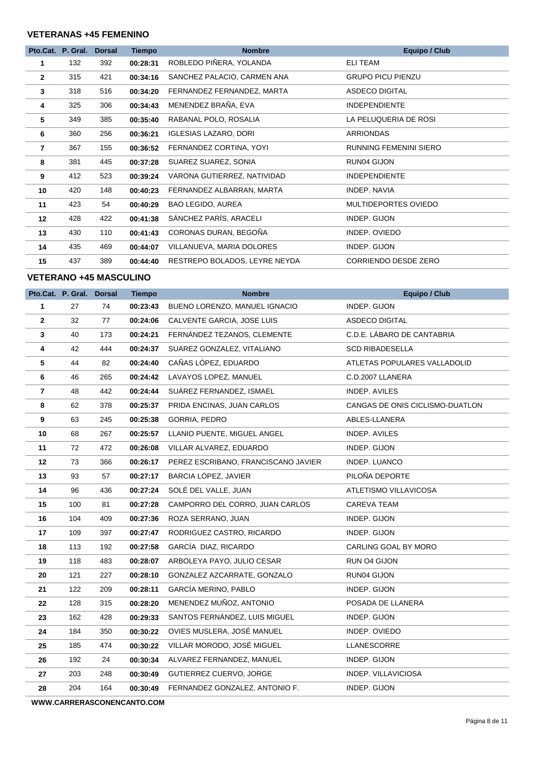### VETERANAS +45 FEMENINO

| Pto.Cat. | P. Gral. | Dorsal | Tiempo | Nombre | Equipo / Club |
|---|---|---|---|---|---|
| 1 | 132 | 392 | 00:28:31 | ROBLEDO PIÑERA, YOLANDA | ELI TEAM |
| 2 | 315 | 421 | 00:34:16 | SANCHEZ PALACIO, CARMEN ANA | GRUPO PICU PIENZU |
| 3 | 318 | 516 | 00:34:20 | FERNANDEZ FERNANDEZ, MARTA | ASDECO DIGITAL |
| 4 | 325 | 306 | 00:34:43 | MENENDEZ BRAÑA, EVA | INDEPENDIENTE |
| 5 | 349 | 385 | 00:35:40 | RABANAL POLO, ROSALIA | LA PELUQUERIA DE ROSI |
| 6 | 360 | 256 | 00:36:21 | IGLESIAS LAZARO, DORI | ARRIONDAS |
| 7 | 367 | 155 | 00:36:52 | FERNANDEZ CORTINA, YOYI | RUNNING FEMENINI SIERO |
| 8 | 381 | 445 | 00:37:28 | SUAREZ SUAREZ, SONIA | RUN04 GIJON |
| 9 | 412 | 523 | 00:39:24 | VARONA GUTIERREZ, NATIVIDAD | INDEPENDIENTE |
| 10 | 420 | 148 | 00:40:23 | FERNANDEZ ALBARRAN, MARTA | INDEP. NAVIA |
| 11 | 423 | 54 | 00:40:29 | BAO LEGIDO, AUREA | MULTIDEPORTES OVIEDO |
| 12 | 428 | 422 | 00:41:38 | SÁNCHEZ PARÍS, ARACELI | INDEP. GIJON |
| 13 | 430 | 110 | 00:41:43 | CORONAS DURAN, BEGOÑA | INDEP. OVIEDO |
| 14 | 435 | 469 | 00:44:07 | VILLANUEVA, MARIA DOLORES | INDEP. GIJON |
| 15 | 437 | 389 | 00:44:40 | RESTREPO BOLADOS, LEYRE NEYDA | CORRIENDO DESDE ZERO |

### VETERANO +45 MASCULINO

| Pto.Cat. | P. Gral. | Dorsal | Tiempo | Nombre | Equipo / Club |
|---|---|---|---|---|---|
| 1 | 27 | 74 | 00:23:43 | BUENO LORENZO, MANUEL IGNACIO | INDEP. GIJON |
| 2 | 32 | 77 | 00:24:06 | CALVENTE GARCIA, JOSE LUIS | ASDECO DIGITAL |
| 3 | 40 | 173 | 00:24:21 | FERNÁNDEZ TEZANOS, CLEMENTE | C.D.E. LÁBARO DE CANTABRIA |
| 4 | 42 | 444 | 00:24:37 | SUAREZ GONZALEZ, VITALIANO | SCD RIBADESELLA |
| 5 | 44 | 82 | 00:24:40 | CAÑAS LÓPEZ, EDUARDO | ATLETAS POPULARES VALLADOLID |
| 6 | 46 | 265 | 00:24:42 | LAVAYOS LOPEZ, MANUEL | C.D.2007 LLANERA |
| 7 | 48 | 442 | 00:24:44 | SUÁREZ FERNANDEZ, ISMAEL | INDEP. AVILES |
| 8 | 62 | 378 | 00:25:37 | PRIDA ENCINAS, JUAN CARLOS | CANGAS DE ONIS CICLISMO-DUATLON |
| 9 | 63 | 245 | 00:25:38 | GORRIA, PEDRO | ABLES-LLANERA |
| 10 | 68 | 267 | 00:25:57 | LLANIO PUENTE, MIGUEL ANGEL | INDEP. AVILES |
| 11 | 72 | 472 | 00:26:08 | VILLAR ALVAREZ, EDUARDO | INDEP. GIJON |
| 12 | 73 | 366 | 00:26:17 | PEREZ ESCRIBANO, FRANCISCANO JAVIER | INDEP. LUANCO |
| 13 | 93 | 57 | 00:27:17 | BARCIA LÓPEZ, JAVIER | PILOÑA DEPORTE |
| 14 | 96 | 436 | 00:27:24 | SOLÉ DEL VALLE, JUAN | ATLETISMO VILLAVICOSA |
| 15 | 100 | 81 | 00:27:28 | CAMPORRO DEL CORRO, JUAN CARLOS | CAREVA TEAM |
| 16 | 104 | 409 | 00:27:36 | ROZA SERRANO, JUAN | INDEP. GIJON |
| 17 | 109 | 397 | 00:27:47 | RODRIGUEZ CASTRO, RICARDO | INDEP. GIJON |
| 18 | 113 | 192 | 00:27:58 | GARCÍA DIAZ, RICARDO | CARLING GOAL BY MORO |
| 19 | 118 | 483 | 00:28:07 | ARBOLEYA PAYO, JULIO CESAR | RUN O4 GIJON |
| 20 | 121 | 227 | 00:28:10 | GONZALEZ AZCARRATE, GONZALO | RUN04 GIJON |
| 21 | 122 | 209 | 00:28:11 | GARCÍA MERINO, PABLO | INDEP. GIJON |
| 22 | 128 | 315 | 00:28:20 | MENENDEZ MUÑOZ, ANTONIO | POSADA DE LLANERA |
| 23 | 162 | 428 | 00:29:33 | SANTOS FERNÁNDEZ, LUIS MIGUEL | INDEP. GIJON |
| 24 | 184 | 350 | 00:30:22 | OVIES MUSLERA, JOSÉ MANUEL | INDEP. OVIEDO |
| 25 | 185 | 474 | 00:30:22 | VILLAR MORODO, JOSÉ MIGUEL | LLANESCORRE |
| 26 | 192 | 24 | 00:30:34 | ALVAREZ FERNANDEZ, MANUEL | INDEP. GIJON |
| 27 | 203 | 248 | 00:30:49 | GUTIERREZ CUERVO, JORGE | INDEP. VILLAVICIOSA |
| 28 | 204 | 164 | 00:30:49 | FERNANDEZ GONZALEZ, ANTONIO F. | INDEP. GIJON |

WWW.CARRERASCONENCANTO.COM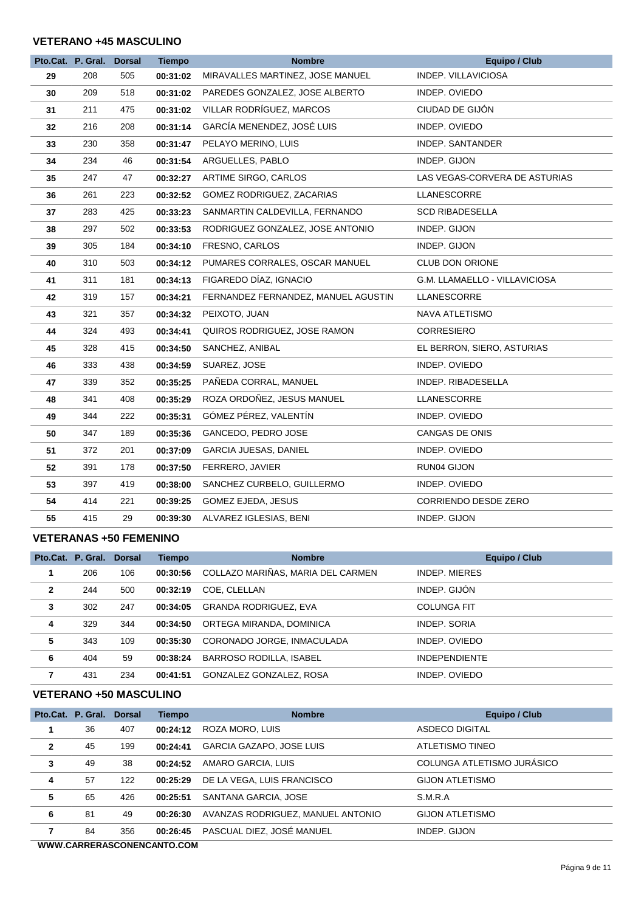### VETERANO +45 MASCULINO

| Pto.Cat. | P. Gral. | Dorsal | Tiempo | Nombre | Equipo / Club |
|---|---|---|---|---|---|
| 29 | 208 | 505 | 00:31:02 | MIRAVALLES MARTINEZ, JOSE MANUEL | INDEP. VILLAVICIOSA |
| 30 | 209 | 518 | 00:31:02 | PAREDES GONZALEZ, JOSE ALBERTO | INDEP. OVIEDO |
| 31 | 211 | 475 | 00:31:02 | VILLAR RODRÍGUEZ, MARCOS | CIUDAD DE GIJÓN |
| 32 | 216 | 208 | 00:31:14 | GARCÍA MENENDEZ, JOSÉ LUIS | INDEP. OVIEDO |
| 33 | 230 | 358 | 00:31:47 | PELAYO MERINO, LUIS | INDEP. SANTANDER |
| 34 | 234 | 46 | 00:31:54 | ARGUELLES, PABLO | INDEP. GIJON |
| 35 | 247 | 47 | 00:32:27 | ARTIME SIRGO, CARLOS | LAS VEGAS-CORVERA DE ASTURIAS |
| 36 | 261 | 223 | 00:32:52 | GOMEZ RODRIGUEZ, ZACARIAS | LLANESCORRE |
| 37 | 283 | 425 | 00:33:23 | SANMARTIN CALDEVILLA, FERNANDO | SCD RIBADESELLA |
| 38 | 297 | 502 | 00:33:53 | RODRIGUEZ GONZALEZ, JOSE ANTONIO | INDEP. GIJON |
| 39 | 305 | 184 | 00:34:10 | FRESNO, CARLOS | INDEP. GIJON |
| 40 | 310 | 503 | 00:34:12 | PUMARES CORRALES, OSCAR MANUEL | CLUB DON ORIONE |
| 41 | 311 | 181 | 00:34:13 | FIGAREDO DÍAZ, IGNACIO | G.M. LLAMAELLO - VILLAVICIOSA |
| 42 | 319 | 157 | 00:34:21 | FERNANDEZ FERNANDEZ, MANUEL AGUSTIN | LLANESCORRE |
| 43 | 321 | 357 | 00:34:32 | PEIXOTO, JUAN | NAVA ATLETISMO |
| 44 | 324 | 493 | 00:34:41 | QUIROS RODRIGUEZ, JOSE RAMON | CORRESIERO |
| 45 | 328 | 415 | 00:34:50 | SANCHEZ, ANIBAL | EL BERRON, SIERO, ASTURIAS |
| 46 | 333 | 438 | 00:34:59 | SUAREZ, JOSE | INDEP. OVIEDO |
| 47 | 339 | 352 | 00:35:25 | PAÑEDA CORRAL, MANUEL | INDEP. RIBADESELLA |
| 48 | 341 | 408 | 00:35:29 | ROZA ORDOÑEZ, JESUS MANUEL | LLANESCORRE |
| 49 | 344 | 222 | 00:35:31 | GÓMEZ PÉREZ, VALENTÍN | INDEP. OVIEDO |
| 50 | 347 | 189 | 00:35:36 | GANCEDO, PEDRO JOSE | CANGAS DE ONIS |
| 51 | 372 | 201 | 00:37:09 | GARCIA JUESAS, DANIEL | INDEP. OVIEDO |
| 52 | 391 | 178 | 00:37:50 | FERRERO, JAVIER | RUN04 GIJON |
| 53 | 397 | 419 | 00:38:00 | SANCHEZ CURBELO, GUILLERMO | INDEP. OVIEDO |
| 54 | 414 | 221 | 00:39:25 | GOMEZ EJEDA, JESUS | CORRIENDO DESDE ZERO |
| 55 | 415 | 29 | 00:39:30 | ALVAREZ IGLESIAS, BENI | INDEP. GIJON |

### VETERANAS +50 FEMENINO

| Pto.Cat. | P. Gral. | Dorsal | Tiempo | Nombre | Equipo / Club |
|---|---|---|---|---|---|
| 1 | 206 | 106 | 00:30:56 | COLLAZO MARIÑAS, MARIA DEL CARMEN | INDEP. MIERES |
| 2 | 244 | 500 | 00:32:19 | COE, CLELLAN | INDEP. GIJÓN |
| 3 | 302 | 247 | 00:34:05 | GRANDA RODRIGUEZ, EVA | COLUNGA FIT |
| 4 | 329 | 344 | 00:34:50 | ORTEGA MIRANDA, DOMINICA | INDEP. SORIA |
| 5 | 343 | 109 | 00:35:30 | CORONADO JORGE, INMACULADA | INDEP. OVIEDO |
| 6 | 404 | 59 | 00:38:24 | BARROSO RODILLA, ISABEL | INDEPENDIENTE |
| 7 | 431 | 234 | 00:41:51 | GONZALEZ GONZALEZ, ROSA | INDEP. OVIEDO |

### VETERANO +50 MASCULINO

| Pto.Cat. | P. Gral. | Dorsal | Tiempo | Nombre | Equipo / Club |
|---|---|---|---|---|---|
| 1 | 36 | 407 | 00:24:12 | ROZA MORO, LUIS | ASDECO DIGITAL |
| 2 | 45 | 199 | 00:24:41 | GARCIA GAZAPO, JOSE LUIS | ATLETISMO TINEO |
| 3 | 49 | 38 | 00:24:52 | AMARO GARCIA, LUIS | COLUNGA ATLETISMO JURÁSICO |
| 4 | 57 | 122 | 00:25:29 | DE LA VEGA, LUIS FRANCISCO | GIJON ATLETISMO |
| 5 | 65 | 426 | 00:25:51 | SANTANA GARCIA, JOSE | S.M.R.A |
| 6 | 81 | 49 | 00:26:30 | AVANZAS RODRIGUEZ, MANUEL ANTONIO | GIJON ATLETISMO |
| 7 | 84 | 356 | 00:26:45 | PASCUAL DIEZ, JOSÉ MANUEL | INDEP. GIJON |

WWW.CARRERASCONENCANTO.COM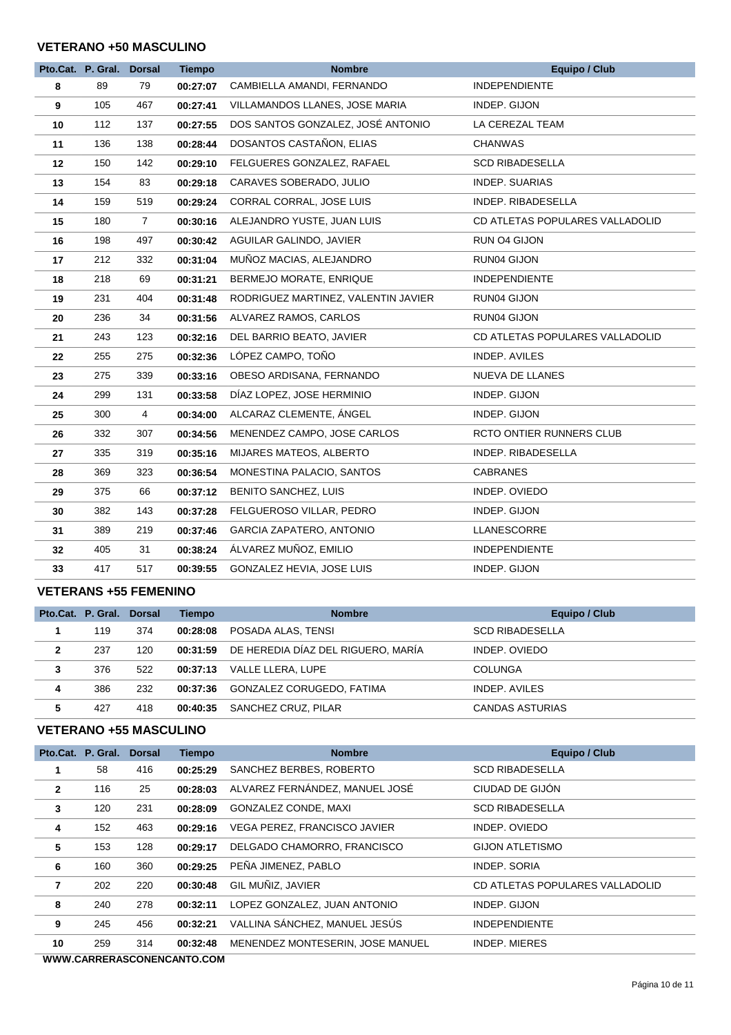### VETERANO +50 MASCULINO

| Pto.Cat. | P. Gral. | Dorsal | Tiempo | Nombre | Equipo / Club |
|---|---|---|---|---|---|
| 8 | 89 | 79 | 00:27:07 | CAMBIELLA AMANDI, FERNANDO | INDEPENDIENTE |
| 9 | 105 | 467 | 00:27:41 | VILLAMANDOS LLANES, JOSE MARIA | INDEP. GIJON |
| 10 | 112 | 137 | 00:27:55 | DOS SANTOS GONZALEZ, JOSÉ ANTONIO | LA CEREZAL TEAM |
| 11 | 136 | 138 | 00:28:44 | DOSANTOS CASTAÑON, ELIAS | CHANWAS |
| 12 | 150 | 142 | 00:29:10 | FELGUERES GONZALEZ, RAFAEL | SCD RIBADESELLA |
| 13 | 154 | 83 | 00:29:18 | CARAVES SOBERADO, JULIO | INDEP. SUARIAS |
| 14 | 159 | 519 | 00:29:24 | CORRAL CORRAL, JOSE LUIS | INDEP. RIBADESELLA |
| 15 | 180 | 7 | 00:30:16 | ALEJANDRO YUSTE, JUAN LUIS | CD ATLETAS POPULARES VALLADOLID |
| 16 | 198 | 497 | 00:30:42 | AGUILAR GALINDO, JAVIER | RUN O4 GIJON |
| 17 | 212 | 332 | 00:31:04 | MUÑOZ MACIAS, ALEJANDRO | RUN04 GIJON |
| 18 | 218 | 69 | 00:31:21 | BERMEJO MORATE, ENRIQUE | INDEPENDIENTE |
| 19 | 231 | 404 | 00:31:48 | RODRIGUEZ MARTINEZ, VALENTIN JAVIER | RUN04 GIJON |
| 20 | 236 | 34 | 00:31:56 | ALVAREZ RAMOS, CARLOS | RUN04 GIJON |
| 21 | 243 | 123 | 00:32:16 | DEL BARRIO BEATO, JAVIER | CD ATLETAS POPULARES VALLADOLID |
| 22 | 255 | 275 | 00:32:36 | LÓPEZ CAMPO, TOÑO | INDEP. AVILES |
| 23 | 275 | 339 | 00:33:16 | OBESO ARDISANA, FERNANDO | NUEVA DE LLANES |
| 24 | 299 | 131 | 00:33:58 | DÍAZ LOPEZ, JOSE HERMINIO | INDEP. GIJON |
| 25 | 300 | 4 | 00:34:00 | ALCARAZ CLEMENTE, ÁNGEL | INDEP. GIJON |
| 26 | 332 | 307 | 00:34:56 | MENENDEZ CAMPO, JOSE CARLOS | RCTO ONTIER RUNNERS CLUB |
| 27 | 335 | 319 | 00:35:16 | MIJARES MATEOS, ALBERTO | INDEP. RIBADESELLA |
| 28 | 369 | 323 | 00:36:54 | MONESTINA PALACIO, SANTOS | CABRANES |
| 29 | 375 | 66 | 00:37:12 | BENITO SANCHEZ, LUIS | INDEP. OVIEDO |
| 30 | 382 | 143 | 00:37:28 | FELGUEROSO VILLAR, PEDRO | INDEP. GIJON |
| 31 | 389 | 219 | 00:37:46 | GARCIA ZAPATERO, ANTONIO | LLANESCORRE |
| 32 | 405 | 31 | 00:38:24 | ÁLVAREZ MUÑOZ, EMILIO | INDEPENDIENTE |
| 33 | 417 | 517 | 00:39:55 | GONZALEZ HEVIA, JOSE LUIS | INDEP. GIJON |

### VETERANS +55 FEMENINO

| Pto.Cat. | P. Gral. | Dorsal | Tiempo | Nombre | Equipo / Club |
|---|---|---|---|---|---|
| 1 | 119 | 374 | 00:28:08 | POSADA ALAS, TENSI | SCD RIBADESELLA |
| 2 | 237 | 120 | 00:31:59 | DE HEREDIA DÍAZ DEL RIGUERO, MARÍA | INDEP. OVIEDO |
| 3 | 376 | 522 | 00:37:13 | VALLE LLERA, LUPE | COLUNGA |
| 4 | 386 | 232 | 00:37:36 | GONZALEZ CORUGEDO, FATIMA | INDEP. AVILES |
| 5 | 427 | 418 | 00:40:35 | SANCHEZ CRUZ, PILAR | CANDAS ASTURIAS |

### VETERANO +55 MASCULINO

| Pto.Cat. | P. Gral. | Dorsal | Tiempo | Nombre | Equipo / Club |
|---|---|---|---|---|---|
| 1 | 58 | 416 | 00:25:29 | SANCHEZ BERBES, ROBERTO | SCD RIBADESELLA |
| 2 | 116 | 25 | 00:28:03 | ALVAREZ FERNÁNDEZ, MANUEL JOSÉ | CIUDAD DE GIJÓN |
| 3 | 120 | 231 | 00:28:09 | GONZALEZ CONDE, MAXI | SCD RIBADESELLA |
| 4 | 152 | 463 | 00:29:16 | VEGA PEREZ, FRANCISCO JAVIER | INDEP. OVIEDO |
| 5 | 153 | 128 | 00:29:17 | DELGADO CHAMORRO, FRANCISCO | GIJON ATLETISMO |
| 6 | 160 | 360 | 00:29:25 | PEÑA JIMENEZ, PABLO | INDEP. SORIA |
| 7 | 202 | 220 | 00:30:48 | GIL MUÑIZ, JAVIER | CD ATLETAS POPULARES VALLADOLID |
| 8 | 240 | 278 | 00:32:11 | LOPEZ GONZALEZ, JUAN ANTONIO | INDEP. GIJON |
| 9 | 245 | 456 | 00:32:21 | VALLINA SÁNCHEZ, MANUEL JESÚS | INDEPENDIENTE |
| 10 | 259 | 314 | 00:32:48 | MENENDEZ MONTESERIN, JOSE MANUEL | INDEP. MIERES |

WWW.CARRERASCONENCANTO.COM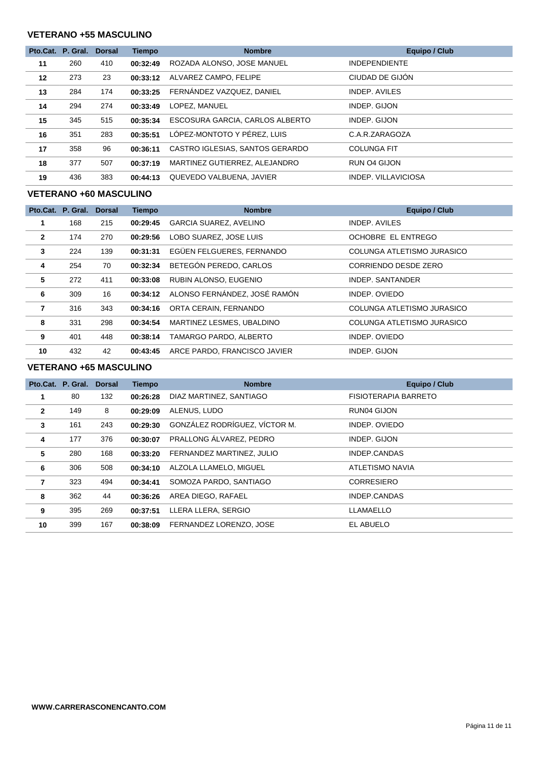### VETERANO +55 MASCULINO

| Pto.Cat. | P. Gral. | Dorsal | Tiempo | Nombre | Equipo / Club |
|---|---|---|---|---|---|
| 11 | 260 | 410 | **00:32:49** | ROZADA ALONSO, JOSE MANUEL | INDEPENDIENTE |
| 12 | 273 | 23 | **00:33:12** | ALVAREZ CAMPO, FELIPE | CIUDAD DE GIJÓN |
| 13 | 284 | 174 | **00:33:25** | FERNÁNDEZ VAZQUEZ, DANIEL | INDEP. AVILES |
| 14 | 294 | 274 | **00:33:49** | LOPEZ, MANUEL | INDEP. GIJON |
| 15 | 345 | 515 | **00:35:34** | ESCOSURA GARCIA, CARLOS ALBERTO | INDEP. GIJON |
| 16 | 351 | 283 | **00:35:51** | LÓPEZ-MONTOTO Y PÉREZ, LUIS | C.A.R.ZARAGOZA |
| 17 | 358 | 96 | **00:36:11** | CASTRO IGLESIAS, SANTOS GERARDO | COLUNGA FIT |
| 18 | 377 | 507 | **00:37:19** | MARTINEZ GUTIERREZ, ALEJANDRO | RUN O4 GIJON |
| 19 | 436 | 383 | **00:44:13** | QUEVEDO VALBUENA, JAVIER | INDEP. VILLAVICIOSA |

### VETERANO +60 MASCULINO

| Pto.Cat. | P. Gral. | Dorsal | Tiempo | Nombre | Equipo / Club |
|---|---|---|---|---|---|
| 1 | 168 | 215 | **00:29:45** | GARCIA SUAREZ, AVELINO | INDEP. AVILES |
| 2 | 174 | 270 | **00:29:56** | LOBO SUAREZ, JOSE LUIS | OCHOBRE EL ENTREGO |
| 3 | 224 | 139 | **00:31:31** | EGÜEN FELGUERES, FERNANDO | COLUNGA ATLETISMO JURASICO |
| 4 | 254 | 70 | **00:32:34** | BETEGÓN PEREDO, CARLOS | CORRIENDO DESDE ZERO |
| 5 | 272 | 411 | **00:33:08** | RUBIN ALONSO, EUGENIO | INDEP. SANTANDER |
| 6 | 309 | 16 | **00:34:12** | ALONSO FERNÁNDEZ, JOSÉ RAMÓN | INDEP. OVIEDO |
| 7 | 316 | 343 | **00:34:16** | ORTA CERAIN, FERNANDO | COLUNGA ATLETISMO JURASICO |
| 8 | 331 | 298 | **00:34:54** | MARTINEZ LESMES, UBALDINO | COLUNGA ATLETISMO JURASICO |
| 9 | 401 | 448 | **00:38:14** | TAMARGO PARDO, ALBERTO | INDEP. OVIEDO |
| 10 | 432 | 42 | **00:43:45** | ARCE PARDO, FRANCISCO JAVIER | INDEP. GIJON |

### VETERANO +65 MASCULINO

| Pto.Cat. | P. Gral. | Dorsal | Tiempo | Nombre | Equipo / Club |
|---|---|---|---|---|---|
| 1 | 80 | 132 | **00:26:28** | DIAZ MARTINEZ, SANTIAGO | FISIOTERAPIA BARRETO |
| 2 | 149 | 8 | **00:29:09** | ALENUS, LUDO | RUN04 GIJON |
| 3 | 161 | 243 | **00:29:30** | GONZÁLEZ RODRÍGUEZ, VÍCTOR M. | INDEP. OVIEDO |
| 4 | 177 | 376 | **00:30:07** | PRALLONG ÁLVAREZ, PEDRO | INDEP. GIJON |
| 5 | 280 | 168 | **00:33:20** | FERNANDEZ MARTINEZ, JULIO | INDEP.CANDAS |
| 6 | 306 | 508 | **00:34:10** | ALZOLA LLAMELO, MIGUEL | ATLETISMO NAVIA |
| 7 | 323 | 494 | **00:34:41** | SOMOZA PARDO, SANTIAGO | CORRESIERO |
| 8 | 362 | 44 | **00:36:26** | AREA DIEGO, RAFAEL | INDEP.CANDAS |
| 9 | 395 | 269 | **00:37:51** | LLERA LLERA, SERGIO | LLAMAELLO |
| 10 | 399 | 167 | **00:38:09** | FERNANDEZ LORENZO, JOSE | EL ABUELO |

**WWW.CARRERASCONENCANTO.COM**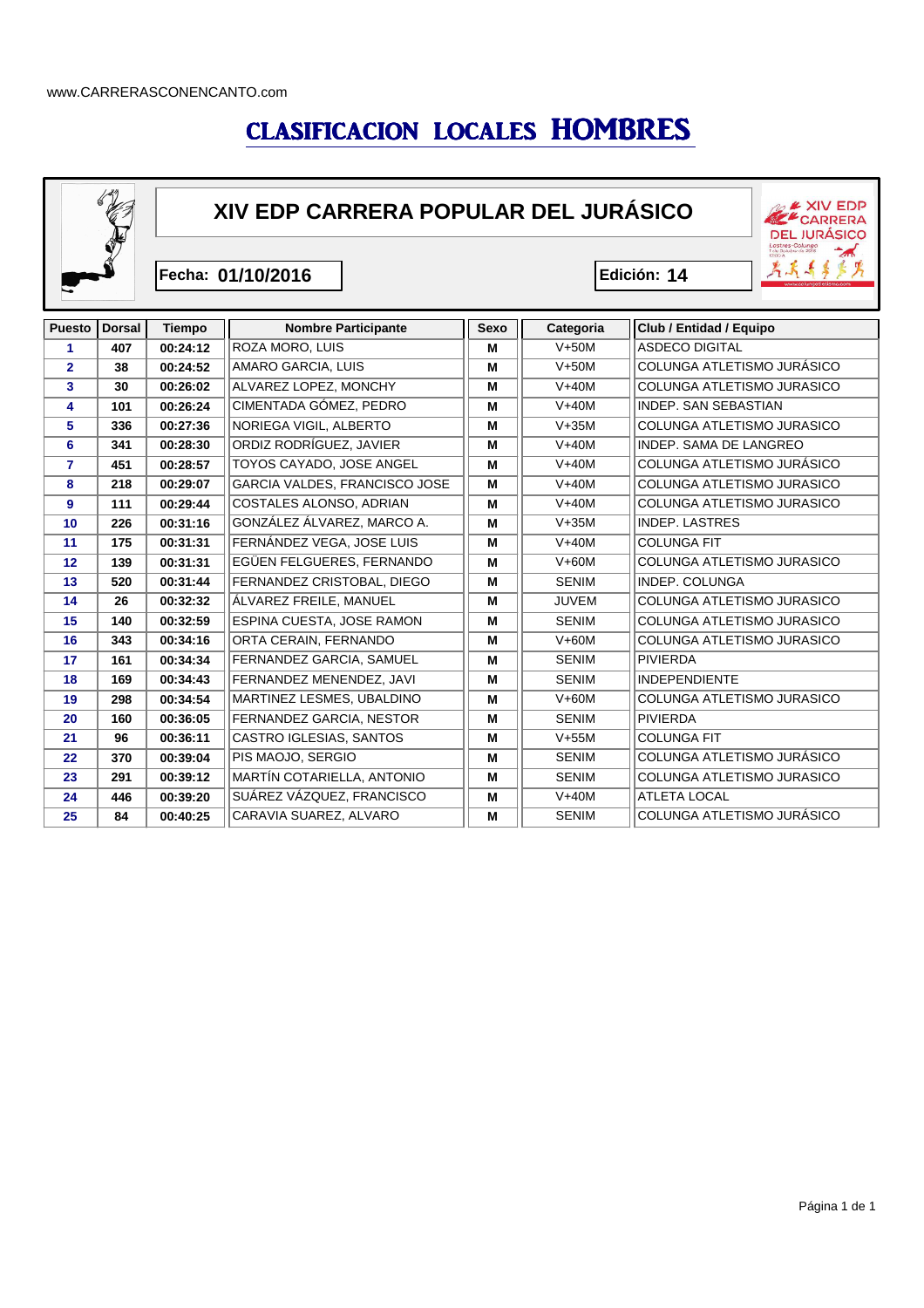www.CARRERASCONENCANTO.com

# CLASIFICACION LOCALES HOMBRES

## XIV EDP CARRERA POPULAR DEL JURÁSICO

**Fecha: 01/10/2016**

**Edición: 14**

| Puesto | Dorsal | Tiempo | Nombre Participante | Sexo | Categoria | Club / Entidad / Equipo |
|---|---|---|---|---|---|---|
| 1 | 407 | 00:24:12 | ROZA MORO, LUIS | M | V+50M | ASDECO DIGITAL |
| 2 | 38 | 00:24:52 | AMARO GARCIA, LUIS | M | V+50M | COLUNGA ATLETISMO JURÁSICO |
| 3 | 30 | 00:26:02 | ALVAREZ LOPEZ, MONCHY | M | V+40M | COLUNGA ATLETISMO JURASICO |
| 4 | 101 | 00:26:24 | CIMENTADA GÓMEZ, PEDRO | M | V+40M | INDEP. SAN SEBASTIAN |
| 5 | 336 | 00:27:36 | NORIEGA VIGIL, ALBERTO | M | V+35M | COLUNGA ATLETISMO JURASICO |
| 6 | 341 | 00:28:30 | ORDIZ RODRÍGUEZ, JAVIER | M | V+40M | INDEP. SAMA DE LANGREO |
| 7 | 451 | 00:28:57 | TOYOS CAYADO, JOSE ANGEL | M | V+40M | COLUNGA ATLETISMO JURÁSICO |
| 8 | 218 | 00:29:07 | GARCIA VALDES, FRANCISCO JOSE | M | V+40M | COLUNGA ATLETISMO JURASICO |
| 9 | 111 | 00:29:44 | COSTALES ALONSO, ADRIAN | M | V+40M | COLUNGA ATLETISMO JURASICO |
| 10 | 226 | 00:31:16 | GONZÁLEZ ÁLVAREZ, MARCO A. | M | V+35M | INDEP. LASTRES |
| 11 | 175 | 00:31:31 | FERNÁNDEZ VEGA, JOSE LUIS | M | V+40M | COLUNGA FIT |
| 12 | 139 | 00:31:31 | EGÜEN FELGUERES, FERNANDO | M | V+60M | COLUNGA ATLETISMO JURASICO |
| 13 | 520 | 00:31:44 | FERNANDEZ CRISTOBAL, DIEGO | M | SENIM | INDEP. COLUNGA |
| 14 | 26 | 00:32:32 | ÁLVAREZ FREILE, MANUEL | M | JUVEM | COLUNGA ATLETISMO JURASICO |
| 15 | 140 | 00:32:59 | ESPINA CUESTA, JOSE RAMON | M | SENIM | COLUNGA ATLETISMO JURASICO |
| 16 | 343 | 00:34:16 | ORTA CERAIN, FERNANDO | M | V+60M | COLUNGA ATLETISMO JURASICO |
| 17 | 161 | 00:34:34 | FERNANDEZ GARCIA, SAMUEL | M | SENIM | PIVIERDA |
| 18 | 169 | 00:34:43 | FERNANDEZ MENENDEZ, JAVI | M | SENIM | INDEPENDIENTE |
| 19 | 298 | 00:34:54 | MARTINEZ LESMES, UBALDINO | M | V+60M | COLUNGA ATLETISMO JURASICO |
| 20 | 160 | 00:36:05 | FERNANDEZ GARCIA, NESTOR | M | SENIM | PIVIERDA |
| 21 | 96 | 00:36:11 | CASTRO IGLESIAS, SANTOS | M | V+55M | COLUNGA FIT |
| 22 | 370 | 00:39:04 | PIS MAOJO, SERGIO | M | SENIM | COLUNGA ATLETISMO JURÁSICO |
| 23 | 291 | 00:39:12 | MARTÍN COTARIELLA, ANTONIO | M | SENIM | COLUNGA ATLETISMO JURASICO |
| 24 | 446 | 00:39:20 | SUÁREZ VÁZQUEZ, FRANCISCO | M | V+40M | ATLETA LOCAL |
| 25 | 84 | 00:40:25 | CARAVIA SUAREZ, ALVARO | M | SENIM | COLUNGA ATLETISMO JURÁSICO |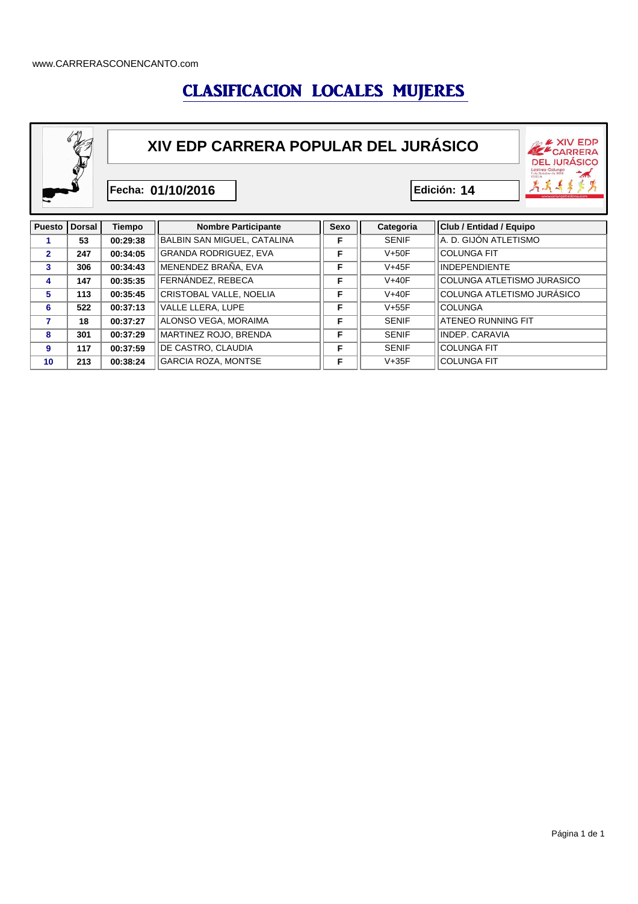www.CARRERASCONENCANTO.com

# CLASIFICACION LOCALES MUJERES

## XIV EDP CARRERA POPULAR DEL JURÁSICO

**Fecha: 01/10/2016**

**Edición: 14**

| Puesto | Dorsal | Tiempo | Nombre Participante | Sexo | Categoria | Club / Entidad / Equipo |
|---|---|---|---|---|---|---|
| 1 | 53 | 00:29:38 | BALBIN SAN MIGUEL, CATALINA | F | SENIF | A. D. GIJÓN ATLETISMO |
| 2 | 247 | 00:34:05 | GRANDA RODRIGUEZ, EVA | F | V+50F | COLUNGA FIT |
| 3 | 306 | 00:34:43 | MENENDEZ BRAÑA, EVA | F | V+45F | INDEPENDIENTE |
| 4 | 147 | 00:35:35 | FERNÁNDEZ, REBECA | F | V+40F | COLUNGA ATLETISMO JURASICO |
| 5 | 113 | 00:35:45 | CRISTOBAL VALLE, NOELIA | F | V+40F | COLUNGA ATLETISMO JURÁSICO |
| 6 | 522 | 00:37:13 | VALLE LLERA, LUPE | F | V+55F | COLUNGA |
| 7 | 18 | 00:37:27 | ALONSO VEGA, MORAIMA | F | SENIF | ATENEO RUNNING FIT |
| 8 | 301 | 00:37:29 | MARTINEZ ROJO, BRENDA | F | SENIF | INDEP. CARAVIA |
| 9 | 117 | 00:37:59 | DE CASTRO, CLAUDIA | F | SENIF | COLUNGA FIT |
| 10 | 213 | 00:38:24 | GARCIA ROZA, MONTSE | F | V+35F | COLUNGA FIT |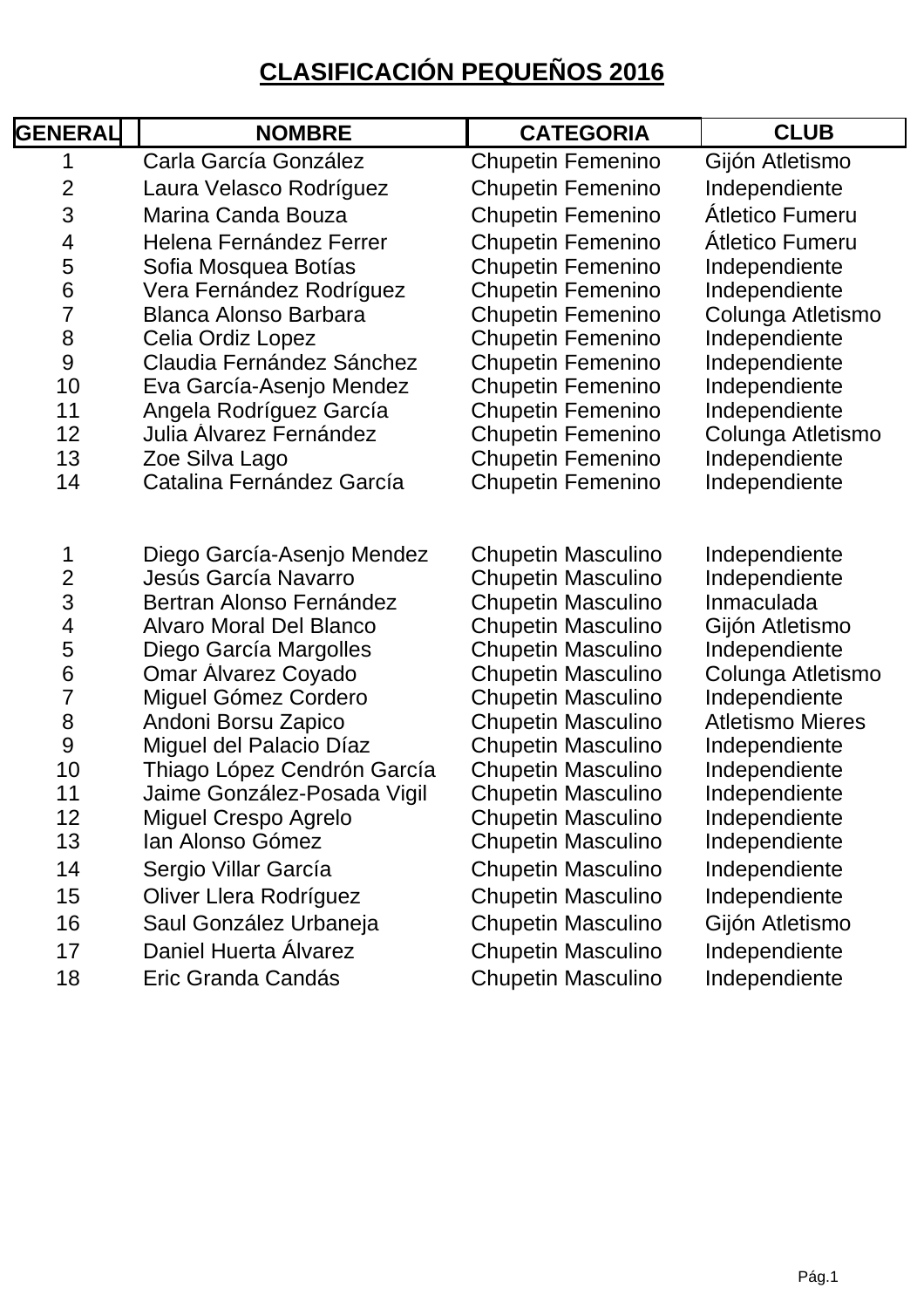# CLASIFICACIÓN PEQUEÑOS 2016

| GENERAL | NOMBRE | CATEGORIA | CLUB |
|---|---|---|---|
| 1 | Carla García González | Chupetin Femenino | Gijón Atletismo |
| 2 | Laura Velasco Rodríguez | Chupetin Femenino | Independiente |
| 3 | Marina Canda Bouza | Chupetin Femenino | Átletico Fumeru |
| 4 | Helena Fernández Ferrer | Chupetin Femenino | Átletico Fumeru |
| 5 | Sofia Mosquea Botías | Chupetin Femenino | Independiente |
| 6 | Vera Fernández Rodríguez | Chupetin Femenino | Independiente |
| 7 | Blanca Alonso Barbara | Chupetin Femenino | Colunga Atletismo |
| 8 | Celia Ordiz Lopez | Chupetin Femenino | Independiente |
| 9 | Claudia Fernández Sánchez | Chupetin Femenino | Independiente |
| 10 | Eva García-Asenjo Mendez | Chupetin Femenino | Independiente |
| 11 | Angela Rodríguez García | Chupetin Femenino | Independiente |
| 12 | Julia Ȧlvarez Fernández | Chupetin Femenino | Colunga Atletismo |
| 13 | Zoe Silva Lago | Chupetin Femenino | Independiente |
| 14 | Catalina Fernández García | Chupetin Femenino | Independiente |
| | | | |
| 1 | Diego García-Asenjo Mendez | Chupetin Masculino | Independiente |
| 2 | Jesús García Navarro | Chupetin Masculino | Independiente |
| 3 | Bertran Alonso Fernández | Chupetin Masculino | Inmaculada |
| 4 | Alvaro Moral Del Blanco | Chupetin Masculino | Gijón Atletismo |
| 5 | Diego García Margolles | Chupetin Masculino | Independiente |
| 6 | Omar Ȧlvarez Coyado | Chupetin Masculino | Colunga Atletismo |
| 7 | Miguel Gómez Cordero | Chupetin Masculino | Independiente |
| 8 | Andoni Borsu Zapico | Chupetin Masculino | Atletismo Mieres |
| 9 | Miguel del Palacio Díaz | Chupetin Masculino | Independiente |
| 10 | Thiago López Cendrón García | Chupetin Masculino | Independiente |
| 11 | Jaime González-Posada Vigil | Chupetin Masculino | Independiente |
| 12 | Miguel Crespo Agrelo | Chupetin Masculino | Independiente |
| 13 | Ian Alonso Gómez | Chupetin Masculino | Independiente |
| 14 | Sergio Villar García | Chupetin Masculino | Independiente |
| 15 | Oliver Llera Rodríguez | Chupetin Masculino | Independiente |
| 16 | Saul González Urbaneja | Chupetin Masculino | Gijón Atletismo |
| 17 | Daniel Huerta Álvarez | Chupetin Masculino | Independiente |
| 18 | Eric Granda Candás | Chupetin Masculino | Independiente |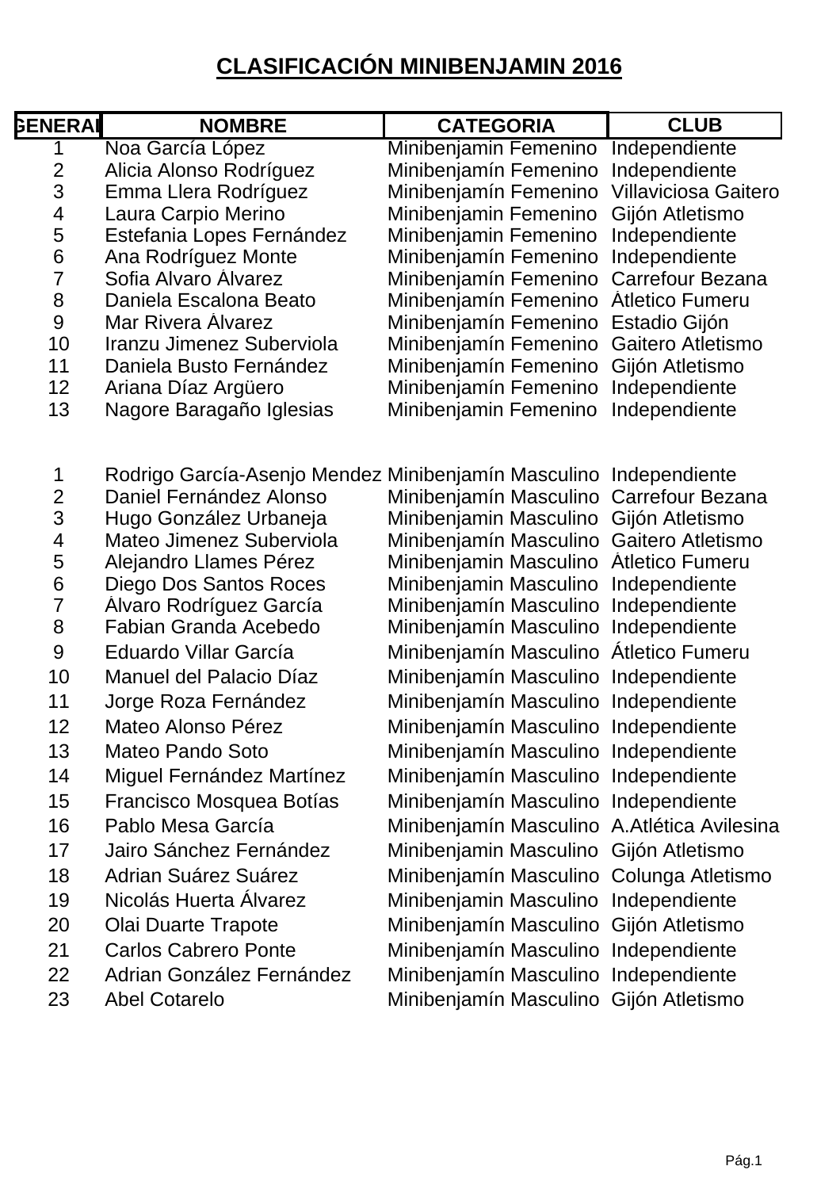# CLASIFICACIÓN MINIBENJAMIN 2016

| GENERAL | NOMBRE | CATEGORIA | CLUB |
|---|---|---|---|
| 1 | Noa García López | Minibenjamin Femenino | Independiente |
| 2 | Alicia Alonso Rodríguez | Minibenjamín Femenino | Independiente |
| 3 | Emma Llera Rodríguez | Minibenjamín Femenino | Villaviciosa Gaitero |
| 4 | Laura Carpio Merino | Minibenjamin Femenino | Gijón Atletismo |
| 5 | Estefania Lopes Fernández | Minibenjamin Femenino | Independiente |
| 6 | Ana Rodríguez Monte | Minibenjamín Femenino | Independiente |
| 7 | Sofia Alvaro Àlvarez | Minibenjamín Femenino | Carrefour Bezana |
| 8 | Daniela Escalona Beato | Minibenjamín Femenino | Àtletico Fumeru |
| 9 | Mar Rivera Àlvarez | Minibenjamín Femenino | Estadio Gijón |
| 10 | Iranzu Jimenez Suberviola | Minibenjamín Femenino | Gaitero Atletismo |
| 11 | Daniela Busto Fernández | Minibenjamín Femenino | Gijón Atletismo |
| 12 | Ariana Díaz Argüero | Minibenjamín Femenino | Independiente |
| 13 | Nagore Baragaño Iglesias | Minibenjamin Femenino | Independiente |
| | | | |
| 1 | Rodrigo García-Asenjo Mendez | Minibenjamín Masculino | Independiente |
| 2 | Daniel Fernández Alonso | Minibenjamín Masculino | Carrefour Bezana |
| 3 | Hugo González Urbaneja | Minibenjamin Masculino | Gijón Atletismo |
| 4 | Mateo Jimenez Suberviola | Minibenjamín Masculino | Gaitero Atletismo |
| 5 | Alejandro Llames Pérez | Minibenjamin Masculino | Àtletico Fumeru |
| 6 | Diego Dos Santos Roces | Minibenjamin Masculino | Independiente |
| 7 | Àlvaro Rodríguez García | Minibenjamín Masculino | Independiente |
| 8 | Fabian Granda Acebedo | Minibenjamín Masculino | Independiente |
| 9 | Eduardo Villar García | Minibenjamín Masculino | Átletico Fumeru |
| 10 | Manuel del Palacio Díaz | Minibenjamín Masculino | Independiente |
| 11 | Jorge Roza Fernández | Minibenjamín Masculino | Independiente |
| 12 | Mateo Alonso Pérez | Minibenjamín Masculino | Independiente |
| 13 | Mateo Pando Soto | Minibenjamín Masculino | Independiente |
| 14 | Miguel Fernández Martínez | Minibenjamín Masculino | Independiente |
| 15 | Francisco Mosquea Botías | Minibenjamín Masculino | Independiente |
| 16 | Pablo Mesa García | Minibenjamín Masculino | A.Atlética Avilesina |
| 17 | Jairo Sánchez Fernández | Minibenjamin Masculino | Gijón Atletismo |
| 18 | Adrian Suárez Suárez | Minibenjamín Masculino | Colunga Atletismo |
| 19 | Nicolás Huerta Álvarez | Minibenjamin Masculino | Independiente |
| 20 | Olai Duarte Trapote | Minibenjamín Masculino | Gijón Atletismo |
| 21 | Carlos Cabrero Ponte | Minibenjamín Masculino | Independiente |
| 22 | Adrian González Fernández | Minibenjamín Masculino | Independiente |
| 23 | Abel Cotarelo | Minibenjamín Masculino | Gijón Atletismo |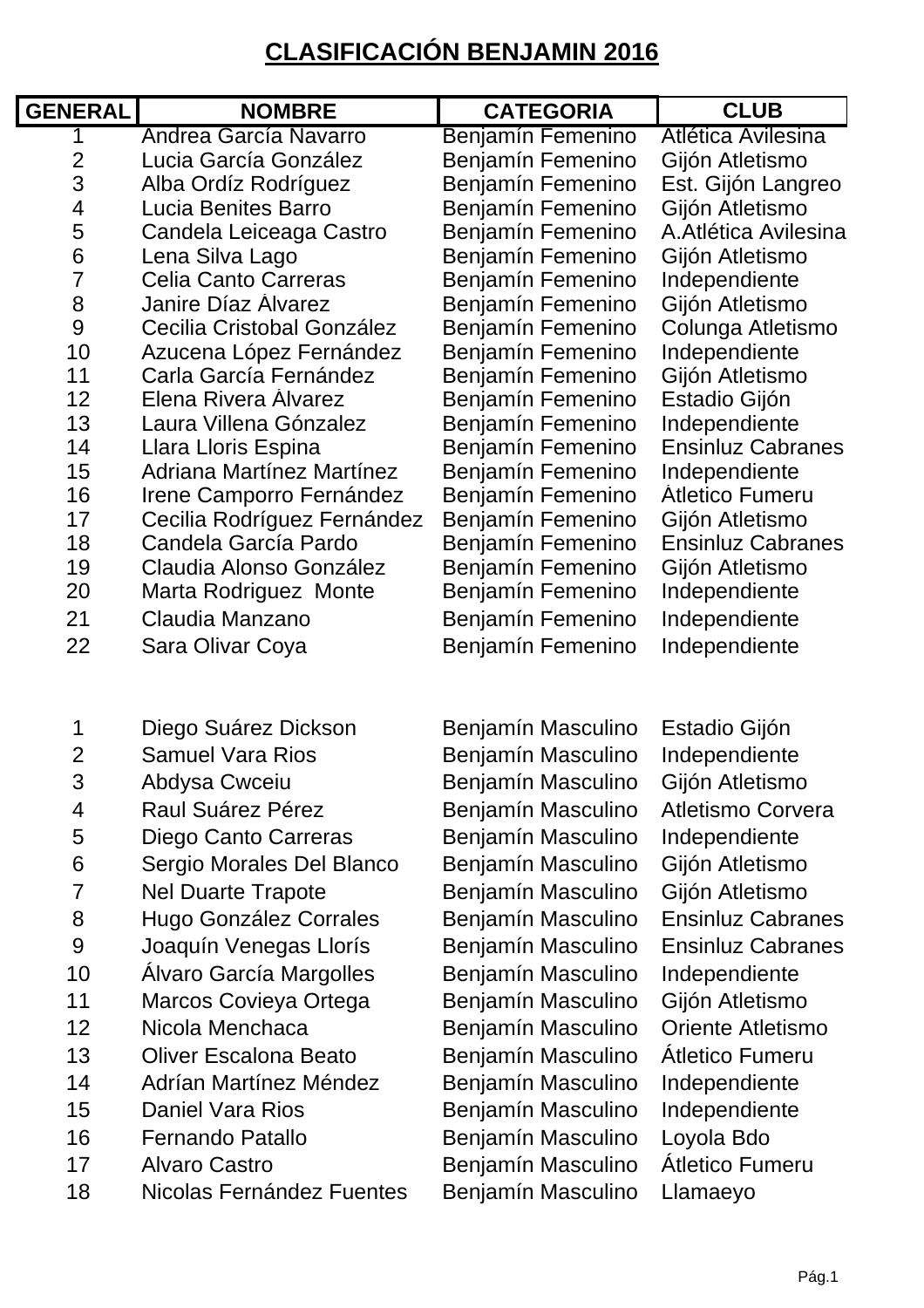# CLASIFICACIÓN BENJAMIN 2016

| GENERAL | NOMBRE | CATEGORIA | CLUB |
|---|---|---|---|
| 1 | Andrea García Navarro | Benjamín Femenino | Atlética Avilesina |
| 2 | Lucia García González | Benjamín Femenino | Gijón Atletismo |
| 3 | Alba Ordíz Rodríguez | Benjamín Femenino | Est. Gijón Langreo |
| 4 | Lucia Benites Barro | Benjamín Femenino | Gijón Atletismo |
| 5 | Candela Leiceaga Castro | Benjamín Femenino | A.Atlética Avilesina |
| 6 | Lena Silva Lago | Benjamín Femenino | Gijón Atletismo |
| 7 | Celia Canto Carreras | Benjamín Femenino | Independiente |
| 8 | Janire Díaz Àlvarez | Benjamín Femenino | Gijón Atletismo |
| 9 | Cecilia Cristobal González | Benjamín Femenino | Colunga Atletismo |
| 10 | Azucena López Fernández | Benjamín Femenino | Independiente |
| 11 | Carla García Fernández | Benjamín Femenino | Gijón Atletismo |
| 12 | Elena Rivera Àlvarez | Benjamín Femenino | Estadio Gijón |
| 13 | Laura Villena Gónzalez | Benjamín Femenino | Independiente |
| 14 | Llara Lloris Espina | Benjamín Femenino | Ensinluz Cabranes |
| 15 | Adriana Martínez Martínez | Benjamín Femenino | Independiente |
| 16 | Irene Camporro Fernández | Benjamín Femenino | Àtletico Fumeru |
| 17 | Cecilia Rodríguez Fernández | Benjamín Femenino | Gijón Atletismo |
| 18 | Candela García Pardo | Benjamín Femenino | Ensinluz Cabranes |
| 19 | Claudia Alonso González | Benjamín Femenino | Gijón Atletismo |
| 20 | Marta Rodriguez Monte | Benjamín Femenino | Independiente |
| 21 | Claudia Manzano | Benjamín Femenino | Independiente |
| 22 | Sara Olivar Coya | Benjamín Femenino | Independiente |
| | | | |
| 1 | Diego Suárez Dickson | Benjamín Masculino | Estadio Gijón |
| 2 | Samuel Vara Rios | Benjamín Masculino | Independiente |
| 3 | Abdysa Cwceiu | Benjamín Masculino | Gijón Atletismo |
| 4 | Raul Suárez Pérez | Benjamín Masculino | Atletismo Corvera |
| 5 | Diego Canto Carreras | Benjamín Masculino | Independiente |
| 6 | Sergio Morales Del Blanco | Benjamín Masculino | Gijón Atletismo |
| 7 | Nel Duarte Trapote | Benjamín Masculino | Gijón Atletismo |
| 8 | Hugo González Corrales | Benjamín Masculino | Ensinluz Cabranes |
| 9 | Joaquín Venegas Llorís | Benjamín Masculino | Ensinluz Cabranes |
| 10 | Álvaro García Margolles | Benjamín Masculino | Independiente |
| 11 | Marcos Covieya Ortega | Benjamín Masculino | Gijón Atletismo |
| 12 | Nicola Menchaca | Benjamín Masculino | Oriente Atletismo |
| 13 | Oliver Escalona Beato | Benjamín Masculino | Átletico Fumeru |
| 14 | Adrían Martínez Méndez | Benjamín Masculino | Independiente |
| 15 | Daniel Vara Rios | Benjamín Masculino | Independiente |
| 16 | Fernando Patallo | Benjamín Masculino | Loyola Bdo |
| 17 | Alvaro Castro | Benjamín Masculino | Átletico Fumeru |
| 18 | Nicolas Fernández Fuentes | Benjamín Masculino | Llamaeyo |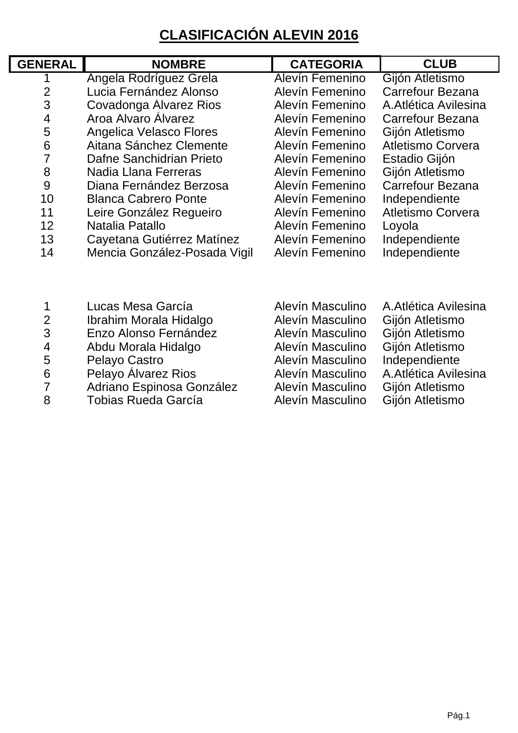# CLASIFICACIÓN ALEVIN 2016

| GENERAL | NOMBRE | CATEGORIA | CLUB |
|---|---|---|---|
| 1 | Angela Rodríguez Grela | Alevín Femenino | Gijón Atletismo |
| 2 | Lucia Fernández Alonso | Alevín Femenino | Carrefour Bezana |
| 3 | Covadonga Ålvarez Rios | Alevín Femenino | A.Atlética Avilesina |
| 4 | Aroa Alvaro Álvarez | Alevín Femenino | Carrefour Bezana |
| 5 | Angelica Velasco Flores | Alevín Femenino | Gijón Atletismo |
| 6 | Aitana Sánchez Clemente | Alevín Femenino | Atletismo Corvera |
| 7 | Dafne Sanchidrian Prieto | Alevín Femenino | Estadio Gijón |
| 8 | Nadia Llana Ferreras | Alevín Femenino | Gijón Atletismo |
| 9 | Diana Fernández Berzosa | Alevín Femenino | Carrefour Bezana |
| 10 | Blanca Cabrero Ponte | Alevín Femenino | Independiente |
| 11 | Leire González Regueiro | Alevín Femenino | Atletismo Corvera |
| 12 | Natalia Patallo | Alevín Femenino | Loyola |
| 13 | Cayetana Gutiérrez Matínez | Alevín Femenino | Independiente |
| 14 | Mencia González-Posada Vigil | Alevín Femenino | Independiente |
| | | | |
| 1 | Lucas Mesa García | Alevín Masculino | A.Atlética Avilesina |
| 2 | Ibrahim Morala Hidalgo | Alevín Masculino | Gijón Atletismo |
| 3 | Enzo Alonso Fernández | Alevín Masculino | Gijón Atletismo |
| 4 | Abdu Morala Hidalgo | Alevín Masculino | Gijón Atletismo |
| 5 | Pelayo Castro | Alevín Masculino | Independiente |
| 6 | Pelayo Álvarez Rios | Alevín Masculino | A.Atlética Avilesina |
| 7 | Adriano Espinosa González | Alevín Masculino | Gijón Atletismo |
| 8 | Tobias Rueda García | Alevín Masculino | Gijón Atletismo |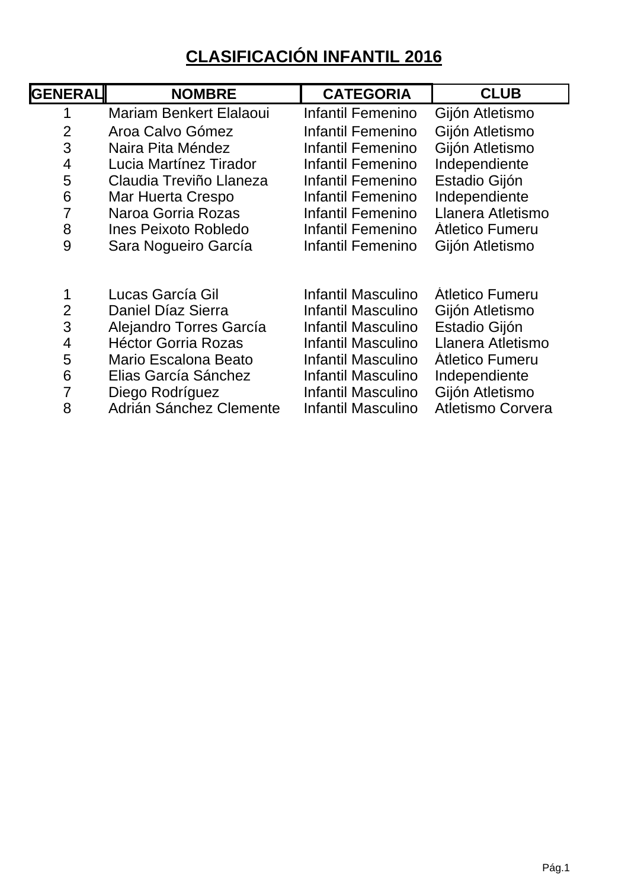# CLASIFICACIÓN INFANTIL 2016

| GENERAL | NOMBRE | CATEGORIA | CLUB |
|---|---|---|---|
| 1 | Mariam Benkert Elalaoui | Infantil Femenino | Gijón Atletismo |
| 2 | Aroa Calvo Gómez | Infantil Femenino | Gijón Atletismo |
| 3 | Naira Pita Méndez | Infantil Femenino | Gijón Atletismo |
| 4 | Lucia Martínez Tirador | Infantil Femenino | Independiente |
| 5 | Claudia Treviño Llaneza | Infantil Femenino | Estadio Gijón |
| 6 | Mar Huerta Crespo | Infantil Femenino | Independiente |
| 7 | Naroa Gorria Rozas | Infantil Femenino | Llanera Atletismo |
| 8 | Ines Peixoto Robledo | Infantil Femenino | Ȧtletico Fumeru |
| 9 | Sara Nogueiro García | Infantil Femenino | Gijón Atletismo |
| | | | |
| 1 | Lucas García Gil | Infantil Masculino | Ȧtletico Fumeru |
| 2 | Daniel Díaz Sierra | Infantil Masculino | Gijón Atletismo |
| 3 | Alejandro Torres García | Infantil Masculino | Estadio Gijón |
| 4 | Héctor Gorria Rozas | Infantil Masculino | Llanera Atletismo |
| 5 | Mario Escalona Beato | Infantil Masculino | Ȧtletico Fumeru |
| 6 | Elias García Sánchez | Infantil Masculino | Independiente |
| 7 | Diego Rodríguez | Infantil Masculino | Gijón Atletismo |
| 8 | Adrián Sánchez Clemente | Infantil Masculino | Atletismo Corvera |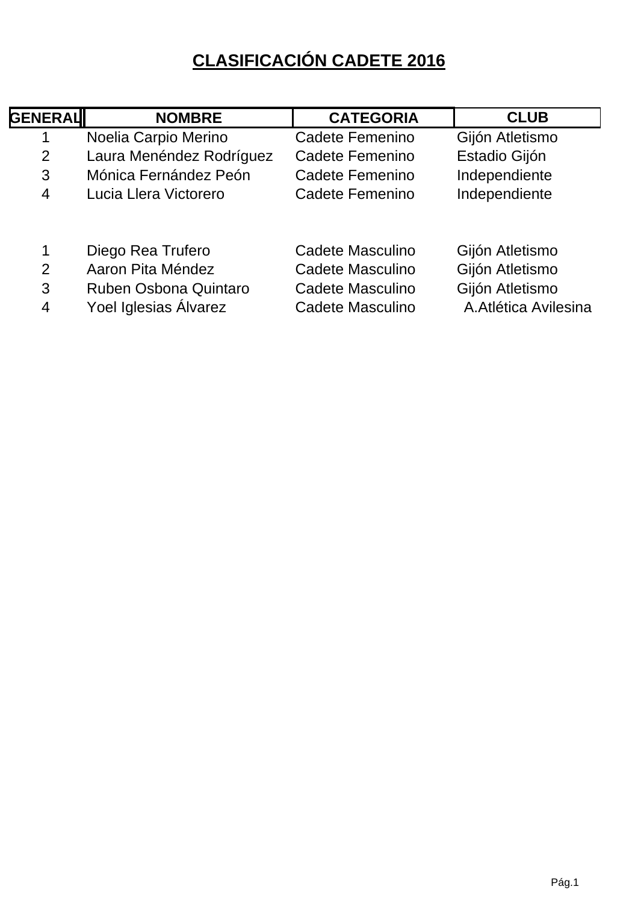# CLASIFICACIÓN CADETE 2016

| GENERAL | NOMBRE | CATEGORIA | CLUB |
|---|---|---|---|
| 1 | Noelia Carpio Merino | Cadete Femenino | Gijón Atletismo |
| 2 | Laura Menéndez Rodríguez | Cadete Femenino | Estadio Gijón |
| 3 | Mónica Fernández Peón | Cadete Femenino | Independiente |
| 4 | Lucia Llera Victorero | Cadete Femenino | Independiente |
| | | | |
| 1 | Diego Rea Trufero | Cadete Masculino | Gijón Atletismo |
| 2 | Aaron Pita Méndez | Cadete Masculino | Gijón Atletismo |
| 3 | Ruben Osbona Quintaro | Cadete Masculino | Gijón Atletismo |
| 4 | Yoel Iglesias Álvarez | Cadete Masculino | A.Atlética Avilesina |